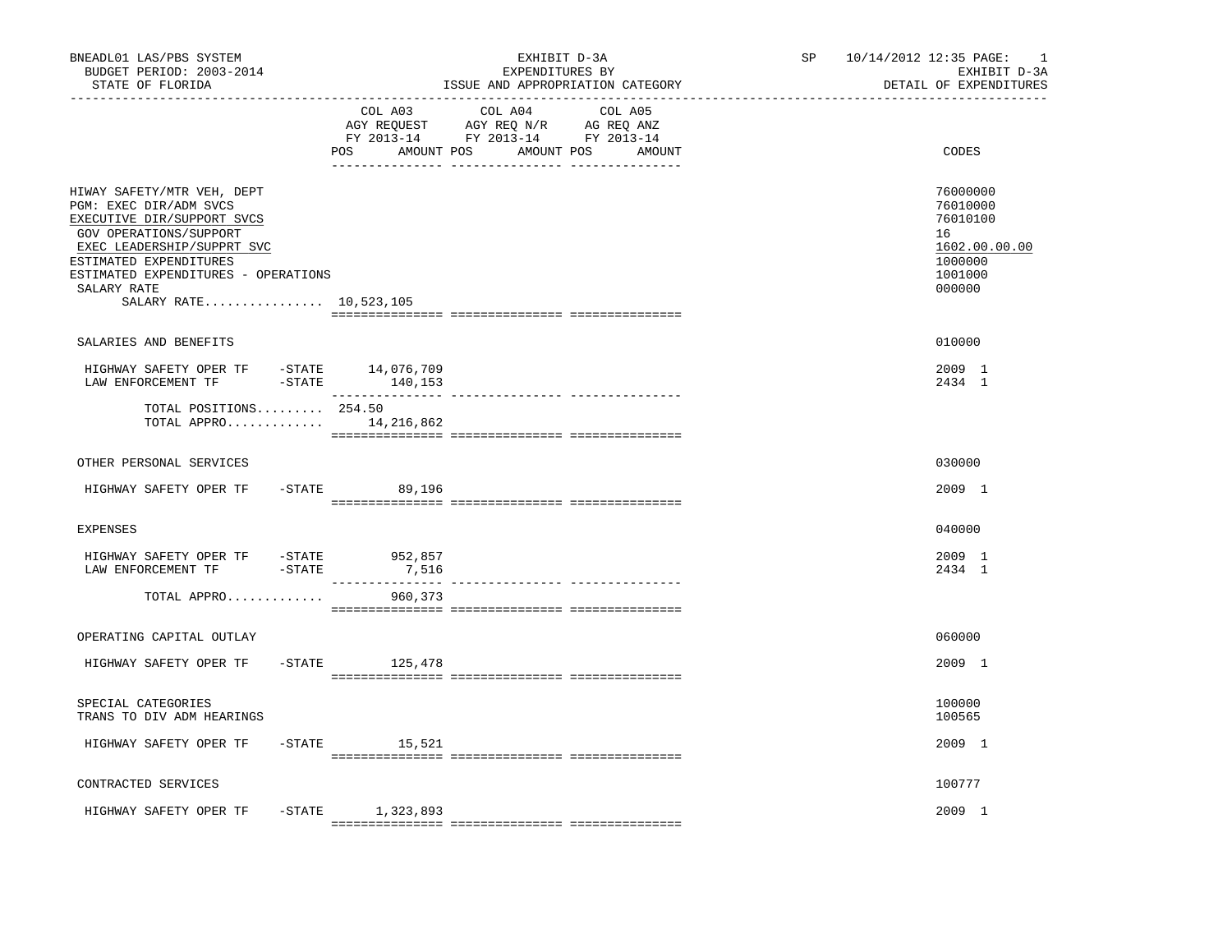BNEADL01 LAS/PBS SYSTEM — BUDGET PERIOD: 2003-2014 — STATE OF FLORIDA

EXHIBIT D-3A — EXPENDITURES BY ISSUE AND APPROPRIATION CATEGORY

SP 10/14/2012 12:35 — EXHIBIT D-3A — DETAIL OF EXPENDITURES

| | COL A03 AGY REQUEST FY 2013-14 POS | AMOUNT | COL A04 AGY REQ N/R FY 2013-14 POS | AMOUNT | COL A05 AG REQ ANZ FY 2013-14 POS | AMOUNT | CODES |
|---|---|---|---|---|---|---|---|
| HIWAY SAFETY/MTR VEH, DEPT | | | | | | | 76000000 |
| PGM: EXEC DIR/ADM SVCS | | | | | | | 76010000 |
| EXECUTIVE DIR/SUPPORT SVCS | | | | | | | 76010100 |
| GOV OPERATIONS/SUPPORT | | | | | | | 16 |
| EXEC LEADERSHIP/SUPPRT SVC | | | | | | | 1602.00.00.00 |
| ESTIMATED EXPENDITURES | | | | | | | 1000000 |
| ESTIMATED EXPENDITURES - OPERATIONS | | | | | | | 1001000 |
| SALARY RATE | | | | | | | 000000 |
| SALARY RATE................ 10,523,105 | | | | | | | |
| SALARIES AND BENEFITS | | | | | | | 010000 |
| HIGHWAY SAFETY OPER TF -STATE | | 14,076,709 | | | | | 2009 1 |
| LAW ENFORCEMENT TF -STATE | | 140,153 | | | | | 2434 1 |
| TOTAL POSITIONS......... | 254.50 | | | | | | |
| TOTAL APPRO............. | | 14,216,862 | | | | | |
| OTHER PERSONAL SERVICES | | | | | | | 030000 |
| HIGHWAY SAFETY OPER TF -STATE | | 89,196 | | | | | 2009 1 |
| EXPENSES | | | | | | | 040000 |
| HIGHWAY SAFETY OPER TF -STATE | | 952,857 | | | | | 2009 1 |
| LAW ENFORCEMENT TF -STATE | | 7,516 | | | | | 2434 1 |
| TOTAL APPRO............. | | 960,373 | | | | | |
| OPERATING CAPITAL OUTLAY | | | | | | | 060000 |
| HIGHWAY SAFETY OPER TF -STATE | | 125,478 | | | | | 2009 1 |
| SPECIAL CATEGORIES | | | | | | | 100000 |
| TRANS TO DIV ADM HEARINGS | | | | | | | 100565 |
| HIGHWAY SAFETY OPER TF -STATE | | 15,521 | | | | | 2009 1 |
| CONTRACTED SERVICES | | | | | | | 100777 |
| HIGHWAY SAFETY OPER TF -STATE | | 1,323,893 | | | | | 2009 1 |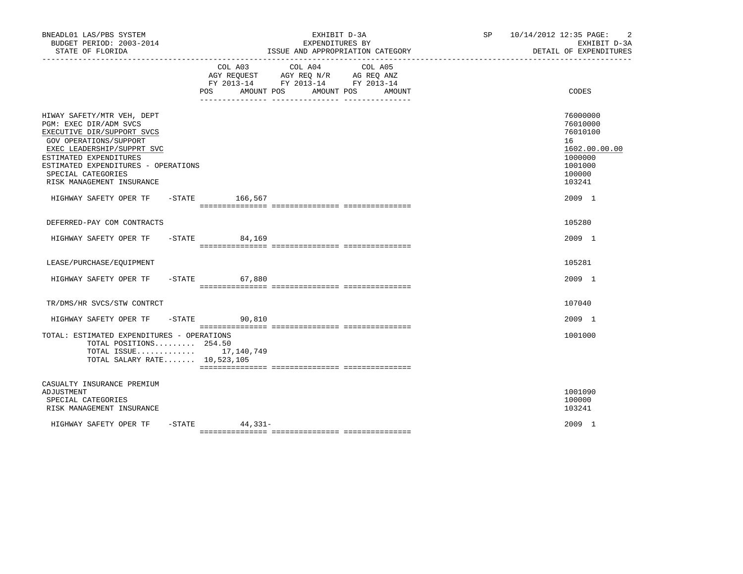BNEADL01 LAS/PBS SYSTEM | EXHIBIT D-3A | SP 10/14/2012 12:35 PAGE: 2
BUDGET PERIOD: 2003-2014 | EXPENDITURES BY | EXHIBIT D-3A
STATE OF FLORIDA | ISSUE AND APPROPRIATION CATEGORY | DETAIL OF EXPENDITURES

| | COL A03 AGY REQUEST FY 2013-14 POS AMOUNT | COL A04 AGY REQ N/R FY 2013-14 POS AMOUNT | COL A05 AG REQ ANZ FY 2013-14 POS AMOUNT | CODES |
|---|---|---|---|---|
| HIWAY SAFETY/MTR VEH, DEPT | | | | 76000000 |
| PGM: EXEC DIR/ADM SVCS | | | | 76010000 |
| EXECUTIVE DIR/SUPPORT SVCS | | | | 76010100 |
| GOV OPERATIONS/SUPPORT | | | | 16 |
| EXEC LEADERSHIP/SUPPRT SVC | | | | 1602.00.00.00 |
| ESTIMATED EXPENDITURES | | | | 1000000 |
| ESTIMATED EXPENDITURES - OPERATIONS | | | | 1001000 |
| SPECIAL CATEGORIES | | | | 100000 |
| RISK MANAGEMENT INSURANCE | | | | 103241 |
| HIGHWAY SAFETY OPER TF -STATE | 166,567 | | | 2009 1 |
| DEFERRED-PAY COM CONTRACTS | | | | 105280 |
| HIGHWAY SAFETY OPER TF -STATE | 84,169 | | | 2009 1 |
| LEASE/PURCHASE/EQUIPMENT | | | | 105281 |
| HIGHWAY SAFETY OPER TF -STATE | 67,880 | | | 2009 1 |
| TR/DMS/HR SVCS/STW CONTRCT | | | | 107040 |
| HIGHWAY SAFETY OPER TF -STATE | 90,810 | | | 2009 1 |
| TOTAL: ESTIMATED EXPENDITURES - OPERATIONS | | | | 1001000 |
| TOTAL POSITIONS......... | 254.50 | | | |
| TOTAL ISSUE............. | 17,140,749 | | | |
| TOTAL SALARY RATE....... | 10,523,105 | | | |
| CASUALTY INSURANCE PREMIUM ADJUSTMENT | | | | 1001090 |
| SPECIAL CATEGORIES | | | | 100000 |
| RISK MANAGEMENT INSURANCE | | | | 103241 |
| HIGHWAY SAFETY OPER TF -STATE | 44,331- | | | 2009 1 |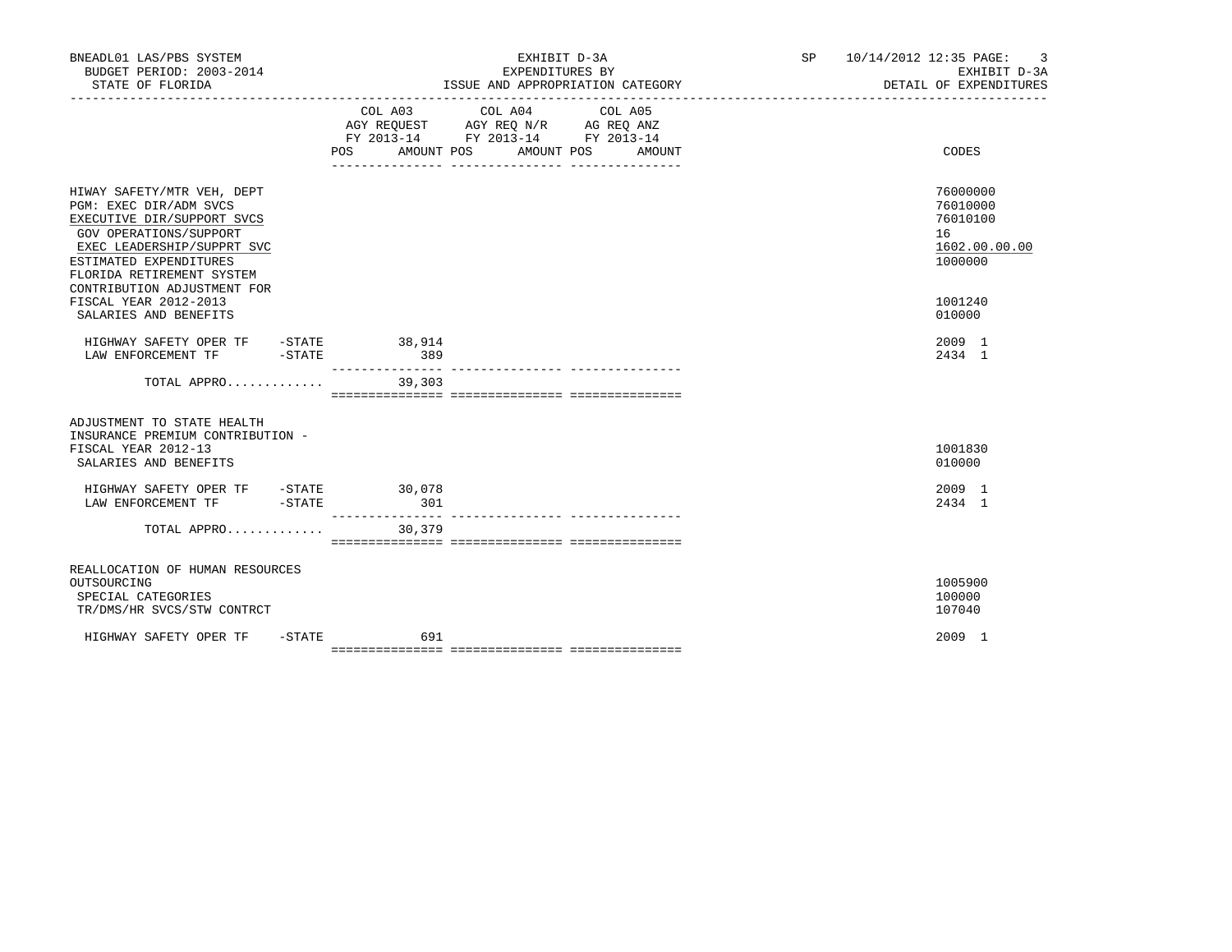BNEADL01 LAS/PBS SYSTEM | BUDGET PERIOD: 2003-2014 | STATE OF FLORIDA

EXHIBIT D-3A
EXPENDITURES BY
ISSUE AND APPROPRIATION CATEGORY

SP 10/14/2012 12:35 | EXHIBIT D-3A | DETAIL OF EXPENDITURES

| | COL A03 AGY REQUEST FY 2013-14 POS | AMOUNT | COL A04 AGY REQ N/R FY 2013-14 POS | AMOUNT | COL A05 AG REQ ANZ FY 2013-14 POS | AMOUNT | CODES |
|---|---|---|---|---|---|---|---|
| HIWAY SAFETY/MTR VEH, DEPT | | | | | | | 76000000 |
| PGM: EXEC DIR/ADM SVCS | | | | | | | 76010000 |
| EXECUTIVE DIR/SUPPORT SVCS | | | | | | | 76010100 |
| GOV OPERATIONS/SUPPORT | | | | | | | 16 |
| EXEC LEADERSHIP/SUPPRT SVC | | | | | | | 1602.00.00.00 |
| ESTIMATED EXPENDITURES | | | | | | | 1000000 |
| FLORIDA RETIREMENT SYSTEM CONTRIBUTION ADJUSTMENT FOR FISCAL YEAR 2012-2013 | | | | | | | 1001240 |
| SALARIES AND BENEFITS | | | | | | | 010000 |
| HIGHWAY SAFETY OPER TF -STATE | | 38,914 | | | | | 2009 1 |
| LAW ENFORCEMENT TF -STATE | | 389 | | | | | 2434 1 |
| TOTAL APPRO............ | | 39,303 | | | | | |
| ADJUSTMENT TO STATE HEALTH INSURANCE PREMIUM CONTRIBUTION - FISCAL YEAR 2012-13 | | | | | | | 1001830 |
| SALARIES AND BENEFITS | | | | | | | 010000 |
| HIGHWAY SAFETY OPER TF -STATE | | 30,078 | | | | | 2009 1 |
| LAW ENFORCEMENT TF -STATE | | 301 | | | | | 2434 1 |
| TOTAL APPRO............ | | 30,379 | | | | | |
| REALLOCATION OF HUMAN RESOURCES OUTSOURCING | | | | | | | 1005900 |
| SPECIAL CATEGORIES | | | | | | | 100000 |
| TR/DMS/HR SVCS/STW CONTRCT | | | | | | | 107040 |
| HIGHWAY SAFETY OPER TF -STATE | | 691 | | | | | 2009 1 |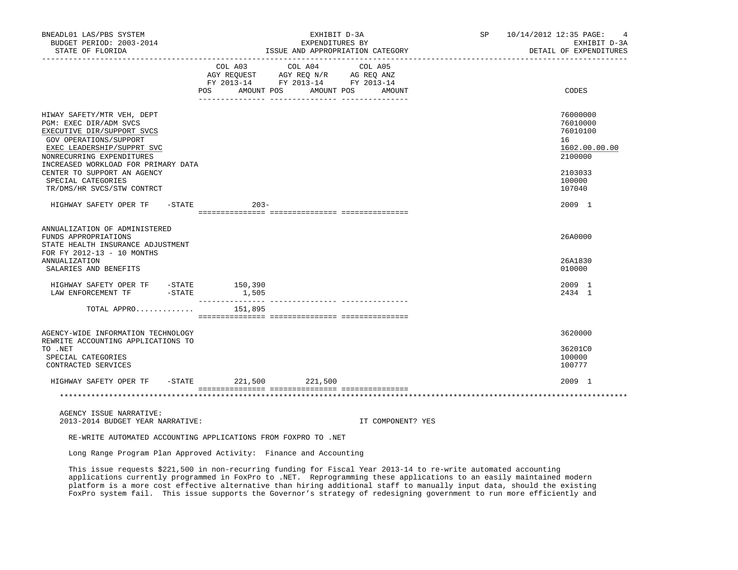| | COL A03 AGY REQUEST FY 2013-14 POS AMOUNT | COL A04 AGY REQ N/R FY 2013-14 POS AMOUNT | COL A05 AG REQ ANZ FY 2013-14 POS AMOUNT | CODES |
|---|---|---|---|---|
| HIWAY SAFETY/MTR VEH, DEPT | | | | 76000000 |
| PGM: EXEC DIR/ADM SVCS | | | | 76010000 |
| EXECUTIVE DIR/SUPPORT SVCS | | | | 76010100 |
| GOV OPERATIONS/SUPPORT | | | | 16 |
| EXEC LEADERSHIP/SUPPRT SVC | | | | 1602.00.00.00 |
| NONRECURRING EXPENDITURES | | | | 2100000 |
| INCREASED WORKLOAD FOR PRIMARY DATA CENTER TO SUPPORT AN AGENCY | | | | 2103033 |
| SPECIAL CATEGORIES | | | | 100000 |
| TR/DMS/HR SVCS/STW CONTRCT | | | | 107040 |
| HIGHWAY SAFETY OPER TF -STATE | 203- | | | 2009 1 |
| ANNUALIZATION OF ADMINISTERED FUNDS APPROPRIATIONS | | | | 26A0000 |
| STATE HEALTH INSURANCE ADJUSTMENT FOR FY 2012-13 - 10 MONTHS ANNUALIZATION | | | | 26A1830 |
| SALARIES AND BENEFITS | | | | 010000 |
| HIGHWAY SAFETY OPER TF -STATE | 150,390 | | | 2009 1 |
| LAW ENFORCEMENT TF -STATE | 1,505 | | | 2434 1 |
| TOTAL APPRO............ | 151,895 | | | |
| AGENCY-WIDE INFORMATION TECHNOLOGY | | | | 3620000 |
| REWRITE ACCOUNTING APPLICATIONS TO TO .NET | | | | 36201C0 |
| SPECIAL CATEGORIES | | | | 100000 |
| CONTRACTED SERVICES | | | | 100777 |
| HIGHWAY SAFETY OPER TF -STATE | 221,500 | 221,500 | | 2009 1 |

AGENCY ISSUE NARRATIVE:
2013-2014 BUDGET YEAR NARRATIVE: IT COMPONENT? YES

RE-WRITE AUTOMATED ACCOUNTING APPLICATIONS FROM FOXPRO TO .NET

Long Range Program Plan Approved Activity: Finance and Accounting

This issue requests $221,500 in non-recurring funding for Fiscal Year 2013-14 to re-write automated accounting applications currently programmed in FoxPro to .NET. Reprogramming these applications to an easily maintained modern platform is a more cost effective alternative than hiring additional staff to manually input data, should the existing FoxPro system fail. This issue supports the Governor's strategy of redesigning government to run more efficiently and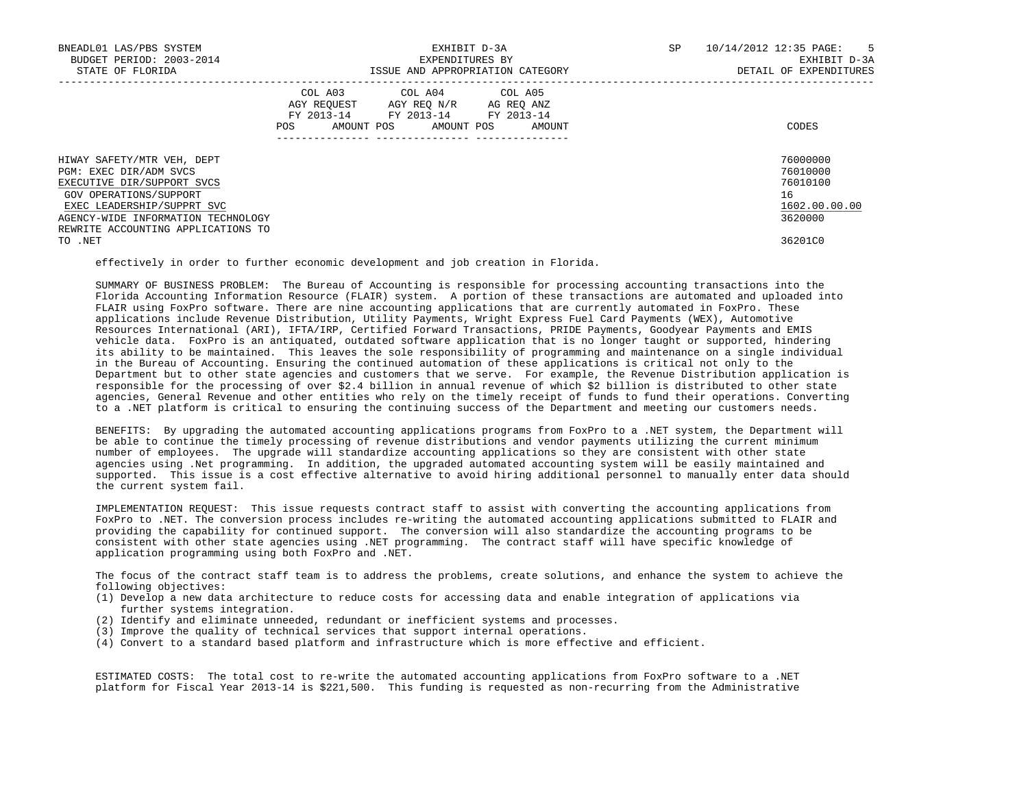| | COL A03 AGY REQUEST FY 2013-14 POS AMOUNT | COL A04 AGY REQ N/R FY 2013-14 POS AMOUNT | COL A05 AG REQ ANZ FY 2013-14 POS AMOUNT | CODES |
|---|---|---|---|---|
| HIWAY SAFETY/MTR VEH, DEPT | | | | 76000000 |
| PGM: EXEC DIR/ADM SVCS | | | | 76010000 |
| EXECUTIVE DIR/SUPPORT SVCS | | | | 76010100 |
| GOV OPERATIONS/SUPPORT | | | | 16 |
| EXEC LEADERSHIP/SUPPRT SVC | | | | 1602.00.00.00 |
| AGENCY-WIDE INFORMATION TECHNOLOGY | | | | 3620000 |
| REWRITE ACCOUNTING APPLICATIONS TO TO .NET | | | | 36201C0 |

effectively in order to further economic development and job creation in Florida.

SUMMARY OF BUSINESS PROBLEM: The Bureau of Accounting is responsible for processing accounting transactions into the Florida Accounting Information Resource (FLAIR) system. A portion of these transactions are automated and uploaded into FLAIR using FoxPro software. There are nine accounting applications that are currently automated in FoxPro. These applications include Revenue Distribution, Utility Payments, Wright Express Fuel Card Payments (WEX), Automotive Resources International (ARI), IFTA/IRP, Certified Forward Transactions, PRIDE Payments, Goodyear Payments and EMIS vehicle data. FoxPro is an antiquated, outdated software application that is no longer taught or supported, hindering its ability to be maintained. This leaves the sole responsibility of programming and maintenance on a single individual in the Bureau of Accounting. Ensuring the continued automation of these applications is critical not only to the Department but to other state agencies and customers that we serve. For example, the Revenue Distribution application is responsible for the processing of over $2.4 billion in annual revenue of which $2 billion is distributed to other state agencies, General Revenue and other entities who rely on the timely receipt of funds to fund their operations. Converting to a .NET platform is critical to ensuring the continuing success of the Department and meeting our customers needs.

BENEFITS: By upgrading the automated accounting applications programs from FoxPro to a .NET system, the Department will be able to continue the timely processing of revenue distributions and vendor payments utilizing the current minimum number of employees. The upgrade will standardize accounting applications so they are consistent with other state agencies using .Net programming. In addition, the upgraded automated accounting system will be easily maintained and supported. This issue is a cost effective alternative to avoid hiring additional personnel to manually enter data should the current system fail.

IMPLEMENTATION REQUEST: This issue requests contract staff to assist with converting the accounting applications from FoxPro to .NET. The conversion process includes re-writing the automated accounting applications submitted to FLAIR and providing the capability for continued support. The conversion will also standardize the accounting programs to be consistent with other state agencies using .NET programming. The contract staff will have specific knowledge of application programming using both FoxPro and .NET.

The focus of the contract staff team is to address the problems, create solutions, and enhance the system to achieve the following objectives:

(1) Develop a new data architecture to reduce costs for accessing data and enable integration of applications via further systems integration.
(2) Identify and eliminate unneeded, redundant or inefficient systems and processes.
(3) Improve the quality of technical services that support internal operations.
(4) Convert to a standard based platform and infrastructure which is more effective and efficient.

ESTIMATED COSTS: The total cost to re-write the automated accounting applications from FoxPro software to a .NET platform for Fiscal Year 2013-14 is $221,500. This funding is requested as non-recurring from the Administrative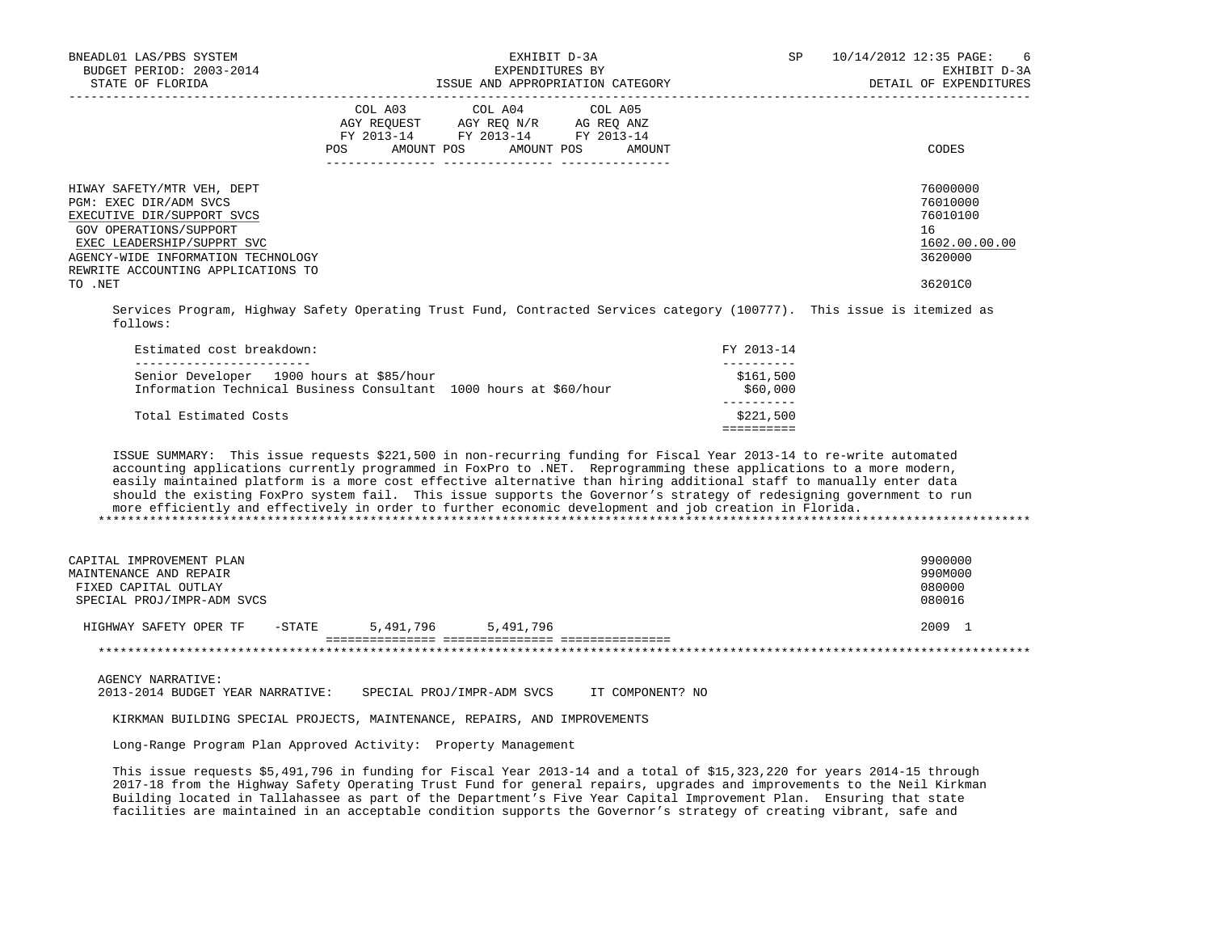| | COL A03 AGY REQUEST FY 2013-14 POS AMOUNT | COL A04 AGY REQ N/R FY 2013-14 POS AMOUNT | COL A05 AG REQ ANZ FY 2013-14 POS AMOUNT | CODES |
|---|---|---|---|---|
| HIWAY SAFETY/MTR VEH, DEPT | | | | 76000000 |
| PGM: EXEC DIR/ADM SVCS | | | | 76010000 |
| EXECUTIVE DIR/SUPPORT SVCS | | | | 76010100 |
| GOV OPERATIONS/SUPPORT | | | | 16 |
| EXEC LEADERSHIP/SUPPRT SVC | | | | 1602.00.00.00 |
| AGENCY-WIDE INFORMATION TECHNOLOGY | | | | 3620000 |
| REWRITE ACCOUNTING APPLICATIONS TO TO .NET | | | | 36201C0 |

Services Program, Highway Safety Operating Trust Fund, Contracted Services category (100777). This issue is itemized as follows:

| Estimated cost breakdown: | FY 2013-14 |
|---|---|
| Senior Developer 1900 hours at $85/hour | $161,500 |
| Information Technical Business Consultant 1000 hours at $60/hour | $60,000 |
| Total Estimated Costs | $221,500 |

ISSUE SUMMARY: This issue requests $221,500 in non-recurring funding for Fiscal Year 2013-14 to re-write automated accounting applications currently programmed in FoxPro to .NET. Reprogramming these applications to a more modern, easily maintained platform is a more cost effective alternative than hiring additional staff to manually enter data should the existing FoxPro system fail. This issue supports the Governor's strategy of redesigning government to run more efficiently and effectively in order to further economic development and job creation in Florida.

*****************************************************************************************************************************

| | COL A03 | COL A04 | COL A05 | CODES |
|---|---|---|---|---|
| CAPITAL IMPROVEMENT PLAN | | | | 9900000 |
| MAINTENANCE AND REPAIR | | | | 990M000 |
| FIXED CAPITAL OUTLAY | | | | 080000 |
| SPECIAL PROJ/IMPR-ADM SVCS | | | | 080016 |
| HIGHWAY SAFETY OPER TF -STATE | 5,491,796 | 5,491,796 | | 2009 1 |

*****************************************************************************************************************************

AGENCY NARRATIVE:
2013-2014 BUDGET YEAR NARRATIVE: SPECIAL PROJ/IMPR-ADM SVCS IT COMPONENT? NO

KIRKMAN BUILDING SPECIAL PROJECTS, MAINTENANCE, REPAIRS, AND IMPROVEMENTS

Long-Range Program Plan Approved Activity: Property Management

This issue requests $5,491,796 in funding for Fiscal Year 2013-14 and a total of $15,323,220 for years 2014-15 through 2017-18 from the Highway Safety Operating Trust Fund for general repairs, upgrades and improvements to the Neil Kirkman Building located in Tallahassee as part of the Department's Five Year Capital Improvement Plan. Ensuring that state facilities are maintained in an acceptable condition supports the Governor's strategy of creating vibrant, safe and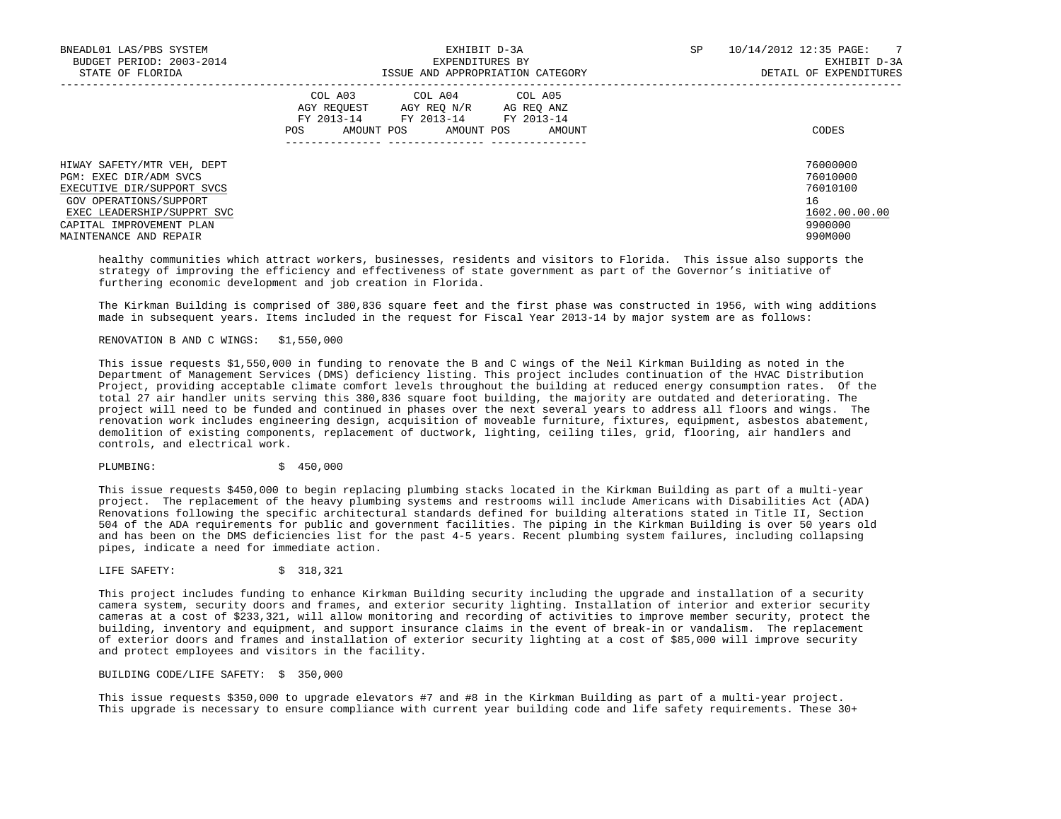| | COL A03 AGY REQUEST FY 2013-14 | | COL A04 AGY REQ N/R FY 2013-14 | | COL A05 AG REQ ANZ FY 2013-14 | | |
|---|---|---|---|---|---|---|---|
| | POS | AMOUNT | POS | AMOUNT | POS | AMOUNT | CODES |
| HIWAY SAFETY/MTR VEH, DEPT | | | | | | | 76000000 |
| PGM: EXEC DIR/ADM SVCS | | | | | | | 76010000 |
| EXECUTIVE DIR/SUPPORT SVCS | | | | | | | 76010100 |
| GOV OPERATIONS/SUPPORT | | | | | | | 16 |
| EXEC LEADERSHIP/SUPPRT SVC | | | | | | | 1602.00.00.00 |
| CAPITAL IMPROVEMENT PLAN | | | | | | | 9900000 |
| MAINTENANCE AND REPAIR | | | | | | | 990M000 |

healthy communities which attract workers, businesses, residents and visitors to Florida. This issue also supports the strategy of improving the efficiency and effectiveness of state government as part of the Governor's initiative of furthering economic development and job creation in Florida.

The Kirkman Building is comprised of 380,836 square feet and the first phase was constructed in 1956, with wing additions made in subsequent years. Items included in the request for Fiscal Year 2013-14 by major system are as follows:

RENOVATION B AND C WINGS: $1,550,000

This issue requests $1,550,000 in funding to renovate the B and C wings of the Neil Kirkman Building as noted in the Department of Management Services (DMS) deficiency listing. This project includes continuation of the HVAC Distribution Project, providing acceptable climate comfort levels throughout the building at reduced energy consumption rates. Of the total 27 air handler units serving this 380,836 square foot building, the majority are outdated and deteriorating. The project will need to be funded and continued in phases over the next several years to address all floors and wings. The renovation work includes engineering design, acquisition of moveable furniture, fixtures, equipment, asbestos abatement, demolition of existing components, replacement of ductwork, lighting, ceiling tiles, grid, flooring, air handlers and controls, and electrical work.

PLUMBING: $ 450,000

This issue requests $450,000 to begin replacing plumbing stacks located in the Kirkman Building as part of a multi-year project. The replacement of the heavy plumbing systems and restrooms will include Americans with Disabilities Act (ADA) Renovations following the specific architectural standards defined for building alterations stated in Title II, Section 504 of the ADA requirements for public and government facilities. The piping in the Kirkman Building is over 50 years old and has been on the DMS deficiencies list for the past 4-5 years. Recent plumbing system failures, including collapsing pipes, indicate a need for immediate action.

LIFE SAFETY: $ 318,321

This project includes funding to enhance Kirkman Building security including the upgrade and installation of a security camera system, security doors and frames, and exterior security lighting. Installation of interior and exterior security cameras at a cost of $233,321, will allow monitoring and recording of activities to improve member security, protect the building, inventory and equipment, and support insurance claims in the event of break-in or vandalism. The replacement of exterior doors and frames and installation of exterior security lighting at a cost of $85,000 will improve security and protect employees and visitors in the facility.

BUILDING CODE/LIFE SAFETY: $ 350,000

This issue requests $350,000 to upgrade elevators #7 and #8 in the Kirkman Building as part of a multi-year project. This upgrade is necessary to ensure compliance with current year building code and life safety requirements. These 30+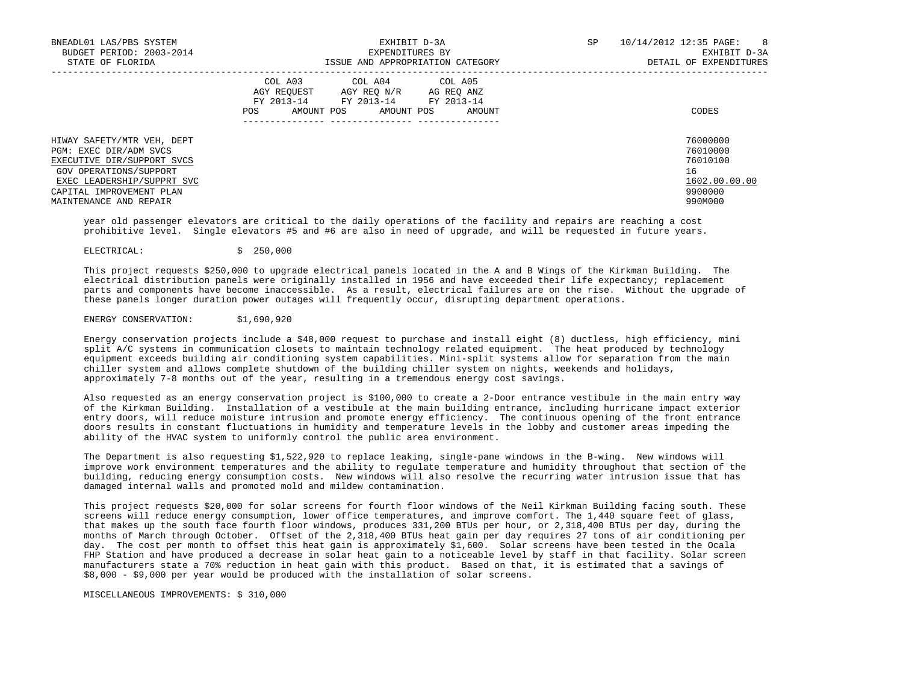| | COL A03 AGY REQUEST FY 2013-14 POS AMOUNT | COL A04 AGY REQ N/R FY 2013-14 POS AMOUNT | COL A05 AG REQ ANZ FY 2013-14 POS AMOUNT | CODES |
|---|---|---|---|---|
| HIWAY SAFETY/MTR VEH, DEPT | | | | 76000000 |
| PGM: EXEC DIR/ADM SVCS | | | | 76010000 |
| EXECUTIVE DIR/SUPPORT SVCS | | | | 76010100 |
| GOV OPERATIONS/SUPPORT | | | | 16 |
| EXEC LEADERSHIP/SUPPRT SVC | | | | 1602.00.00.00 |
| CAPITAL IMPROVEMENT PLAN | | | | 9900000 |
| MAINTENANCE AND REPAIR | | | | 990M000 |

year old passenger elevators are critical to the daily operations of the facility and repairs are reaching a cost prohibitive level. Single elevators #5 and #6 are also in need of upgrade, and will be requested in future years.

ELECTRICAL: $ 250,000

This project requests $250,000 to upgrade electrical panels located in the A and B Wings of the Kirkman Building. The electrical distribution panels were originally installed in 1956 and have exceeded their life expectancy; replacement parts and components have become inaccessible. As a result, electrical failures are on the rise. Without the upgrade of these panels longer duration power outages will frequently occur, disrupting department operations.

ENERGY CONSERVATION: $1,690,920

Energy conservation projects include a $48,000 request to purchase and install eight (8) ductless, high efficiency, mini split A/C systems in communication closets to maintain technology related equipment. The heat produced by technology equipment exceeds building air conditioning system capabilities. Mini-split systems allow for separation from the main chiller system and allows complete shutdown of the building chiller system on nights, weekends and holidays, approximately 7-8 months out of the year, resulting in a tremendous energy cost savings.

Also requested as an energy conservation project is $100,000 to create a 2-Door entrance vestibule in the main entry way of the Kirkman Building. Installation of a vestibule at the main building entrance, including hurricane impact exterior entry doors, will reduce moisture intrusion and promote energy efficiency. The continuous opening of the front entrance doors results in constant fluctuations in humidity and temperature levels in the lobby and customer areas impeding the ability of the HVAC system to uniformly control the public area environment.

The Department is also requesting $1,522,920 to replace leaking, single-pane windows in the B-wing. New windows will improve work environment temperatures and the ability to regulate temperature and humidity throughout that section of the building, reducing energy consumption costs. New windows will also resolve the recurring water intrusion issue that has damaged internal walls and promoted mold and mildew contamination.

This project requests $20,000 for solar screens for fourth floor windows of the Neil Kirkman Building facing south. These screens will reduce energy consumption, lower office temperatures, and improve comfort. The 1,440 square feet of glass, that makes up the south face fourth floor windows, produces 331,200 BTUs per hour, or 2,318,400 BTUs per day, during the months of March through October. Offset of the 2,318,400 BTUs heat gain per day requires 27 tons of air conditioning per day. The cost per month to offset this heat gain is approximately $1,600. Solar screens have been tested in the Ocala FHP Station and have produced a decrease in solar heat gain to a noticeable level by staff in that facility. Solar screen manufacturers state a 70% reduction in heat gain with this product. Based on that, it is estimated that a savings of $8,000 - $9,000 per year would be produced with the installation of solar screens.

MISCELLANEOUS IMPROVEMENTS: $ 310,000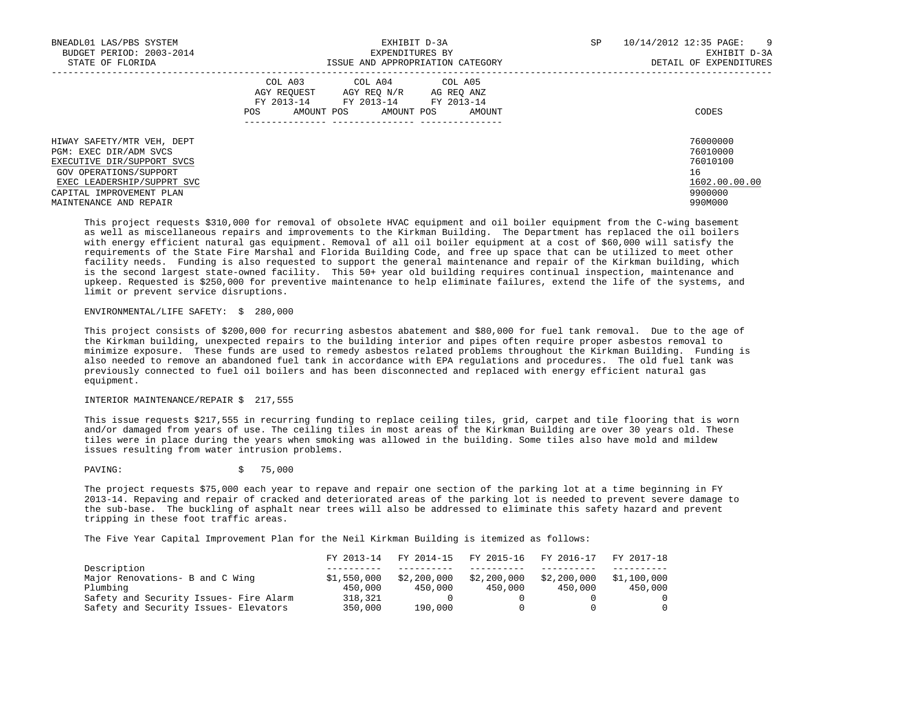BNEADL01 LAS/PBS SYSTEM — EXHIBIT D-3A — EXPENDITURES BY ISSUE AND APPROPRIATION CATEGORY
BUDGET PERIOD: 2003-2014 — STATE OF FLORIDA — SP 10/14/2012 12:35 — EXHIBIT D-3A DETAIL OF EXPENDITURES

| | COL A03 AGY REQUEST FY 2013-14 POS AMOUNT | COL A04 AGY REQ N/R FY 2013-14 POS AMOUNT | COL A05 AG REQ ANZ FY 2013-14 POS AMOUNT | CODES |
|---|---|---|---|---|
| HIWAY SAFETY/MTR VEH, DEPT | | | | 76000000 |
| PGM: EXEC DIR/ADM SVCS | | | | 76010000 |
| EXECUTIVE DIR/SUPPORT SVCS | | | | 76010100 |
| GOV OPERATIONS/SUPPORT | | | | 16 |
| EXEC LEADERSHIP/SUPPRT SVC | | | | 1602.00.00.00 |
| CAPITAL IMPROVEMENT PLAN | | | | 9900000 |
| MAINTENANCE AND REPAIR | | | | 990M000 |

This project requests $310,000 for removal of obsolete HVAC equipment and oil boiler equipment from the C-wing basement as well as miscellaneous repairs and improvements to the Kirkman Building. The Department has replaced the oil boilers with energy efficient natural gas equipment. Removal of all oil boiler equipment at a cost of $60,000 will satisfy the requirements of the State Fire Marshal and Florida Building Code, and free up space that can be utilized to meet other facility needs. Funding is also requested to support the general maintenance and repair of the Kirkman building, which is the second largest state-owned facility. This 50+ year old building requires continual inspection, maintenance and upkeep. Requested is $250,000 for preventive maintenance to help eliminate failures, extend the life of the systems, and limit or prevent service disruptions.

ENVIRONMENTAL/LIFE SAFETY: $ 280,000

This project consists of $200,000 for recurring asbestos abatement and $80,000 for fuel tank removal. Due to the age of the Kirkman building, unexpected repairs to the building interior and pipes often require proper asbestos removal to minimize exposure. These funds are used to remedy asbestos related problems throughout the Kirkman Building. Funding is also needed to remove an abandoned fuel tank in accordance with EPA regulations and procedures. The old fuel tank was previously connected to fuel oil boilers and has been disconnected and replaced with energy efficient natural gas equipment.

INTERIOR MAINTENANCE/REPAIR $ 217,555

This issue requests $217,555 in recurring funding to replace ceiling tiles, grid, carpet and tile flooring that is worn and/or damaged from years of use. The ceiling tiles in most areas of the Kirkman Building are over 30 years old. These tiles were in place during the years when smoking was allowed in the building. Some tiles also have mold and mildew issues resulting from water intrusion problems.

PAVING: $ 75,000

The project requests $75,000 each year to repave and repair one section of the parking lot at a time beginning in FY 2013-14. Repaving and repair of cracked and deteriorated areas of the parking lot is needed to prevent severe damage to the sub-base. The buckling of asphalt near trees will also be addressed to eliminate this safety hazard and prevent tripping in these foot traffic areas.

The Five Year Capital Improvement Plan for the Neil Kirkman Building is itemized as follows:

| Description | FY 2013-14 | FY 2014-15 | FY 2015-16 | FY 2016-17 | FY 2017-18 |
|---|---|---|---|---|---|
| Major Renovations- B and C Wing | $1,550,000 | $2,200,000 | $2,200,000 | $2,200,000 | $1,100,000 |
| Plumbing | 450,000 | 450,000 | 450,000 | 450,000 | 450,000 |
| Safety and Security Issues- Fire Alarm | 318,321 | 0 | 0 | 0 | 0 |
| Safety and Security Issues- Elevators | 350,000 | 190,000 | 0 | 0 | 0 |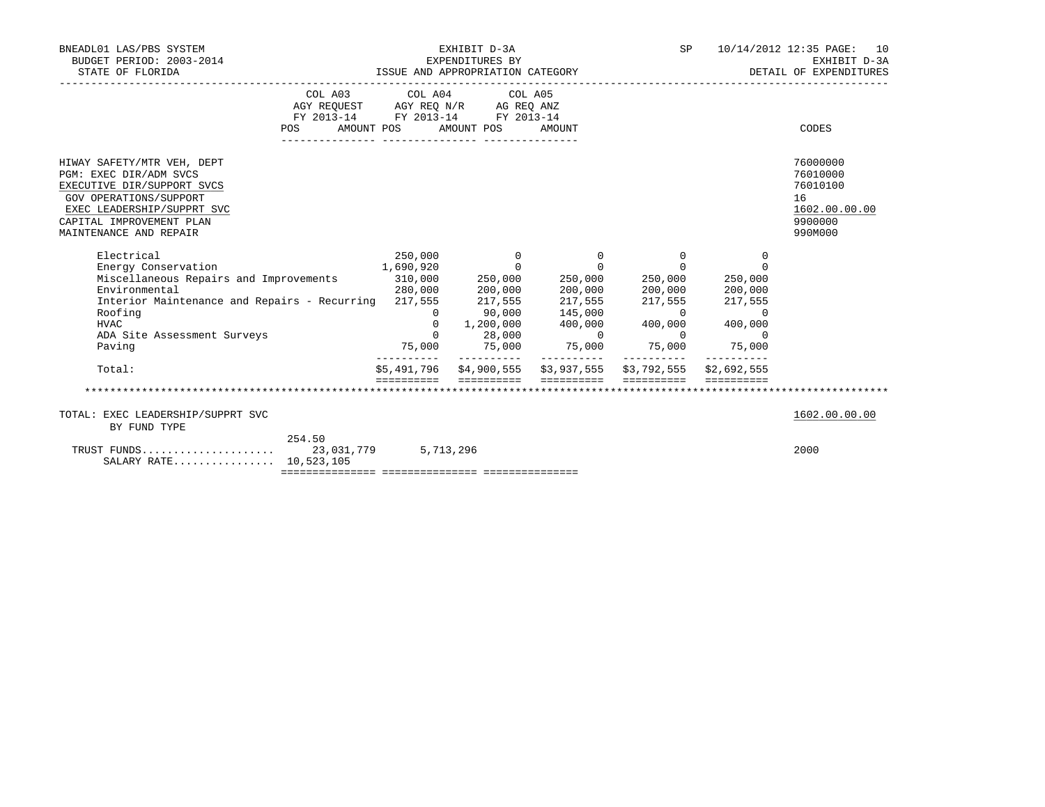BNEADL01 LAS/PBS SYSTEM | EXHIBIT D-3A | SP 10/14/2012 12:35

BUDGET PERIOD: 2003-2014 | EXPENDITURES BY | EXHIBIT D-3A

STATE OF FLORIDA | ISSUE AND APPROPRIATION CATEGORY | DETAIL OF EXPENDITURES

| | COL A03 AGY REQUEST FY 2013-14 POS AMOUNT | COL A04 AGY REQ N/R FY 2013-14 POS AMOUNT | COL A05 AG REQ ANZ FY 2013-14 POS AMOUNT | CODES |
|---|---|---|---|---|
| HIWAY SAFETY/MTR VEH, DEPT | | | | 76000000 |
| PGM: EXEC DIR/ADM SVCS | | | | 76010000 |
| EXECUTIVE DIR/SUPPORT SVCS | | | | 76010100 |
| GOV OPERATIONS/SUPPORT | | | | 16 |
| EXEC LEADERSHIP/SUPPRT SVC | | | | 1602.00.00.00 |
| CAPITAL IMPROVEMENT PLAN | | | | 9900000 |
| MAINTENANCE AND REPAIR | | | | 990M000 |

| | | | | | |
|---|---|---|---|---|---|
| Electrical | 250,000 | 0 | 0 | 0 | 0 |
| Energy Conservation | 1,690,920 | 0 | 0 | 0 | 0 |
| Miscellaneous Repairs and Improvements | 310,000 | 250,000 | 250,000 | 250,000 | 250,000 |
| Environmental | 280,000 | 200,000 | 200,000 | 200,000 | 200,000 |
| Interior Maintenance and Repairs - Recurring | 217,555 | 217,555 | 217,555 | 217,555 | 217,555 |
| Roofing | 0 | 90,000 | 145,000 | 0 | 0 |
| HVAC | 0 | 1,200,000 | 400,000 | 400,000 | 400,000 |
| ADA Site Assessment Surveys | 0 | 28,000 | 0 | 0 | 0 |
| Paving | 75,000 | 75,000 | 75,000 | 75,000 | 75,000 |
| Total: | $5,491,796 | $4,900,555 | $3,937,555 | $3,792,555 | $2,692,555 |

************************************************************************************************************

| | COL A03 | COL A04 | COL A05 | CODES |
|---|---|---|---|---|
| TOTAL: EXEC LEADERSHIP/SUPPRT SVC | | | | 1602.00.00.00 |
| BY FUND TYPE | | | | |
| | 254.50 | | | |
| TRUST FUNDS.................... | 23,031,779 | 5,713,296 | | 2000 |
| SALARY RATE................ | 10,523,105 | | | |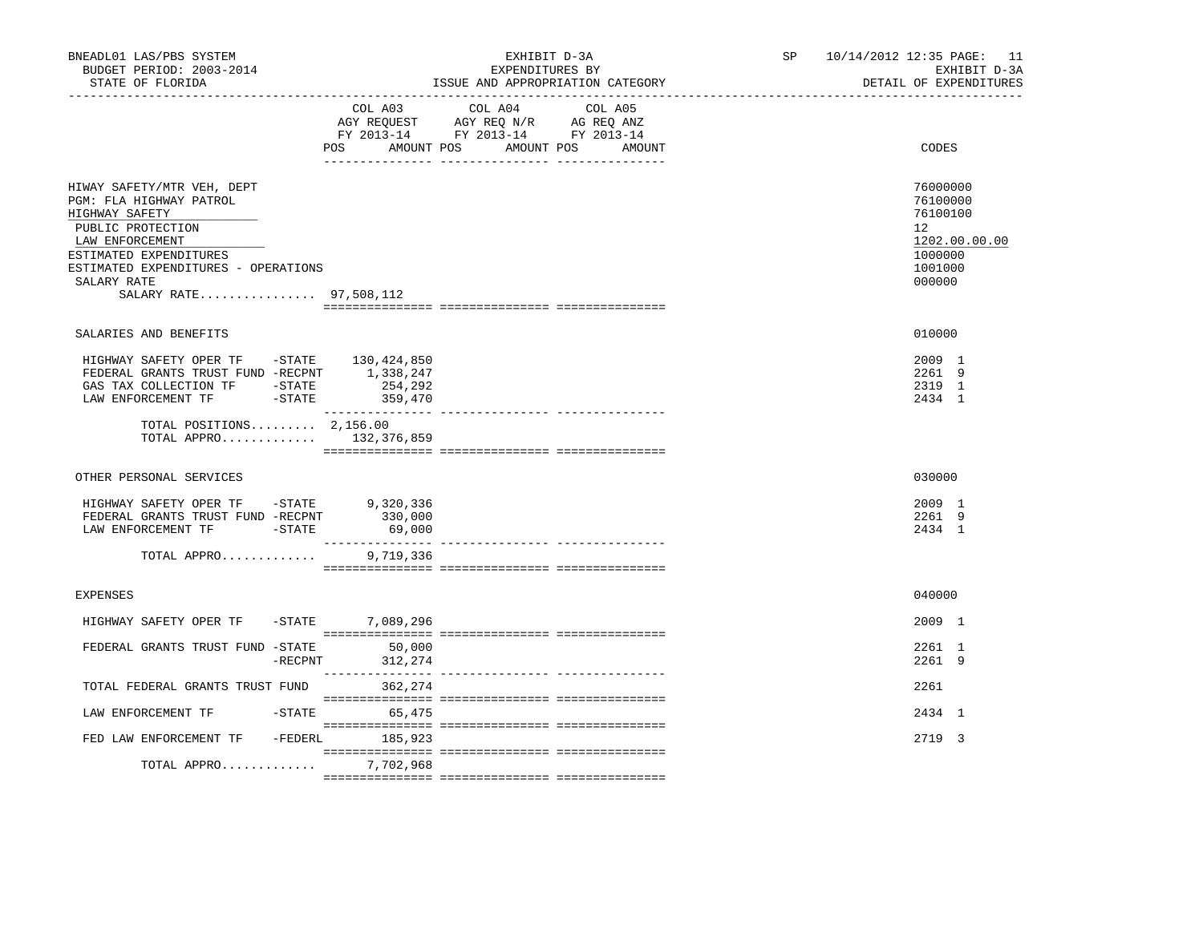BNEADL01 LAS/PBS SYSTEM
BUDGET PERIOD: 2003-2014
STATE OF FLORIDA

EXHIBIT D-3A
EXPENDITURES BY
ISSUE AND APPROPRIATION CATEGORY

SP 10/14/2012 12:35
EXHIBIT D-3A
DETAIL OF EXPENDITURES

| | COL A03 AGY REQUEST FY 2013-14 POS AMOUNT | COL A04 AGY REQ N/R FY 2013-14 POS AMOUNT | COL A05 AG REQ ANZ FY 2013-14 POS AMOUNT | CODES |
|---|---|---|---|---|
| HIWAY SAFETY/MTR VEH, DEPT | | | | 76000000 |
| PGM: FLA HIGHWAY PATROL | | | | 76100000 |
| HIGHWAY SAFETY | | | | 76100100 |
| PUBLIC PROTECTION | | | | 12 |
| LAW ENFORCEMENT | | | | 1202.00.00.00 |
| ESTIMATED EXPENDITURES | | | | 1000000 |
| ESTIMATED EXPENDITURES - OPERATIONS | | | | 1001000 |
| SALARY RATE | | | | 000000 |
| SALARY RATE................ | 97,508,112 | | | |
| SALARIES AND BENEFITS | | | | 010000 |
| HIGHWAY SAFETY OPER TF -STATE | 130,424,850 | | | 2009 1 |
| FEDERAL GRANTS TRUST FUND -RECPNT | 1,338,247 | | | 2261 9 |
| GAS TAX COLLECTION TF -STATE | 254,292 | | | 2319 1 |
| LAW ENFORCEMENT TF -STATE | 359,470 | | | 2434 1 |
| TOTAL POSITIONS......... | 2,156.00 | | | |
| TOTAL APPRO............. | 132,376,859 | | | |
| OTHER PERSONAL SERVICES | | | | 030000 |
| HIGHWAY SAFETY OPER TF -STATE | 9,320,336 | | | 2009 1 |
| FEDERAL GRANTS TRUST FUND -RECPNT | 330,000 | | | 2261 9 |
| LAW ENFORCEMENT TF -STATE | 69,000 | | | 2434 1 |
| TOTAL APPRO............. | 9,719,336 | | | |
| EXPENSES | | | | 040000 |
| HIGHWAY SAFETY OPER TF -STATE | 7,089,296 | | | 2009 1 |
| FEDERAL GRANTS TRUST FUND -STATE | 50,000 | | | 2261 1 |
| -RECPNT | 312,274 | | | 2261 9 |
| TOTAL FEDERAL GRANTS TRUST FUND | 362,274 | | | 2261 |
| LAW ENFORCEMENT TF -STATE | 65,475 | | | 2434 1 |
| FED LAW ENFORCEMENT TF -FEDERL | 185,923 | | | 2719 3 |
| TOTAL APPRO............. | 7,702,968 | | | |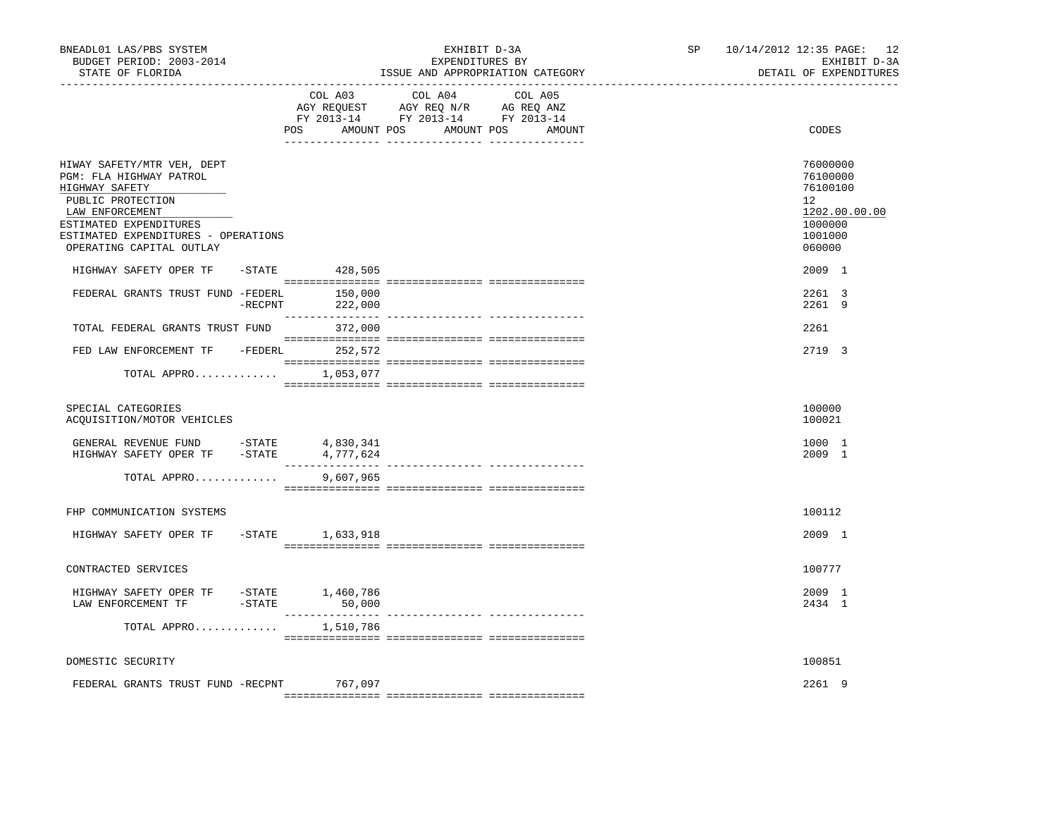BNEADL01 LAS/PBS SYSTEM | EXHIBIT D-3A | SP 10/14/2012 12:35 PAGE: 12
BUDGET PERIOD: 2003-2014 | EXPENDITURES BY | EXHIBIT D-3A
STATE OF FLORIDA | ISSUE AND APPROPRIATION CATEGORY | DETAIL OF EXPENDITURES

| | COL A03 AGY REQUEST FY 2013-14 POS AMOUNT | COL A04 AGY REQ N/R FY 2013-14 POS AMOUNT | COL A05 AG REQ ANZ FY 2013-14 POS AMOUNT | CODES |
|---|---|---|---|---|
| HIWAY SAFETY/MTR VEH, DEPT | | | | 76000000 |
| PGM: FLA HIGHWAY PATROL | | | | 76100000 |
| HIGHWAY SAFETY | | | | 76100100 |
| PUBLIC PROTECTION | | | | 12 |
| LAW ENFORCEMENT | | | | 1202.00.00.00 |
| ESTIMATED EXPENDITURES | | | | 1000000 |
| ESTIMATED EXPENDITURES - OPERATIONS | | | | 1001000 |
| OPERATING CAPITAL OUTLAY | | | | 060000 |
| HIGHWAY SAFETY OPER TF -STATE | 428,505 | | | 2009 1 |
| FEDERAL GRANTS TRUST FUND -FEDERL | 150,000 | | | 2261 3 |
| -RECPNT | 222,000 | | | 2261 9 |
| TOTAL FEDERAL GRANTS TRUST FUND | 372,000 | | | 2261 |
| FED LAW ENFORCEMENT TF -FEDERL | 252,572 | | | 2719 3 |
| TOTAL APPRO............ | 1,053,077 | | | |
| SPECIAL CATEGORIES | | | | 100000 |
| ACQUISITION/MOTOR VEHICLES | | | | 100021 |
| GENERAL REVENUE FUND -STATE | 4,830,341 | | | 1000 1 |
| HIGHWAY SAFETY OPER TF -STATE | 4,777,624 | | | 2009 1 |
| TOTAL APPRO............ | 9,607,965 | | | |
| FHP COMMUNICATION SYSTEMS | | | | 100112 |
| HIGHWAY SAFETY OPER TF -STATE | 1,633,918 | | | 2009 1 |
| CONTRACTED SERVICES | | | | 100777 |
| HIGHWAY SAFETY OPER TF -STATE | 1,460,786 | | | 2009 1 |
| LAW ENFORCEMENT TF -STATE | 50,000 | | | 2434 1 |
| TOTAL APPRO............ | 1,510,786 | | | |
| DOMESTIC SECURITY | | | | 100851 |
| FEDERAL GRANTS TRUST FUND -RECPNT | 767,097 | | | 2261 9 |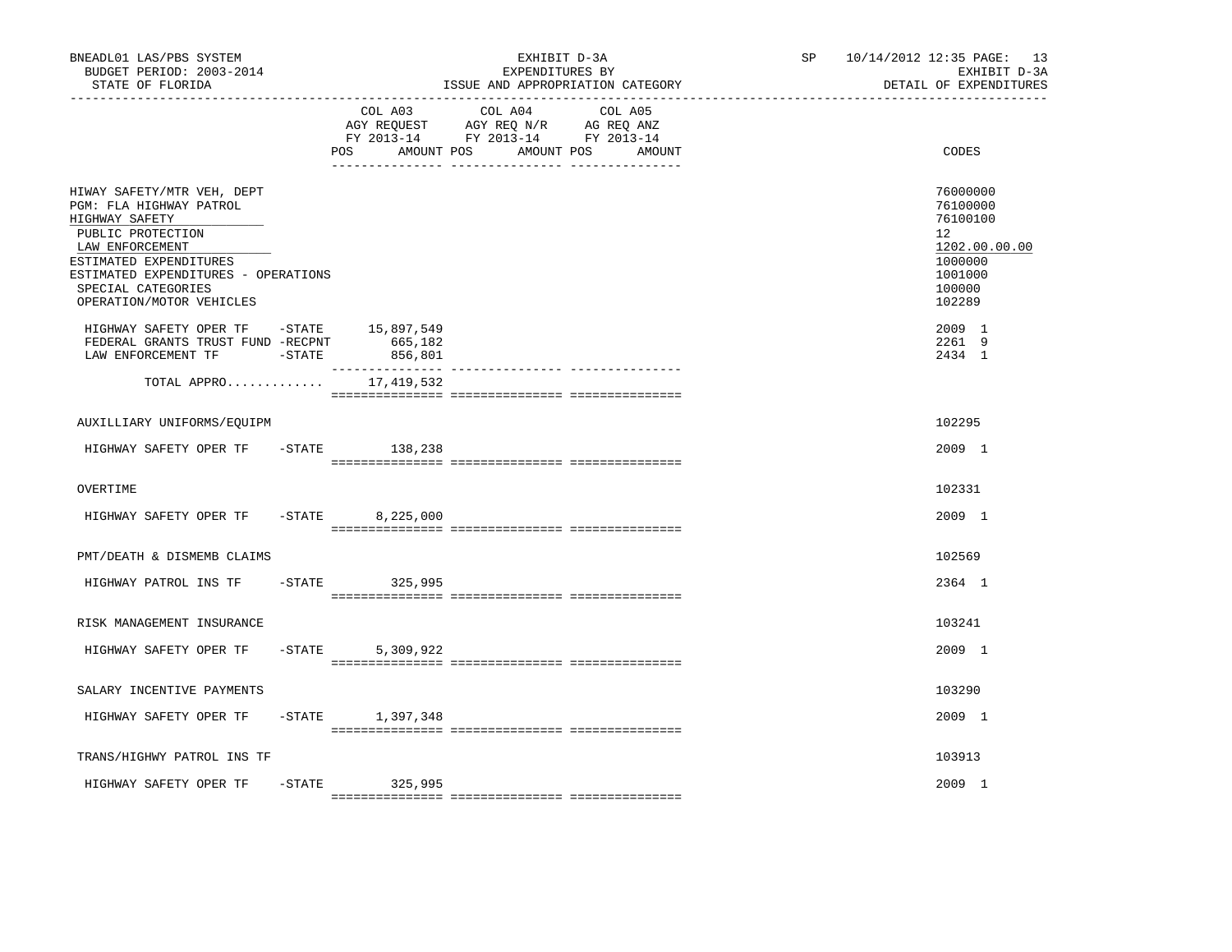BNEADL01 LAS/PBS SYSTEM
BUDGET PERIOD: 2003-2014
STATE OF FLORIDA

EXHIBIT D-3A
EXPENDITURES BY
ISSUE AND APPROPRIATION CATEGORY

SP 10/14/2012 12:35
EXHIBIT D-3A
DETAIL OF EXPENDITURES

| | COL A03 AGY REQUEST FY 2013-14 POS AMOUNT | COL A04 AGY REQ N/R FY 2013-14 POS AMOUNT | COL A05 AG REQ ANZ FY 2013-14 POS AMOUNT | CODES |
|---|---|---|---|---|
| HIWAY SAFETY/MTR VEH, DEPT | | | | 76000000 |
| PGM: FLA HIGHWAY PATROL | | | | 76100000 |
| HIGHWAY SAFETY | | | | 76100100 |
| PUBLIC PROTECTION | | | | 12 |
| LAW ENFORCEMENT | | | | 1202.00.00.00 |
| ESTIMATED EXPENDITURES | | | | 1000000 |
| ESTIMATED EXPENDITURES - OPERATIONS | | | | 1001000 |
| SPECIAL CATEGORIES | | | | 100000 |
| OPERATION/MOTOR VEHICLES | | | | 102289 |
| HIGHWAY SAFETY OPER TF -STATE | 15,897,549 | | | 2009 1 |
| FEDERAL GRANTS TRUST FUND -RECPNT | 665,182 | | | 2261 9 |
| LAW ENFORCEMENT TF -STATE | 856,801 | | | 2434 1 |
| TOTAL APPRO............. | 17,419,532 | | | |
| AUXILLIARY UNIFORMS/EQUIPM | | | | 102295 |
| HIGHWAY SAFETY OPER TF -STATE | 138,238 | | | 2009 1 |
| OVERTIME | | | | 102331 |
| HIGHWAY SAFETY OPER TF -STATE | 8,225,000 | | | 2009 1 |
| PMT/DEATH & DISMEMB CLAIMS | | | | 102569 |
| HIGHWAY PATROL INS TF -STATE | 325,995 | | | 2364 1 |
| RISK MANAGEMENT INSURANCE | | | | 103241 |
| HIGHWAY SAFETY OPER TF -STATE | 5,309,922 | | | 2009 1 |
| SALARY INCENTIVE PAYMENTS | | | | 103290 |
| HIGHWAY SAFETY OPER TF -STATE | 1,397,348 | | | 2009 1 |
| TRANS/HIGHWY PATROL INS TF | | | | 103913 |
| HIGHWAY SAFETY OPER TF -STATE | 325,995 | | | 2009 1 |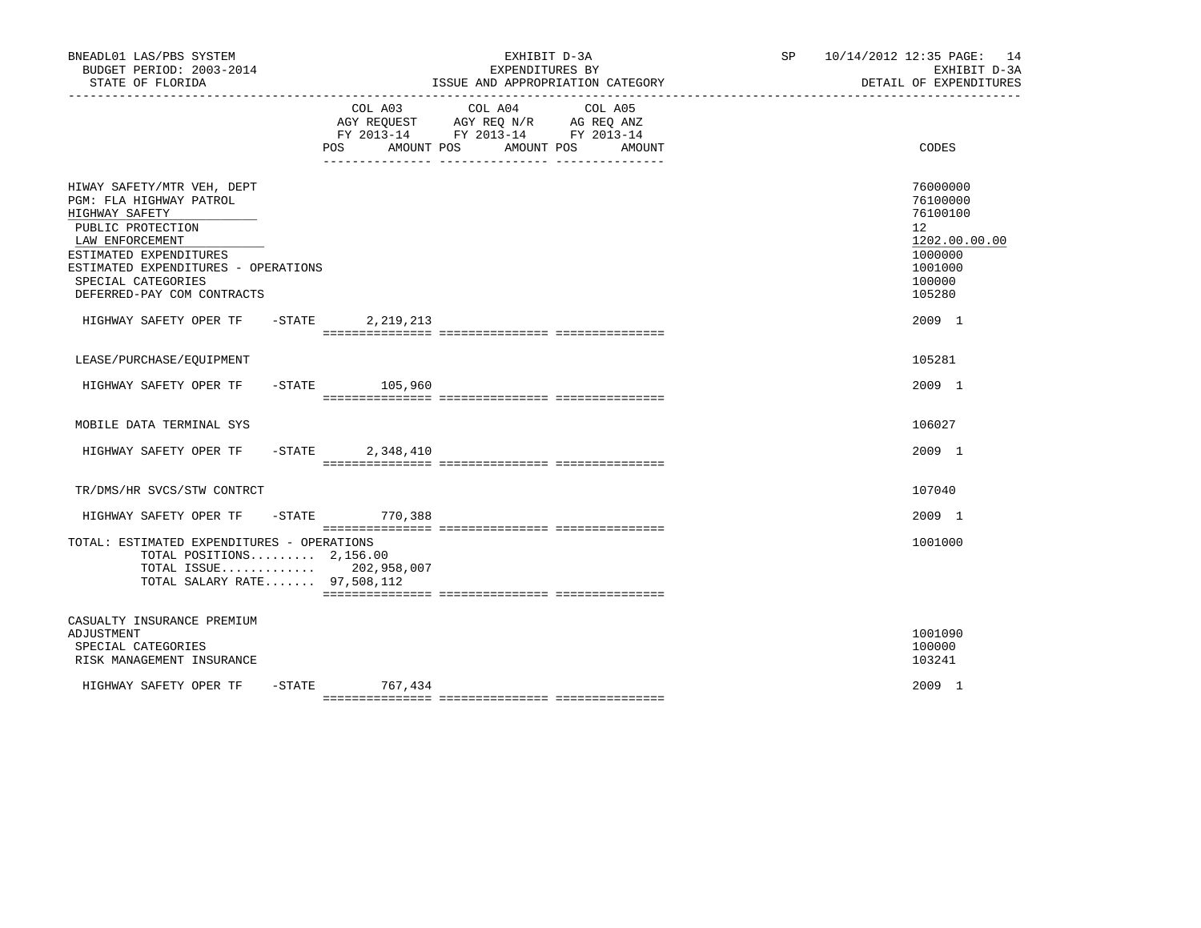BNEADL01 LAS/PBS SYSTEM
BUDGET PERIOD: 2003-2014
STATE OF FLORIDA

EXHIBIT D-3A
EXPENDITURES BY
ISSUE AND APPROPRIATION CATEGORY

SP 10/14/2012 12:35 PAGE: 14
EXHIBIT D-3A
DETAIL OF EXPENDITURES

| | COL A03 AGY REQUEST FY 2013-14 POS AMOUNT | COL A04 AGY REQ N/R FY 2013-14 POS AMOUNT | COL A05 AG REQ ANZ FY 2013-14 POS AMOUNT | CODES |
|---|---|---|---|---|
| HIWAY SAFETY/MTR VEH, DEPT | | | | 76000000 |
| PGM: FLA HIGHWAY PATROL | | | | 76100000 |
| HIGHWAY SAFETY | | | | 76100100 |
| PUBLIC PROTECTION | | | | 12 |
| LAW ENFORCEMENT | | | | 1202.00.00.00 |
| ESTIMATED EXPENDITURES | | | | 1000000 |
| ESTIMATED EXPENDITURES - OPERATIONS | | | | 1001000 |
| SPECIAL CATEGORIES | | | | 100000 |
| DEFERRED-PAY COM CONTRACTS | | | | 105280 |
| HIGHWAY SAFETY OPER TF -STATE | 2,219,213 | | | 2009 1 |
| LEASE/PURCHASE/EQUIPMENT | | | | 105281 |
| HIGHWAY SAFETY OPER TF -STATE | 105,960 | | | 2009 1 |
| MOBILE DATA TERMINAL SYS | | | | 106027 |
| HIGHWAY SAFETY OPER TF -STATE | 2,348,410 | | | 2009 1 |
| TR/DMS/HR SVCS/STW CONTRCT | | | | 107040 |
| HIGHWAY SAFETY OPER TF -STATE | 770,388 | | | 2009 1 |
| TOTAL: ESTIMATED EXPENDITURES - OPERATIONS | | | | 1001000 |
| TOTAL POSITIONS......... | 2,156.00 | | | |
| TOTAL ISSUE............. | 202,958,007 | | | |
| TOTAL SALARY RATE....... | 97,508,112 | | | |
| CASUALTY INSURANCE PREMIUM ADJUSTMENT | | | | 1001090 |
| SPECIAL CATEGORIES | | | | 100000 |
| RISK MANAGEMENT INSURANCE | | | | 103241 |
| HIGHWAY SAFETY OPER TF -STATE | 767,434 | | | 2009 1 |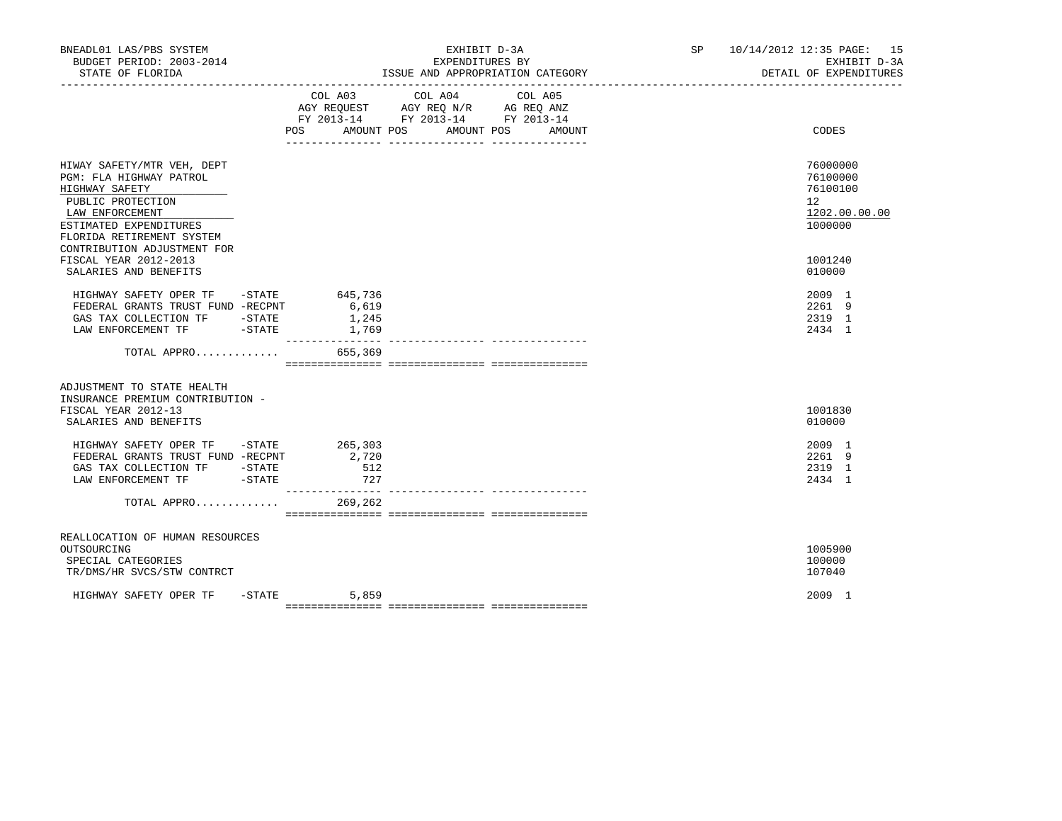BNEADL01 LAS/PBS SYSTEM — EXHIBIT D-3A — SP 10/14/2012 12:35

BUDGET PERIOD: 2003-2014 — EXPENDITURES BY — EXHIBIT D-3A

STATE OF FLORIDA — ISSUE AND APPROPRIATION CATEGORY — DETAIL OF EXPENDITURES

| | COL A03 AGY REQUEST FY 2013-14 POS AMOUNT | COL A04 AGY REQ N/R FY 2013-14 POS AMOUNT | COL A05 AG REQ ANZ FY 2013-14 POS AMOUNT | CODES |
|---|---|---|---|---|
| HIWAY SAFETY/MTR VEH, DEPT | | | | 76000000 |
| PGM: FLA HIGHWAY PATROL | | | | 76100000 |
| HIGHWAY SAFETY | | | | 76100100 |
| PUBLIC PROTECTION | | | | 12 |
| LAW ENFORCEMENT | | | | 1202.00.00.00 |
| ESTIMATED EXPENDITURES | | | | 1000000 |
| FLORIDA RETIREMENT SYSTEM CONTRIBUTION ADJUSTMENT FOR FISCAL YEAR 2012-2013 | | | | 1001240 |
| SALARIES AND BENEFITS | | | | 010000 |
| HIGHWAY SAFETY OPER TF -STATE | 645,736 | | | 2009 1 |
| FEDERAL GRANTS TRUST FUND -RECPNT | 6,619 | | | 2261 9 |
| GAS TAX COLLECTION TF -STATE | 1,245 | | | 2319 1 |
| LAW ENFORCEMENT TF -STATE | 1,769 | | | 2434 1 |
| TOTAL APPRO............ | 655,369 | | | |
| ADJUSTMENT TO STATE HEALTH INSURANCE PREMIUM CONTRIBUTION - FISCAL YEAR 2012-13 | | | | 1001830 |
| SALARIES AND BENEFITS | | | | 010000 |
| HIGHWAY SAFETY OPER TF -STATE | 265,303 | | | 2009 1 |
| FEDERAL GRANTS TRUST FUND -RECPNT | 2,720 | | | 2261 9 |
| GAS TAX COLLECTION TF -STATE | 512 | | | 2319 1 |
| LAW ENFORCEMENT TF -STATE | 727 | | | 2434 1 |
| TOTAL APPRO............ | 269,262 | | | |
| REALLOCATION OF HUMAN RESOURCES OUTSOURCING | | | | 1005900 |
| SPECIAL CATEGORIES | | | | 100000 |
| TR/DMS/HR SVCS/STW CONTRCT | | | | 107040 |
| HIGHWAY SAFETY OPER TF -STATE | 5,859 | | | 2009 1 |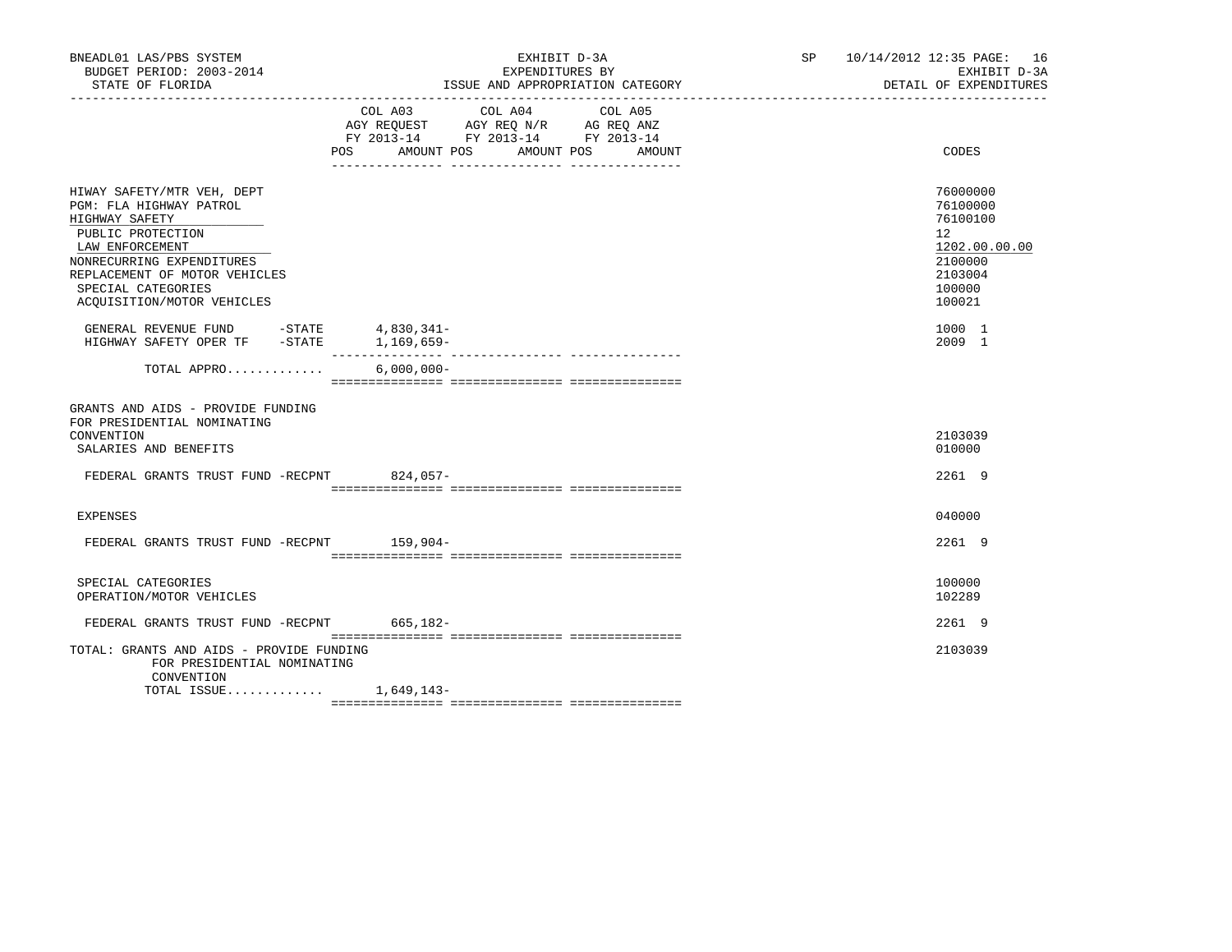BNEADL01 LAS/PBS SYSTEM
BUDGET PERIOD: 2003-2014
STATE OF FLORIDA

EXHIBIT D-3A
EXPENDITURES BY
ISSUE AND APPROPRIATION CATEGORY

SP 10/14/2012 12:35
EXHIBIT D-3A
DETAIL OF EXPENDITURES

| | COL A03 AGY REQUEST FY 2013-14 POS AMOUNT | COL A04 AGY REQ N/R FY 2013-14 POS AMOUNT | COL A05 AG REQ ANZ FY 2013-14 POS AMOUNT | CODES |
|---|---|---|---|---|
| HIWAY SAFETY/MTR VEH, DEPT | | | | 76000000 |
| PGM: FLA HIGHWAY PATROL | | | | 76100000 |
| HIGHWAY SAFETY | | | | 76100100 |
| PUBLIC PROTECTION | | | | 12 |
| LAW ENFORCEMENT | | | | 1202.00.00.00 |
| NONRECURRING EXPENDITURES | | | | 2100000 |
| REPLACEMENT OF MOTOR VEHICLES | | | | 2103004 |
| SPECIAL CATEGORIES | | | | 100000 |
| ACQUISITION/MOTOR VEHICLES | | | | 100021 |
| GENERAL REVENUE FUND -STATE | 4,830,341- | | | 1000 1 |
| HIGHWAY SAFETY OPER TF -STATE | 1,169,659- | | | 2009 1 |
| TOTAL APPRO............ | 6,000,000- | | | |
| GRANTS AND AIDS - PROVIDE FUNDING FOR PRESIDENTIAL NOMINATING CONVENTION | | | | 2103039 |
| SALARIES AND BENEFITS | | | | 010000 |
| FEDERAL GRANTS TRUST FUND -RECPNT | 824,057- | | | 2261 9 |
| EXPENSES | | | | 040000 |
| FEDERAL GRANTS TRUST FUND -RECPNT | 159,904- | | | 2261 9 |
| SPECIAL CATEGORIES | | | | 100000 |
| OPERATION/MOTOR VEHICLES | | | | 102289 |
| FEDERAL GRANTS TRUST FUND -RECPNT | 665,182- | | | 2261 9 |
| TOTAL: GRANTS AND AIDS - PROVIDE FUNDING FOR PRESIDENTIAL NOMINATING CONVENTION | | | | 2103039 |
| TOTAL ISSUE............ | 1,649,143- | | | |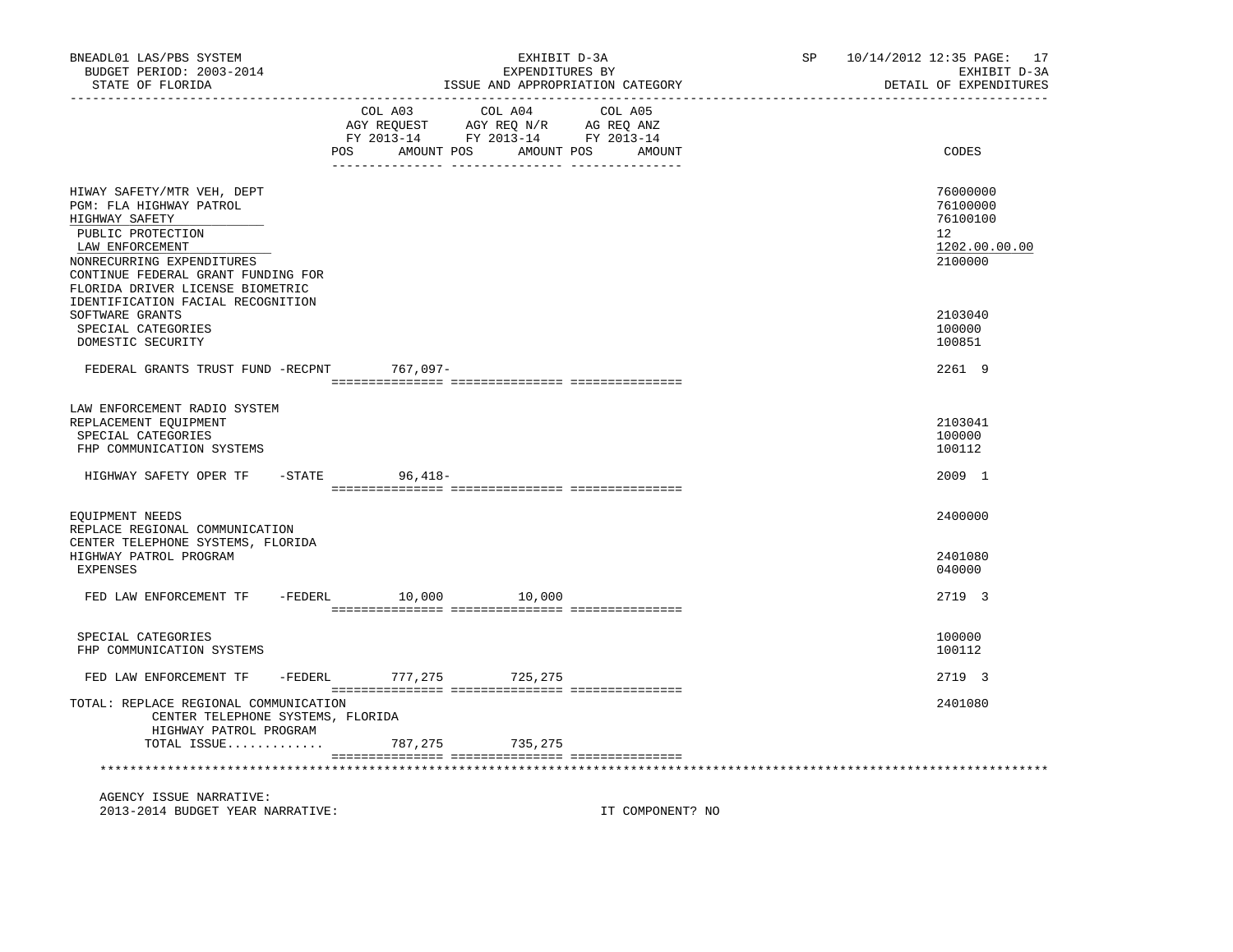BNEADL01 LAS/PBS SYSTEM | EXHIBIT D-3A | SP 10/14/2012 12:35

BUDGET PERIOD: 2003-2014 | EXPENDITURES BY | EXHIBIT D-3A

STATE OF FLORIDA | ISSUE AND APPROPRIATION CATEGORY | DETAIL OF EXPENDITURES

| | COL A03 AGY REQUEST FY 2013-14 POS AMOUNT | COL A04 AGY REQ N/R FY 2013-14 POS AMOUNT | COL A05 AG REQ ANZ FY 2013-14 POS AMOUNT | CODES |
|---|---|---|---|---|
| HIWAY SAFETY/MTR VEH, DEPT | | | | 76000000 |
| PGM: FLA HIGHWAY PATROL | | | | 76100000 |
| HIGHWAY SAFETY | | | | 76100100 |
| PUBLIC PROTECTION | | | | 12 |
| LAW ENFORCEMENT | | | | 1202.00.00.00 |
| NONRECURRING EXPENDITURES | | | | 2100000 |
| CONTINUE FEDERAL GRANT FUNDING FOR FLORIDA DRIVER LICENSE BIOMETRIC IDENTIFICATION FACIAL RECOGNITION SOFTWARE GRANTS | | | | 2103040 |
| SPECIAL CATEGORIES | | | | 100000 |
| DOMESTIC SECURITY | | | | 100851 |
| FEDERAL GRANTS TRUST FUND -RECPNT | 767,097- | | | 2261 9 |
| LAW ENFORCEMENT RADIO SYSTEM REPLACEMENT EQUIPMENT | | | | 2103041 |
| SPECIAL CATEGORIES | | | | 100000 |
| FHP COMMUNICATION SYSTEMS | | | | 100112 |
| HIGHWAY SAFETY OPER TF -STATE | 96,418- | | | 2009 1 |
| EQUIPMENT NEEDS | | | | 2400000 |
| REPLACE REGIONAL COMMUNICATION CENTER TELEPHONE SYSTEMS, FLORIDA HIGHWAY PATROL PROGRAM | | | | 2401080 |
| EXPENSES | | | | 040000 |
| FED LAW ENFORCEMENT TF -FEDERL | 10,000 | 10,000 | | 2719 3 |
| SPECIAL CATEGORIES | | | | 100000 |
| FHP COMMUNICATION SYSTEMS | | | | 100112 |
| FED LAW ENFORCEMENT TF -FEDERL | 777,275 | 725,275 | | 2719 3 |
| TOTAL: REPLACE REGIONAL COMMUNICATION CENTER TELEPHONE SYSTEMS, FLORIDA HIGHWAY PATROL PROGRAM | | | | 2401080 |
| TOTAL ISSUE............. | 787,275 | 735,275 | | |

AGENCY ISSUE NARRATIVE:

2013-2014 BUDGET YEAR NARRATIVE: IT COMPONENT? NO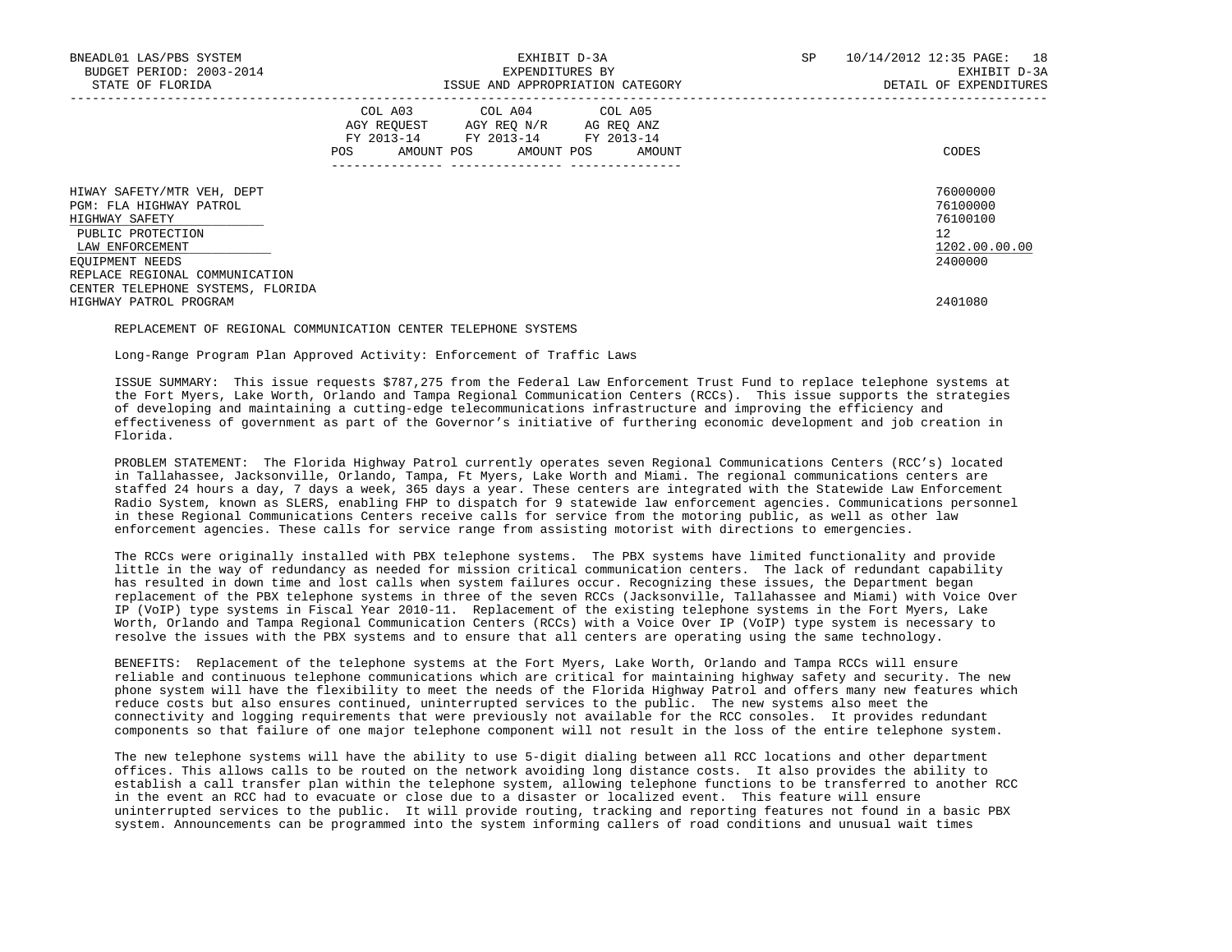| | COL A03 AGY REQUEST FY 2013-14 POS AMOUNT | COL A04 AGY REQ N/R FY 2013-14 POS AMOUNT | COL A05 AG REQ ANZ FY 2013-14 POS AMOUNT | CODES |
|---|---|---|---|---|
| HIWAY SAFETY/MTR VEH, DEPT | | | | 76000000 |
| PGM: FLA HIGHWAY PATROL | | | | 76100000 |
| HIGHWAY SAFETY | | | | 76100100 |
| PUBLIC PROTECTION | | | | 12 |
| LAW ENFORCEMENT | | | | 1202.00.00.00 |
| EQUIPMENT NEEDS | | | | 2400000 |
| REPLACE REGIONAL COMMUNICATION CENTER TELEPHONE SYSTEMS, FLORIDA HIGHWAY PATROL PROGRAM | | | | 2401080 |

REPLACEMENT OF REGIONAL COMMUNICATION CENTER TELEPHONE SYSTEMS

Long-Range Program Plan Approved Activity: Enforcement of Traffic Laws

ISSUE SUMMARY: This issue requests $787,275 from the Federal Law Enforcement Trust Fund to replace telephone systems at the Fort Myers, Lake Worth, Orlando and Tampa Regional Communication Centers (RCCs). This issue supports the strategies of developing and maintaining a cutting-edge telecommunications infrastructure and improving the efficiency and effectiveness of government as part of the Governor's initiative of furthering economic development and job creation in Florida.

PROBLEM STATEMENT: The Florida Highway Patrol currently operates seven Regional Communications Centers (RCC's) located in Tallahassee, Jacksonville, Orlando, Tampa, Ft Myers, Lake Worth and Miami. The regional communications centers are staffed 24 hours a day, 7 days a week, 365 days a year. These centers are integrated with the Statewide Law Enforcement Radio System, known as SLERS, enabling FHP to dispatch for 9 statewide law enforcement agencies. Communications personnel in these Regional Communications Centers receive calls for service from the motoring public, as well as other law enforcement agencies. These calls for service range from assisting motorist with directions to emergencies.

The RCCs were originally installed with PBX telephone systems. The PBX systems have limited functionality and provide little in the way of redundancy as needed for mission critical communication centers. The lack of redundant capability has resulted in down time and lost calls when system failures occur. Recognizing these issues, the Department began replacement of the PBX telephone systems in three of the seven RCCs (Jacksonville, Tallahassee and Miami) with Voice Over IP (VoIP) type systems in Fiscal Year 2010-11. Replacement of the existing telephone systems in the Fort Myers, Lake Worth, Orlando and Tampa Regional Communication Centers (RCCs) with a Voice Over IP (VoIP) type system is necessary to resolve the issues with the PBX systems and to ensure that all centers are operating using the same technology.

BENEFITS: Replacement of the telephone systems at the Fort Myers, Lake Worth, Orlando and Tampa RCCs will ensure reliable and continuous telephone communications which are critical for maintaining highway safety and security. The new phone system will have the flexibility to meet the needs of the Florida Highway Patrol and offers many new features which reduce costs but also ensures continued, uninterrupted services to the public. The new systems also meet the connectivity and logging requirements that were previously not available for the RCC consoles. It provides redundant components so that failure of one major telephone component will not result in the loss of the entire telephone system.

The new telephone systems will have the ability to use 5-digit dialing between all RCC locations and other department offices. This allows calls to be routed on the network avoiding long distance costs. It also provides the ability to establish a call transfer plan within the telephone system, allowing telephone functions to be transferred to another RCC in the event an RCC had to evacuate or close due to a disaster or localized event. This feature will ensure uninterrupted services to the public. It will provide routing, tracking and reporting features not found in a basic PBX system. Announcements can be programmed into the system informing callers of road conditions and unusual wait times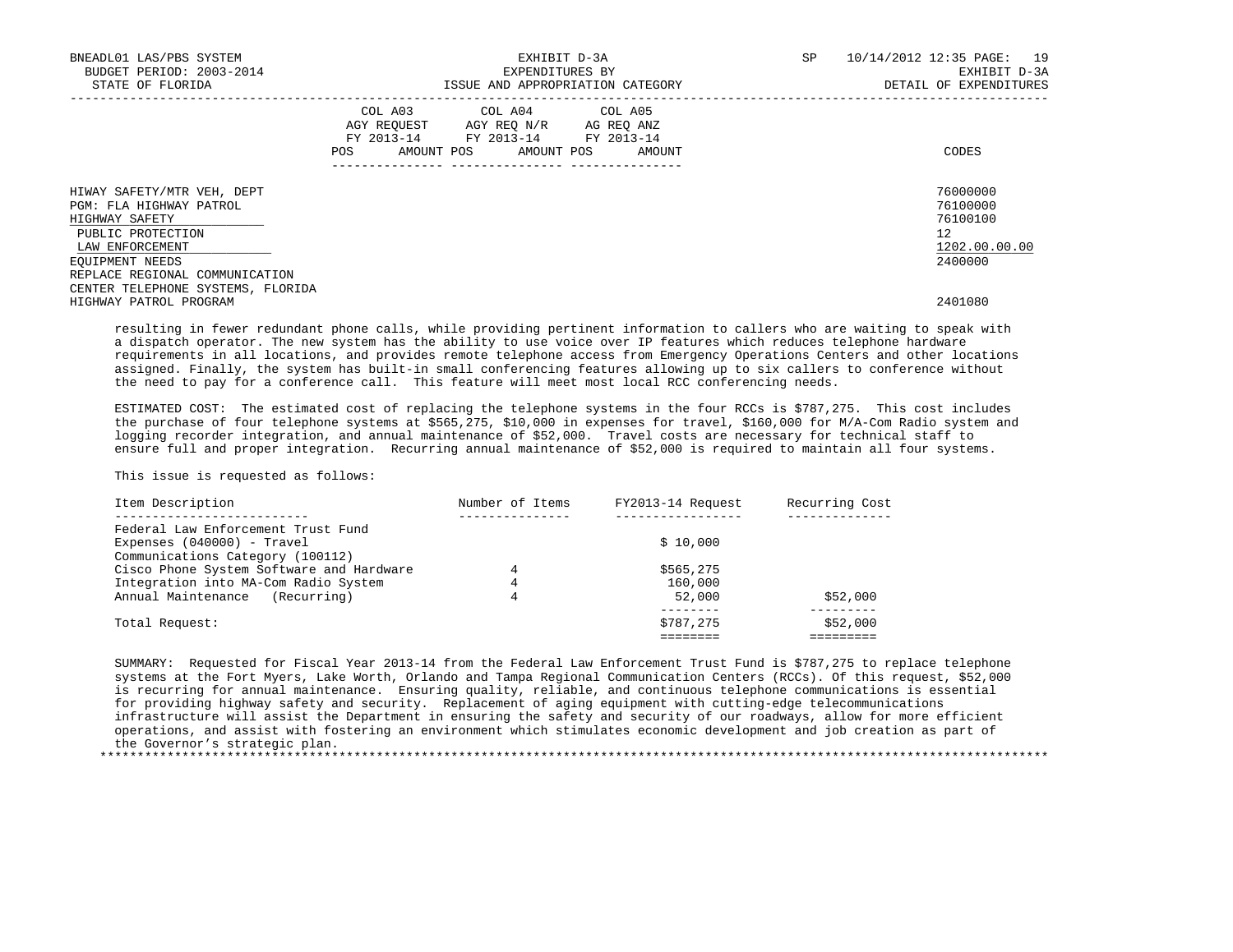| | COL A03 AGY REQUEST FY 2013-14 | | COL A04 AGY REQ N/R FY 2013-14 | | COL A05 AG REQ ANZ FY 2013-14 | | |
|---|---|---|---|---|---|---|---|
| | POS | AMOUNT | POS | AMOUNT | POS | AMOUNT | CODES |
| HIWAY SAFETY/MTR VEH, DEPT | | | | | | | 76000000 |
| PGM: FLA HIGHWAY PATROL | | | | | | | 76100000 |
| HIGHWAY SAFETY | | | | | | | 76100100 |
| PUBLIC PROTECTION | | | | | | | 12 |
| LAW ENFORCEMENT | | | | | | | 1202.00.00.00 |
| EQUIPMENT NEEDS | | | | | | | 2400000 |
| REPLACE REGIONAL COMMUNICATION CENTER TELEPHONE SYSTEMS, FLORIDA HIGHWAY PATROL PROGRAM | | | | | | | 2401080 |

resulting in fewer redundant phone calls, while providing pertinent information to callers who are waiting to speak with a dispatch operator. The new system has the ability to use voice over IP features which reduces telephone hardware requirements in all locations, and provides remote telephone access from Emergency Operations Centers and other locations assigned. Finally, the system has built-in small conferencing features allowing up to six callers to conference without the need to pay for a conference call. This feature will meet most local RCC conferencing needs.

ESTIMATED COST: The estimated cost of replacing the telephone systems in the four RCCs is $787,275. This cost includes the purchase of four telephone systems at $565,275, $10,000 in expenses for travel, $160,000 for M/A-Com Radio system and logging recorder integration, and annual maintenance of $52,000. Travel costs are necessary for technical staff to ensure full and proper integration. Recurring annual maintenance of $52,000 is required to maintain all four systems.

This issue is requested as follows:

| Item Description | Number of Items | FY2013-14 Request | Recurring Cost |
|---|---|---|---|
| Federal Law Enforcement Trust Fund | | | |
| Expenses (040000) - Travel | | $ 10,000 | |
| Communications Category (100112) | | | |
| Cisco Phone System Software and Hardware | 4 | $565,275 | |
| Integration into MA-Com Radio System | 4 | 160,000 | |
| Annual Maintenance (Recurring) | 4 | 52,000 | $52,000 |
| Total Request: | | $787,275 | $52,000 |

SUMMARY: Requested for Fiscal Year 2013-14 from the Federal Law Enforcement Trust Fund is $787,275 to replace telephone systems at the Fort Myers, Lake Worth, Orlando and Tampa Regional Communication Centers (RCCs). Of this request, $52,000 is recurring for annual maintenance. Ensuring quality, reliable, and continuous telephone communications is essential for providing highway safety and security. Replacement of aging equipment with cutting-edge telecommunications infrastructure will assist the Department in ensuring the safety and security of our roadways, allow for more efficient operations, and assist with fostering an environment which stimulates economic development and job creation as part of the Governor's strategic plan.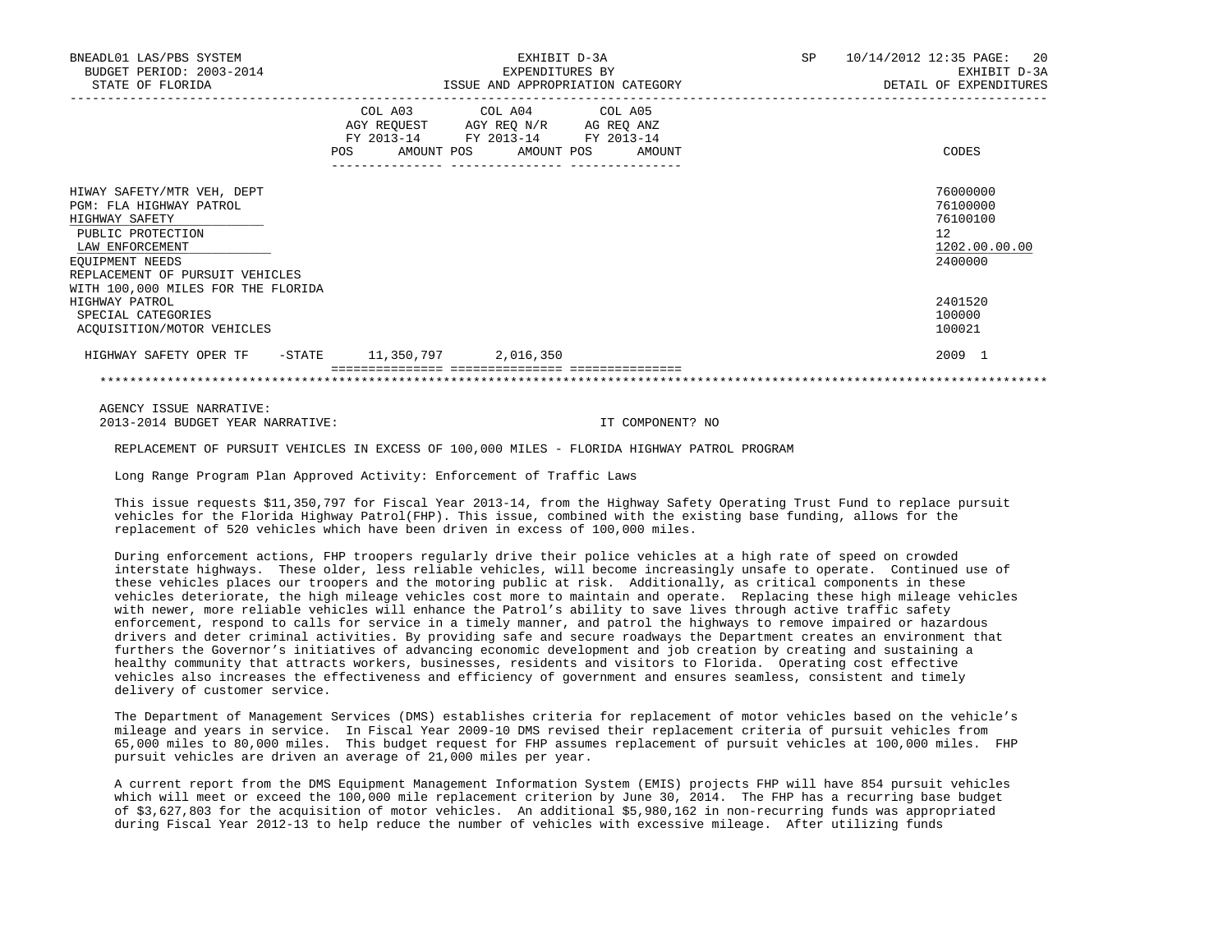| | COL A03 AGY REQUEST FY 2013-14 POS AMOUNT | COL A04 AGY REQ N/R FY 2013-14 POS AMOUNT | COL A05 AG REQ ANZ FY 2013-14 POS AMOUNT | CODES |
|---|---|---|---|---|
| HIWAY SAFETY/MTR VEH, DEPT | | | | 76000000 |
| PGM: FLA HIGHWAY PATROL | | | | 76100000 |
| HIGHWAY SAFETY | | | | 76100100 |
| PUBLIC PROTECTION | | | | 12 |
| LAW ENFORCEMENT | | | | 1202.00.00.00 |
| EQUIPMENT NEEDS | | | | 2400000 |
| REPLACEMENT OF PURSUIT VEHICLES WITH 100,000 MILES FOR THE FLORIDA HIGHWAY PATROL | | | | 2401520 |
| SPECIAL CATEGORIES | | | | 100000 |
| ACQUISITION/MOTOR VEHICLES | | | | 100021 |
| HIGHWAY SAFETY OPER TF -STATE | 11,350,797 | 2,016,350 | | 2009 1 |

AGENCY ISSUE NARRATIVE:

2013-2014 BUDGET YEAR NARRATIVE: IT COMPONENT? NO

REPLACEMENT OF PURSUIT VEHICLES IN EXCESS OF 100,000 MILES - FLORIDA HIGHWAY PATROL PROGRAM

Long Range Program Plan Approved Activity: Enforcement of Traffic Laws

This issue requests $11,350,797 for Fiscal Year 2013-14, from the Highway Safety Operating Trust Fund to replace pursuit vehicles for the Florida Highway Patrol(FHP). This issue, combined with the existing base funding, allows for the replacement of 520 vehicles which have been driven in excess of 100,000 miles.

During enforcement actions, FHP troopers regularly drive their police vehicles at a high rate of speed on crowded interstate highways. These older, less reliable vehicles, will become increasingly unsafe to operate. Continued use of these vehicles places our troopers and the motoring public at risk. Additionally, as critical components in these vehicles deteriorate, the high mileage vehicles cost more to maintain and operate. Replacing these high mileage vehicles with newer, more reliable vehicles will enhance the Patrol's ability to save lives through active traffic safety enforcement, respond to calls for service in a timely manner, and patrol the highways to remove impaired or hazardous drivers and deter criminal activities. By providing safe and secure roadways the Department creates an environment that furthers the Governor's initiatives of advancing economic development and job creation by creating and sustaining a healthy community that attracts workers, businesses, residents and visitors to Florida. Operating cost effective vehicles also increases the effectiveness and efficiency of government and ensures seamless, consistent and timely delivery of customer service.

The Department of Management Services (DMS) establishes criteria for replacement of motor vehicles based on the vehicle's mileage and years in service. In Fiscal Year 2009-10 DMS revised their replacement criteria of pursuit vehicles from 65,000 miles to 80,000 miles. This budget request for FHP assumes replacement of pursuit vehicles at 100,000 miles. FHP pursuit vehicles are driven an average of 21,000 miles per year.

A current report from the DMS Equipment Management Information System (EMIS) projects FHP will have 854 pursuit vehicles which will meet or exceed the 100,000 mile replacement criterion by June 30, 2014. The FHP has a recurring base budget of $3,627,803 for the acquisition of motor vehicles. An additional $5,980,162 in non-recurring funds was appropriated during Fiscal Year 2012-13 to help reduce the number of vehicles with excessive mileage. After utilizing funds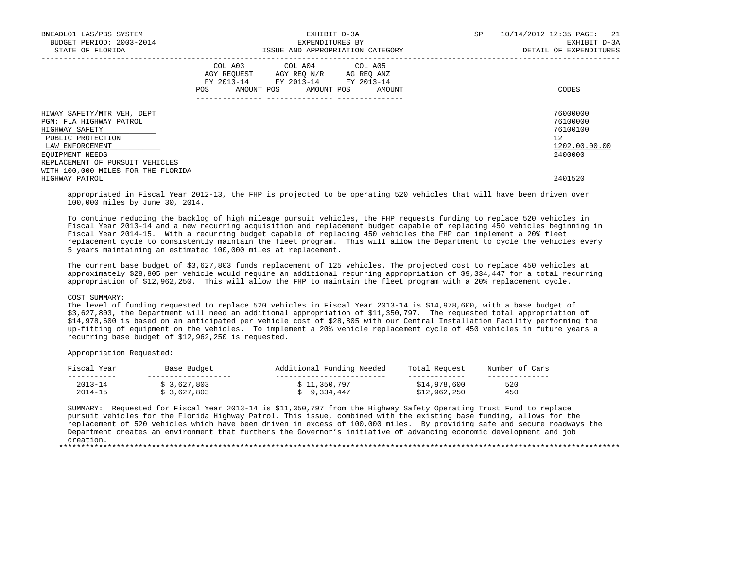| | COL A03 AGY REQUEST FY 2013-14 POS AMOUNT | COL A04 AGY REQ N/R FY 2013-14 POS AMOUNT | COL A05 AG REQ ANZ FY 2013-14 POS AMOUNT | CODES |
|---|---|---|---|---|
| HIWAY SAFETY/MTR VEH, DEPT | | | | 76000000 |
| PGM: FLA HIGHWAY PATROL | | | | 76100000 |
| HIGHWAY SAFETY | | | | 76100100 |
| PUBLIC PROTECTION | | | | 12 |
| LAW ENFORCEMENT | | | | 1202.00.00.00 |
| EQUIPMENT NEEDS | | | | 2400000 |
| REPLACEMENT OF PURSUIT VEHICLES WITH 100,000 MILES FOR THE FLORIDA HIGHWAY PATROL | | | | 2401520 |

appropriated in Fiscal Year 2012-13, the FHP is projected to be operating 520 vehicles that will have been driven over 100,000 miles by June 30, 2014.

To continue reducing the backlog of high mileage pursuit vehicles, the FHP requests funding to replace 520 vehicles in Fiscal Year 2013-14 and a new recurring acquisition and replacement budget capable of replacing 450 vehicles beginning in Fiscal Year 2014-15. With a recurring budget capable of replacing 450 vehicles the FHP can implement a 20% fleet replacement cycle to consistently maintain the fleet program. This will allow the Department to cycle the vehicles every 5 years maintaining an estimated 100,000 miles at replacement.

The current base budget of $3,627,803 funds replacement of 125 vehicles. The projected cost to replace 450 vehicles at approximately $28,805 per vehicle would require an additional recurring appropriation of $9,334,447 for a total recurring appropriation of $12,962,250. This will allow the FHP to maintain the fleet program with a 20% replacement cycle.

COST SUMMARY:
The level of funding requested to replace 520 vehicles in Fiscal Year 2013-14 is $14,978,600, with a base budget of $3,627,803, the Department will need an additional appropriation of $11,350,797. The requested total appropriation of $14,978,600 is based on an anticipated per vehicle cost of $28,805 with our Central Installation Facility performing the up-fitting of equipment on the vehicles. To implement a 20% vehicle replacement cycle of 450 vehicles in future years a recurring base budget of $12,962,250 is requested.

Appropriation Requested:

| Fiscal Year | Base Budget | Additional Funding Needed | Total Request | Number of Cars |
|---|---|---|---|---|
| 2013-14 | $ 3,627,803 | $ 11,350,797 | $14,978,600 | 520 |
| 2014-15 | $ 3,627,803 | $ 9,334,447 | $12,962,250 | 450 |

SUMMARY: Requested for Fiscal Year 2013-14 is $11,350,797 from the Highway Safety Operating Trust Fund to replace pursuit vehicles for the Florida Highway Patrol. This issue, combined with the existing base funding, allows for the replacement of 520 vehicles which have been driven in excess of 100,000 miles. By providing safe and secure roadways the Department creates an environment that furthers the Governor's initiative of advancing economic development and job creation.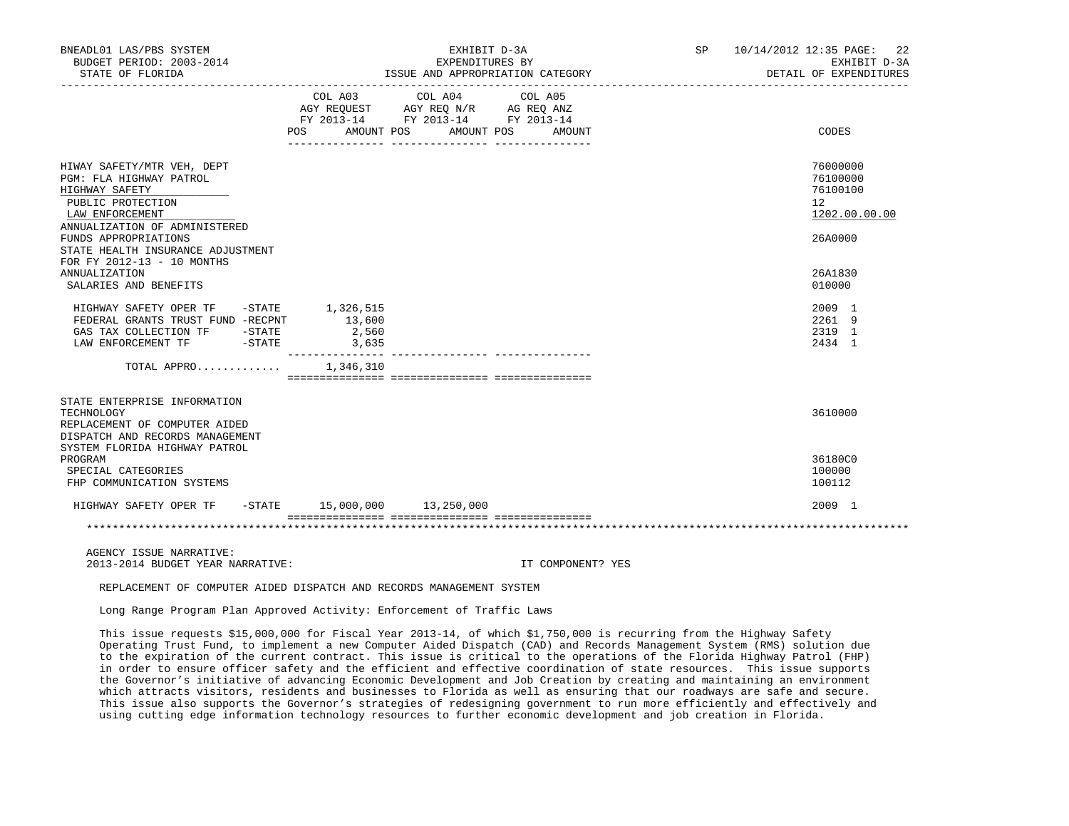BNEADL01 LAS/PBS SYSTEM — EXHIBIT D-3A — SP 10/14/2012 12:35

BUDGET PERIOD: 2003-2014 — EXPENDITURES BY — EXHIBIT D-3A

STATE OF FLORIDA — ISSUE AND APPROPRIATION CATEGORY — DETAIL OF EXPENDITURES

| | COL A03 AGY REQUEST FY 2013-14 POS AMOUNT | COL A04 AGY REQ N/R FY 2013-14 POS AMOUNT | COL A05 AG REQ ANZ FY 2013-14 POS AMOUNT | CODES |
|---|---|---|---|---|
| HIWAY SAFETY/MTR VEH, DEPT | | | | 76000000 |
| PGM: FLA HIGHWAY PATROL | | | | 76100000 |
| HIGHWAY SAFETY | | | | 76100100 |
| PUBLIC PROTECTION | | | | 12 |
| LAW ENFORCEMENT | | | | 1202.00.00.00 |
| ANNUALIZATION OF ADMINISTERED FUNDS APPROPRIATIONS | | | | 26A0000 |
| STATE HEALTH INSURANCE ADJUSTMENT FOR FY 2012-13 - 10 MONTHS ANNUALIZATION | | | | 26A1830 |
| SALARIES AND BENEFITS | | | | 010000 |
| HIGHWAY SAFETY OPER TF -STATE | 1,326,515 | | | 2009 1 |
| FEDERAL GRANTS TRUST FUND -RECPNT | 13,600 | | | 2261 9 |
| GAS TAX COLLECTION TF -STATE | 2,560 | | | 2319 1 |
| LAW ENFORCEMENT TF -STATE | 3,635 | | | 2434 1 |
| TOTAL APPRO............ | 1,346,310 | | | |
| STATE ENTERPRISE INFORMATION TECHNOLOGY | | | | 3610000 |
| REPLACEMENT OF COMPUTER AIDED DISPATCH AND RECORDS MANAGEMENT SYSTEM FLORIDA HIGHWAY PATROL PROGRAM | | | | 36180C0 |
| SPECIAL CATEGORIES | | | | 100000 |
| FHP COMMUNICATION SYSTEMS | | | | 100112 |
| HIGHWAY SAFETY OPER TF -STATE | 15,000,000 | 13,250,000 | | 2009 1 |

AGENCY ISSUE NARRATIVE:

2013-2014 BUDGET YEAR NARRATIVE: IT COMPONENT? YES

REPLACEMENT OF COMPUTER AIDED DISPATCH AND RECORDS MANAGEMENT SYSTEM

Long Range Program Plan Approved Activity: Enforcement of Traffic Laws

This issue requests $15,000,000 for Fiscal Year 2013-14, of which $1,750,000 is recurring from the Highway Safety Operating Trust Fund, to implement a new Computer Aided Dispatch (CAD) and Records Management System (RMS) solution due to the expiration of the current contract. This issue is critical to the operations of the Florida Highway Patrol (FHP) in order to ensure officer safety and the efficient and effective coordination of state resources. This issue supports the Governor's initiative of advancing Economic Development and Job Creation by creating and maintaining an environment which attracts visitors, residents and businesses to Florida as well as ensuring that our roadways are safe and secure. This issue also supports the Governor's strategies of redesigning government to run more efficiently and effectively and using cutting edge information technology resources to further economic development and job creation in Florida.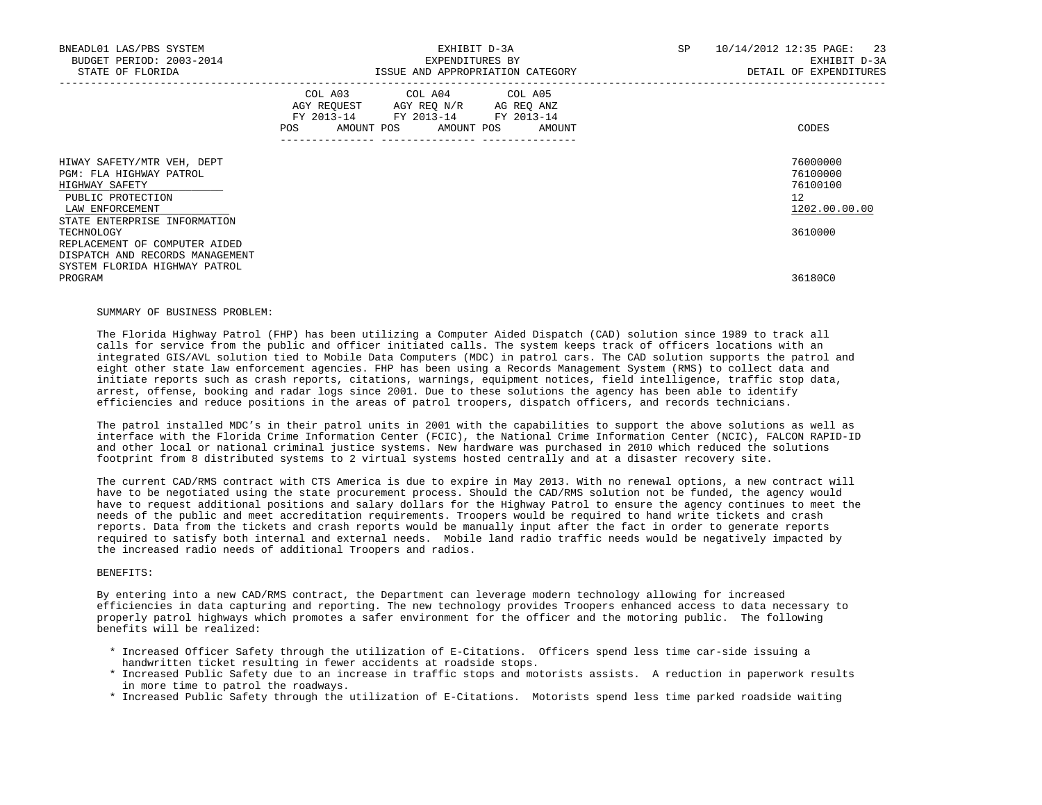BNEADL01 LAS/PBS SYSTEM EXHIBIT D-3A SP 10/14/2012 12:35

BUDGET PERIOD: 2003-2014 EXPENDITURES BY EXHIBIT D-3A

STATE OF FLORIDA ISSUE AND APPROPRIATION CATEGORY DETAIL OF EXPENDITURES

| | COL A03 AGY REQUEST FY 2013-14 POS AMOUNT | COL A04 AGY REQ N/R FY 2013-14 POS AMOUNT | COL A05 AG REQ ANZ FY 2013-14 POS AMOUNT | CODES |
|---|---|---|---|---|
| HIWAY SAFETY/MTR VEH, DEPT | | | | 76000000 |
| PGM: FLA HIGHWAY PATROL | | | | 76100000 |
| HIGHWAY SAFETY | | | | 76100100 |
| PUBLIC PROTECTION | | | | 12 |
| LAW ENFORCEMENT | | | | 1202.00.00.00 |
| STATE ENTERPRISE INFORMATION TECHNOLOGY | | | | 3610000 |
| REPLACEMENT OF COMPUTER AIDED DISPATCH AND RECORDS MANAGEMENT SYSTEM FLORIDA HIGHWAY PATROL PROGRAM | | | | 36180C0 |

SUMMARY OF BUSINESS PROBLEM:

The Florida Highway Patrol (FHP) has been utilizing a Computer Aided Dispatch (CAD) solution since 1989 to track all calls for service from the public and officer initiated calls. The system keeps track of officers locations with an integrated GIS/AVL solution tied to Mobile Data Computers (MDC) in patrol cars. The CAD solution supports the patrol and eight other state law enforcement agencies. FHP has been using a Records Management System (RMS) to collect data and initiate reports such as crash reports, citations, warnings, equipment notices, field intelligence, traffic stop data, arrest, offense, booking and radar logs since 2001. Due to these solutions the agency has been able to identify efficiencies and reduce positions in the areas of patrol troopers, dispatch officers, and records technicians.

The patrol installed MDC's in their patrol units in 2001 with the capabilities to support the above solutions as well as interface with the Florida Crime Information Center (FCIC), the National Crime Information Center (NCIC), FALCON RAPID-ID and other local or national criminal justice systems. New hardware was purchased in 2010 which reduced the solutions footprint from 8 distributed systems to 2 virtual systems hosted centrally and at a disaster recovery site.

The current CAD/RMS contract with CTS America is due to expire in May 2013. With no renewal options, a new contract will have to be negotiated using the state procurement process. Should the CAD/RMS solution not be funded, the agency would have to request additional positions and salary dollars for the Highway Patrol to ensure the agency continues to meet the needs of the public and meet accreditation requirements. Troopers would be required to hand write tickets and crash reports. Data from the tickets and crash reports would be manually input after the fact in order to generate reports required to satisfy both internal and external needs. Mobile land radio traffic needs would be negatively impacted by the increased radio needs of additional Troopers and radios.

BENEFITS:

By entering into a new CAD/RMS contract, the Department can leverage modern technology allowing for increased efficiencies in data capturing and reporting. The new technology provides Troopers enhanced access to data necessary to properly patrol highways which promotes a safer environment for the officer and the motoring public. The following benefits will be realized:

* Increased Officer Safety through the utilization of E-Citations. Officers spend less time car-side issuing a handwritten ticket resulting in fewer accidents at roadside stops.
* Increased Public Safety due to an increase in traffic stops and motorists assists. A reduction in paperwork results in more time to patrol the roadways.
* Increased Public Safety through the utilization of E-Citations. Motorists spend less time parked roadside waiting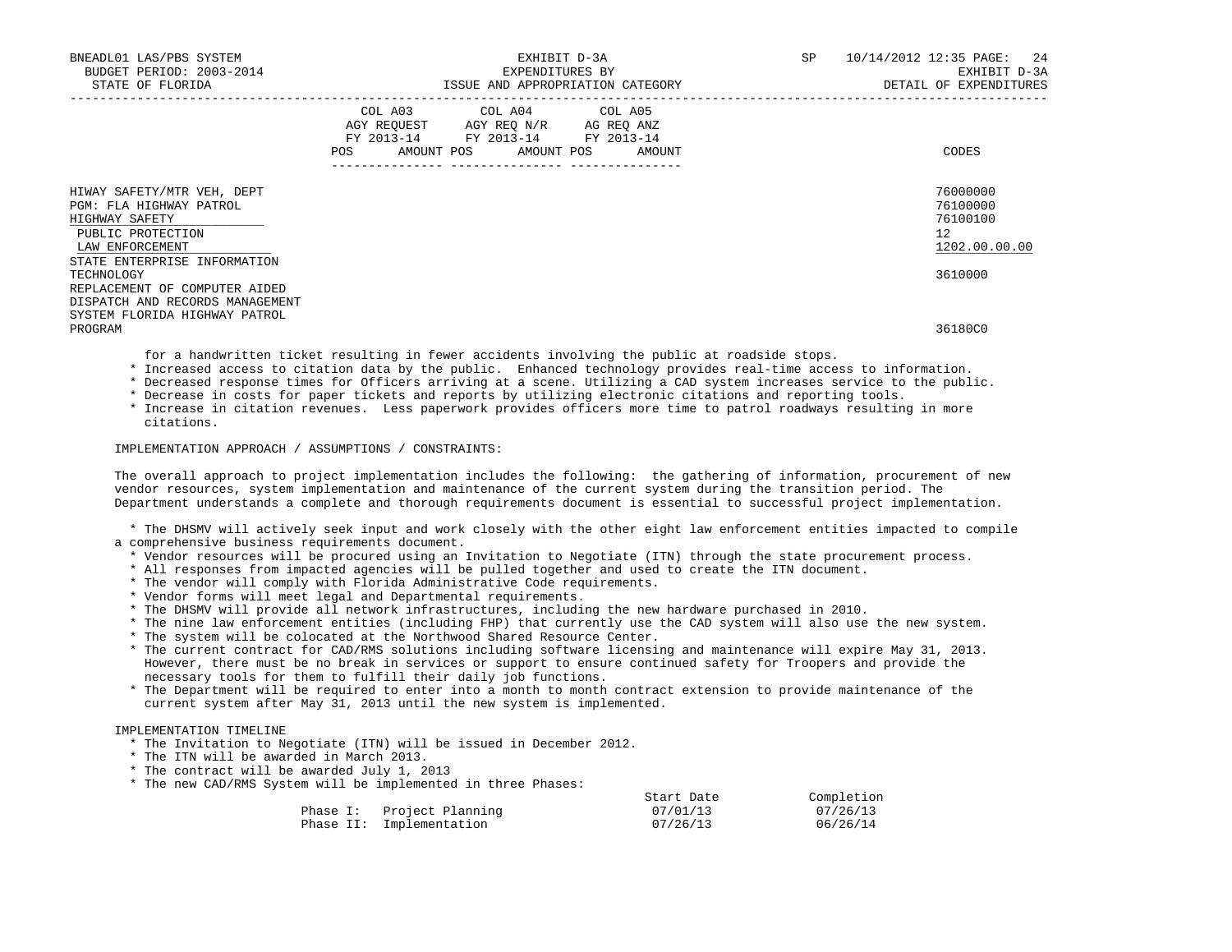| | COL A03 AGY REQUEST FY 2013-14 POS AMOUNT | COL A04 AGY REQ N/R FY 2013-14 POS AMOUNT | COL A05 AG REQ ANZ FY 2013-14 POS AMOUNT | CODES |
|---|---|---|---|---|
| HIWAY SAFETY/MTR VEH, DEPT | | | | 76000000 |
| PGM: FLA HIGHWAY PATROL | | | | 76100000 |
| HIGHWAY SAFETY | | | | 76100100 |
| PUBLIC PROTECTION | | | | 12 |
| LAW ENFORCEMENT | | | | 1202.00.00.00 |
| STATE ENTERPRISE INFORMATION TECHNOLOGY | | | | 3610000 |
| REPLACEMENT OF COMPUTER AIDED DISPATCH AND RECORDS MANAGEMENT SYSTEM FLORIDA HIGHWAY PATROL PROGRAM | | | | 36180C0 |

for a handwritten ticket resulting in fewer accidents involving the public at roadside stops.

* Increased access to citation data by the public. Enhanced technology provides real-time access to information.
* Decreased response times for Officers arriving at a scene. Utilizing a CAD system increases service to the public.
* Decrease in costs for paper tickets and reports by utilizing electronic citations and reporting tools.
* Increase in citation revenues. Less paperwork provides officers more time to patrol roadways resulting in more citations.

IMPLEMENTATION APPROACH / ASSUMPTIONS / CONSTRAINTS:

The overall approach to project implementation includes the following: the gathering of information, procurement of new vendor resources, system implementation and maintenance of the current system during the transition period. The Department understands a complete and thorough requirements document is essential to successful project implementation.

* The DHSMV will actively seek input and work closely with the other eight law enforcement entities impacted to compile a comprehensive business requirements document.
* Vendor resources will be procured using an Invitation to Negotiate (ITN) through the state procurement process.
* All responses from impacted agencies will be pulled together and used to create the ITN document.
* The vendor will comply with Florida Administrative Code requirements.
* Vendor forms will meet legal and Departmental requirements.
* The DHSMV will provide all network infrastructures, including the new hardware purchased in 2010.
* The nine law enforcement entities (including FHP) that currently use the CAD system will also use the new system.
* The system will be colocated at the Northwood Shared Resource Center.
* The current contract for CAD/RMS solutions including software licensing and maintenance will expire May 31, 2013. However, there must be no break in services or support to ensure continued safety for Troopers and provide the necessary tools for them to fulfill their daily job functions.
* The Department will be required to enter into a month to month contract extension to provide maintenance of the current system after May 31, 2013 until the new system is implemented.

IMPLEMENTATION TIMELINE

* The Invitation to Negotiate (ITN) will be issued in December 2012.
* The ITN will be awarded in March 2013.
* The contract will be awarded July 1, 2013
* The new CAD/RMS System will be implemented in three Phases:

| | | Start Date | Completion |
|---|---|---|---|
| Phase I: | Project Planning | 07/01/13 | 07/26/13 |
| Phase II: | Implementation | 07/26/13 | 06/26/14 |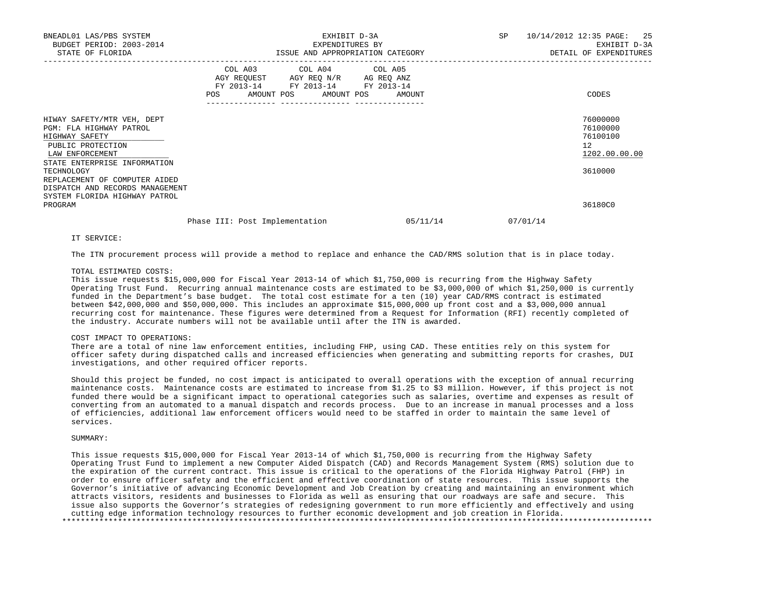| | COL A03 AGY REQUEST FY 2013-14 POS AMOUNT | COL A04 AGY REQ N/R FY 2013-14 POS AMOUNT | COL A05 AG REQ ANZ FY 2013-14 POS AMOUNT | CODES |
|---|---|---|---|---|
| HIWAY SAFETY/MTR VEH, DEPT | | | | 76000000 |
| PGM: FLA HIGHWAY PATROL | | | | 76100000 |
| HIGHWAY SAFETY | | | | 76100100 |
| PUBLIC PROTECTION | | | | 12 |
| LAW ENFORCEMENT | | | | 1202.00.00.00 |
| STATE ENTERPRISE INFORMATION TECHNOLOGY | | | | 3610000 |
| REPLACEMENT OF COMPUTER AIDED DISPATCH AND RECORDS MANAGEMENT SYSTEM FLORIDA HIGHWAY PATROL PROGRAM | | | | 36180C0 |

Phase III: Post Implementation 05/11/14 07/01/14

IT SERVICE:

The ITN procurement process will provide a method to replace and enhance the CAD/RMS solution that is in place today.

TOTAL ESTIMATED COSTS:
This issue requests $15,000,000 for Fiscal Year 2013-14 of which $1,750,000 is recurring from the Highway Safety Operating Trust Fund. Recurring annual maintenance costs are estimated to be $3,000,000 of which $1,250,000 is currently funded in the Department's base budget. The total cost estimate for a ten (10) year CAD/RMS contract is estimated between $42,000,000 and $50,000,000. This includes an approximate $15,000,000 up front cost and a $3,000,000 annual recurring cost for maintenance. These figures were determined from a Request for Information (RFI) recently completed of the industry. Accurate numbers will not be available until after the ITN is awarded.

COST IMPACT TO OPERATIONS:
There are a total of nine law enforcement entities, including FHP, using CAD. These entities rely on this system for officer safety during dispatched calls and increased efficiencies when generating and submitting reports for crashes, DUI investigations, and other required officer reports.

Should this project be funded, no cost impact is anticipated to overall operations with the exception of annual recurring maintenance costs. Maintenance costs are estimated to increase from $1.25 to $3 million. However, if this project is not funded there would be a significant impact to operational categories such as salaries, overtime and expenses as result of converting from an automated to a manual dispatch and records process. Due to an increase in manual processes and a loss of efficiencies, additional law enforcement officers would need to be staffed in order to maintain the same level of services.

SUMMARY:

This issue requests $15,000,000 for Fiscal Year 2013-14 of which $1,750,000 is recurring from the Highway Safety Operating Trust Fund to implement a new Computer Aided Dispatch (CAD) and Records Management System (RMS) solution due to the expiration of the current contract. This issue is critical to the operations of the Florida Highway Patrol (FHP) in order to ensure officer safety and the efficient and effective coordination of state resources. This issue supports the Governor's initiative of advancing Economic Development and Job Creation by creating and maintaining an environment which attracts visitors, residents and businesses to Florida as well as ensuring that our roadways are safe and secure. This issue also supports the Governor's strategies of redesigning government to run more efficiently and effectively and using cutting edge information technology resources to further economic development and job creation in Florida.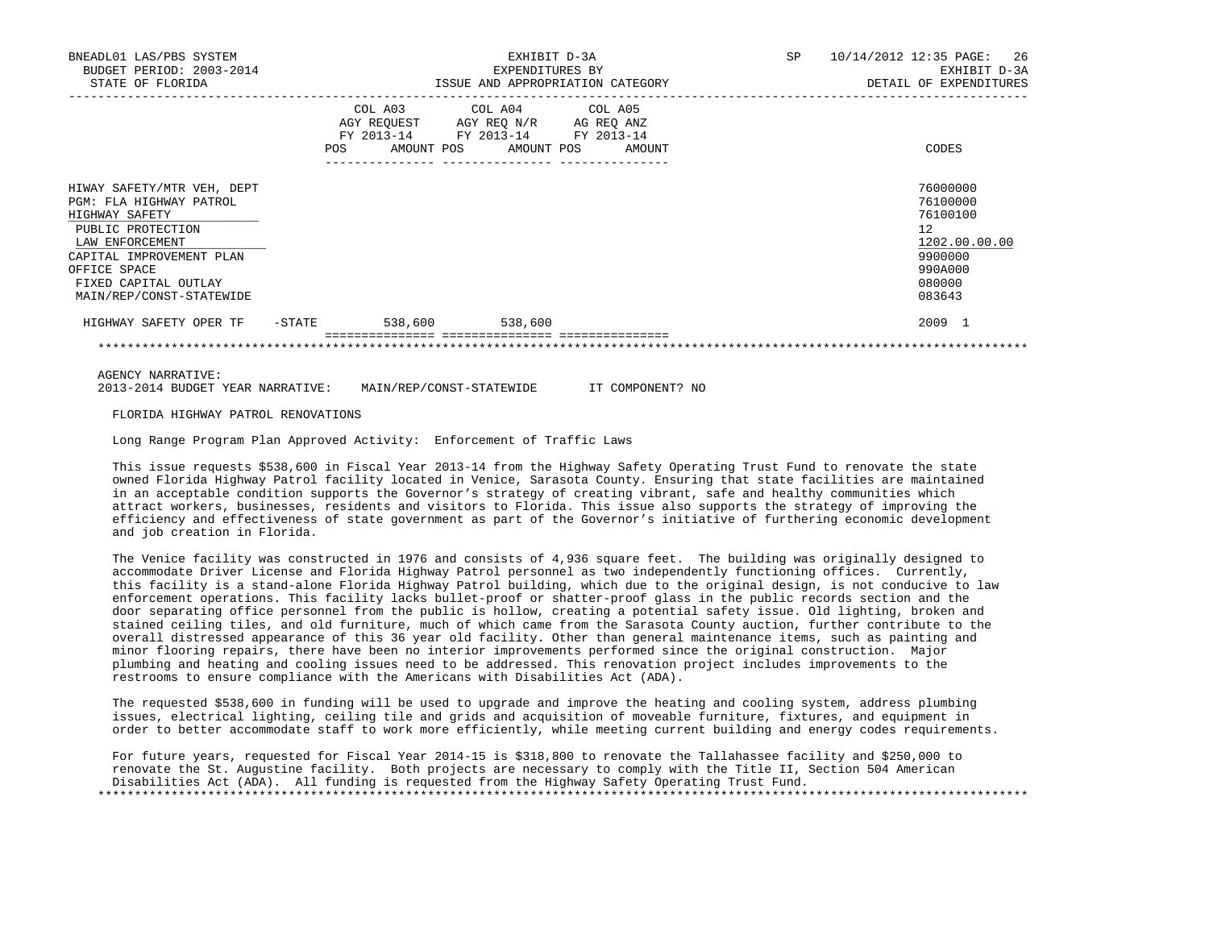| | COL A03 AGY REQUEST FY 2013-14 | | COL A04 AGY REQ N/R FY 2013-14 | | COL A05 AG REQ ANZ FY 2013-14 | | |
|---|---|---|---|---|---|---|---|
| | POS | AMOUNT | POS | AMOUNT | POS | AMOUNT | CODES |
| HIWAY SAFETY/MTR VEH, DEPT | | | | | | | 76000000 |
| PGM: FLA HIGHWAY PATROL | | | | | | | 76100000 |
| HIGHWAY SAFETY | | | | | | | 76100100 |
| PUBLIC PROTECTION | | | | | | | 12 |
| LAW ENFORCEMENT | | | | | | | 1202.00.00.00 |
| CAPITAL IMPROVEMENT PLAN | | | | | | | 9900000 |
| OFFICE SPACE | | | | | | | 990A000 |
| FIXED CAPITAL OUTLAY | | | | | | | 080000 |
| MAIN/REP/CONST-STATEWIDE | | | | | | | 083643 |
| HIGHWAY SAFETY OPER TF -STATE | | 538,600 | | 538,600 | | | 2009 1 |

AGENCY NARRATIVE:
2013-2014 BUDGET YEAR NARRATIVE: MAIN/REP/CONST-STATEWIDE IT COMPONENT? NO

FLORIDA HIGHWAY PATROL RENOVATIONS

Long Range Program Plan Approved Activity: Enforcement of Traffic Laws

This issue requests $538,600 in Fiscal Year 2013-14 from the Highway Safety Operating Trust Fund to renovate the state owned Florida Highway Patrol facility located in Venice, Sarasota County. Ensuring that state facilities are maintained in an acceptable condition supports the Governor's strategy of creating vibrant, safe and healthy communities which attract workers, businesses, residents and visitors to Florida. This issue also supports the strategy of improving the efficiency and effectiveness of state government as part of the Governor's initiative of furthering economic development and job creation in Florida.

The Venice facility was constructed in 1976 and consists of 4,936 square feet. The building was originally designed to accommodate Driver License and Florida Highway Patrol personnel as two independently functioning offices. Currently, this facility is a stand-alone Florida Highway Patrol building, which due to the original design, is not conducive to law enforcement operations. This facility lacks bullet-proof or shatter-proof glass in the public records section and the door separating office personnel from the public is hollow, creating a potential safety issue. Old lighting, broken and stained ceiling tiles, and old furniture, much of which came from the Sarasota County auction, further contribute to the overall distressed appearance of this 36 year old facility. Other than general maintenance items, such as painting and minor flooring repairs, there have been no interior improvements performed since the original construction. Major plumbing and heating and cooling issues need to be addressed. This renovation project includes improvements to the restrooms to ensure compliance with the Americans with Disabilities Act (ADA).

The requested $538,600 in funding will be used to upgrade and improve the heating and cooling system, address plumbing issues, electrical lighting, ceiling tile and grids and acquisition of moveable furniture, fixtures, and equipment in order to better accommodate staff to work more efficiently, while meeting current building and energy codes requirements.

For future years, requested for Fiscal Year 2014-15 is $318,800 to renovate the Tallahassee facility and $250,000 to renovate the St. Augustine facility. Both projects are necessary to comply with the Title II, Section 504 American Disabilities Act (ADA). All funding is requested from the Highway Safety Operating Trust Fund.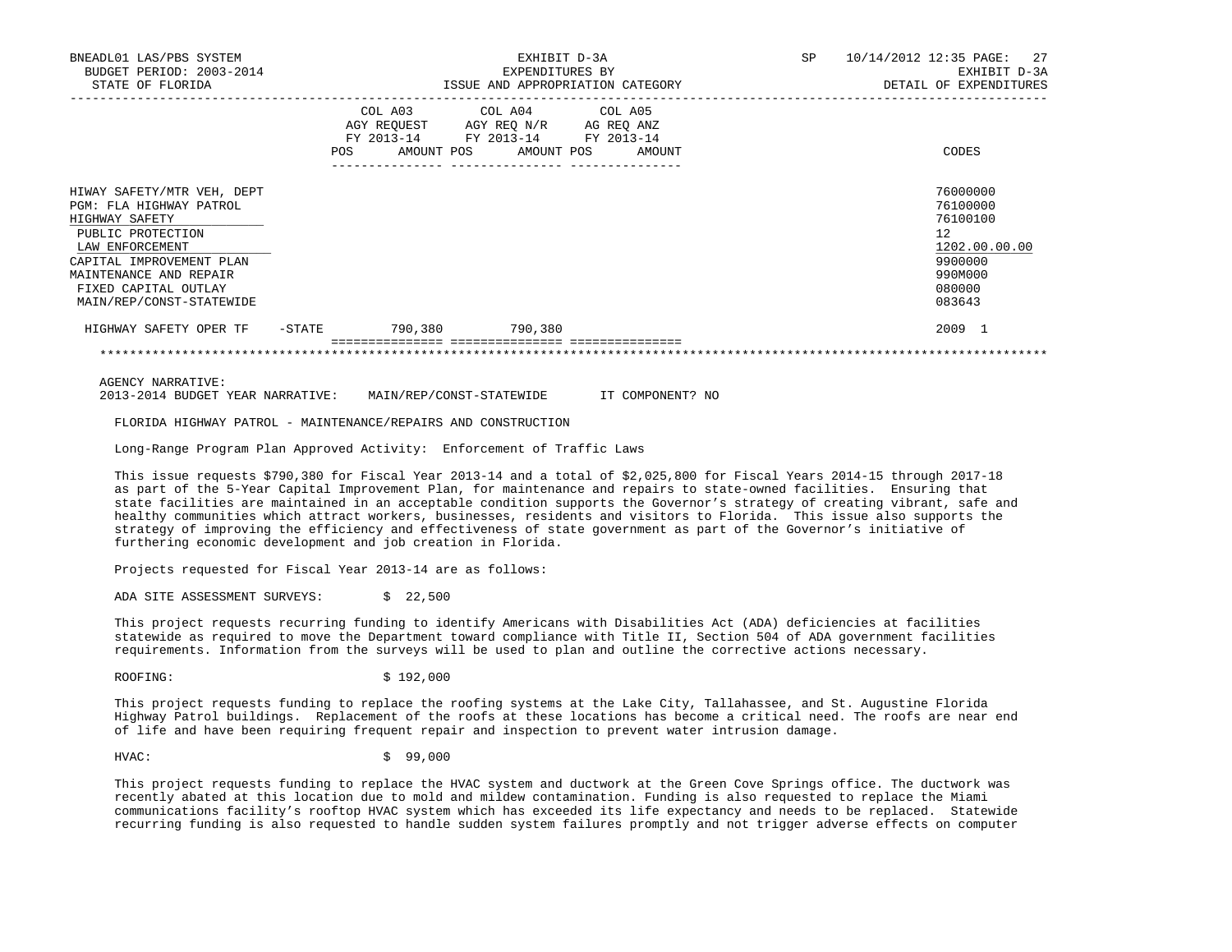| | COL A03 AGY REQUEST FY 2013-14 POS AMOUNT | COL A04 AGY REQ N/R FY 2013-14 POS AMOUNT | COL A05 AG REQ ANZ FY 2013-14 POS AMOUNT | CODES |
|---|---|---|---|---|
| HIWAY SAFETY/MTR VEH, DEPT | | | | 76000000 |
| PGM: FLA HIGHWAY PATROL | | | | 76100000 |
| HIGHWAY SAFETY | | | | 76100100 |
| PUBLIC PROTECTION | | | | 12 |
| LAW ENFORCEMENT | | | | 1202.00.00.00 |
| CAPITAL IMPROVEMENT PLAN | | | | 9900000 |
| MAINTENANCE AND REPAIR | | | | 990M000 |
| FIXED CAPITAL OUTLAY | | | | 080000 |
| MAIN/REP/CONST-STATEWIDE | | | | 083643 |
| HIGHWAY SAFETY OPER TF -STATE | 790,380 | 790,380 | | 2009 1 |

AGENCY NARRATIVE:
2013-2014 BUDGET YEAR NARRATIVE: MAIN/REP/CONST-STATEWIDE IT COMPONENT? NO

FLORIDA HIGHWAY PATROL - MAINTENANCE/REPAIRS AND CONSTRUCTION

Long-Range Program Plan Approved Activity: Enforcement of Traffic Laws

This issue requests $790,380 for Fiscal Year 2013-14 and a total of $2,025,800 for Fiscal Years 2014-15 through 2017-18 as part of the 5-Year Capital Improvement Plan, for maintenance and repairs to state-owned facilities. Ensuring that state facilities are maintained in an acceptable condition supports the Governor's strategy of creating vibrant, safe and healthy communities which attract workers, businesses, residents and visitors to Florida. This issue also supports the strategy of improving the efficiency and effectiveness of state government as part of the Governor's initiative of furthering economic development and job creation in Florida.

Projects requested for Fiscal Year 2013-14 are as follows:

ADA SITE ASSESSMENT SURVEYS: $ 22,500

This project requests recurring funding to identify Americans with Disabilities Act (ADA) deficiencies at facilities statewide as required to move the Department toward compliance with Title II, Section 504 of ADA government facilities requirements. Information from the surveys will be used to plan and outline the corrective actions necessary.

ROOFING: $ 192,000

This project requests funding to replace the roofing systems at the Lake City, Tallahassee, and St. Augustine Florida Highway Patrol buildings. Replacement of the roofs at these locations has become a critical need. The roofs are near end of life and have been requiring frequent repair and inspection to prevent water intrusion damage.

HVAC: $ 99,000

This project requests funding to replace the HVAC system and ductwork at the Green Cove Springs office. The ductwork was recently abated at this location due to mold and mildew contamination. Funding is also requested to replace the Miami communications facility's rooftop HVAC system which has exceeded its life expectancy and needs to be replaced. Statewide recurring funding is also requested to handle sudden system failures promptly and not trigger adverse effects on computer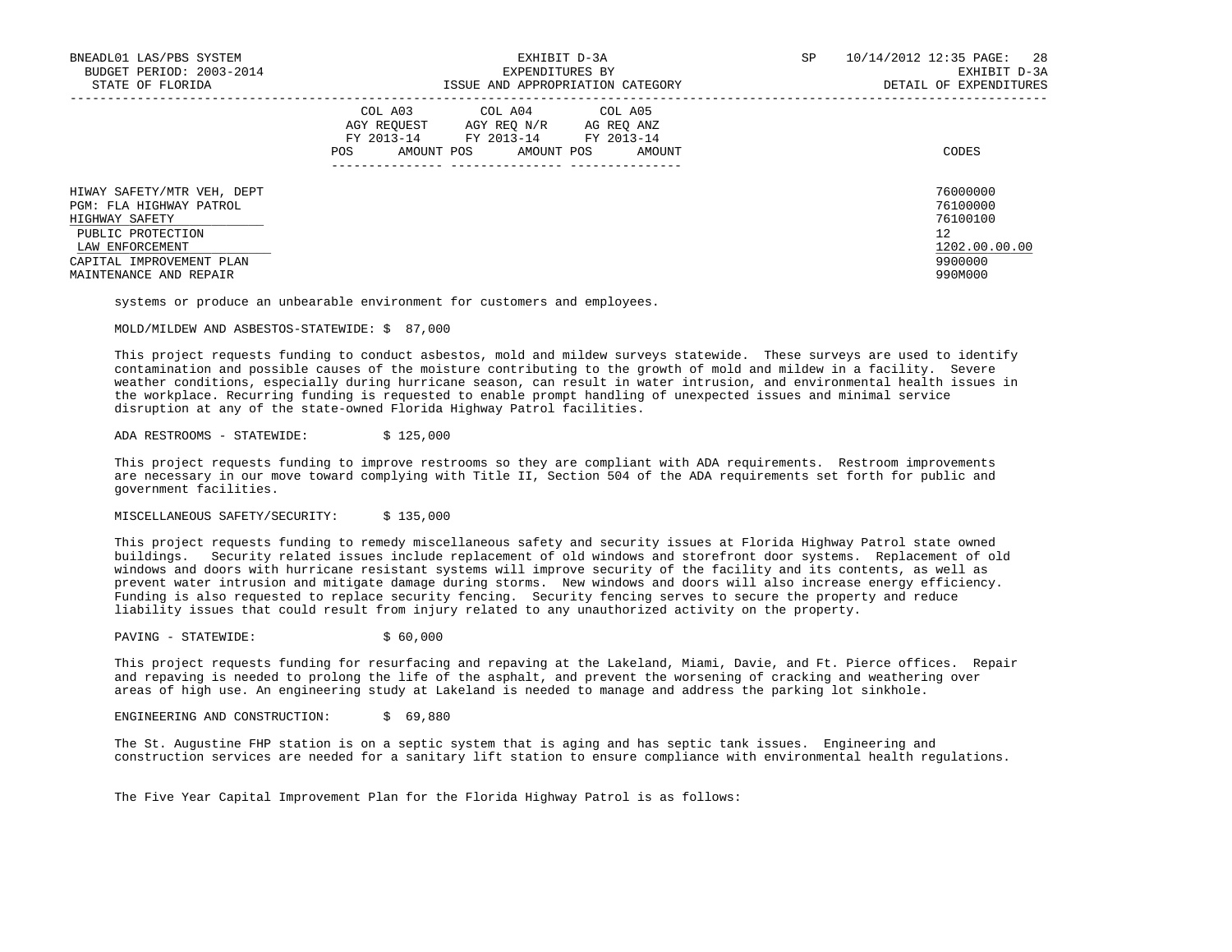| | COL A03 AGY REQUEST FY 2013-14 | | COL A04 AGY REQ N/R FY 2013-14 | | COL A05 AG REQ ANZ FY 2013-14 | | CODES |
|---|---|---|---|---|---|---|---|
| | POS | AMOUNT | POS | AMOUNT | POS | AMOUNT | |
| HIWAY SAFETY/MTR VEH, DEPT | | | | | | | 76000000 |
| PGM: FLA HIGHWAY PATROL | | | | | | | 76100000 |
| HIGHWAY SAFETY | | | | | | | 76100100 |
| PUBLIC PROTECTION | | | | | | | 12 |
| LAW ENFORCEMENT | | | | | | | 1202.00.00.00 |
| CAPITAL IMPROVEMENT PLAN | | | | | | | 9900000 |
| MAINTENANCE AND REPAIR | | | | | | | 990M000 |

systems or produce an unbearable environment for customers and employees.

MOLD/MILDEW AND ASBESTOS-STATEWIDE: $ 87,000

This project requests funding to conduct asbestos, mold and mildew surveys statewide. These surveys are used to identify contamination and possible causes of the moisture contributing to the growth of mold and mildew in a facility. Severe weather conditions, especially during hurricane season, can result in water intrusion, and environmental health issues in the workplace. Recurring funding is requested to enable prompt handling of unexpected issues and minimal service disruption at any of the state-owned Florida Highway Patrol facilities.

ADA RESTROOMS - STATEWIDE: $ 125,000

This project requests funding to improve restrooms so they are compliant with ADA requirements. Restroom improvements are necessary in our move toward complying with Title II, Section 504 of the ADA requirements set forth for public and government facilities.

MISCELLANEOUS SAFETY/SECURITY: $ 135,000

This project requests funding to remedy miscellaneous safety and security issues at Florida Highway Patrol state owned buildings. Security related issues include replacement of old windows and storefront door systems. Replacement of old windows and doors with hurricane resistant systems will improve security of the facility and its contents, as well as prevent water intrusion and mitigate damage during storms. New windows and doors will also increase energy efficiency. Funding is also requested to replace security fencing. Security fencing serves to secure the property and reduce liability issues that could result from injury related to any unauthorized activity on the property.

PAVING - STATEWIDE: $ 60,000

This project requests funding for resurfacing and repaving at the Lakeland, Miami, Davie, and Ft. Pierce offices. Repair and repaving is needed to prolong the life of the asphalt, and prevent the worsening of cracking and weathering over areas of high use. An engineering study at Lakeland is needed to manage and address the parking lot sinkhole.

ENGINEERING AND CONSTRUCTION: $ 69,880

The St. Augustine FHP station is on a septic system that is aging and has septic tank issues. Engineering and construction services are needed for a sanitary lift station to ensure compliance with environmental health regulations.

The Five Year Capital Improvement Plan for the Florida Highway Patrol is as follows: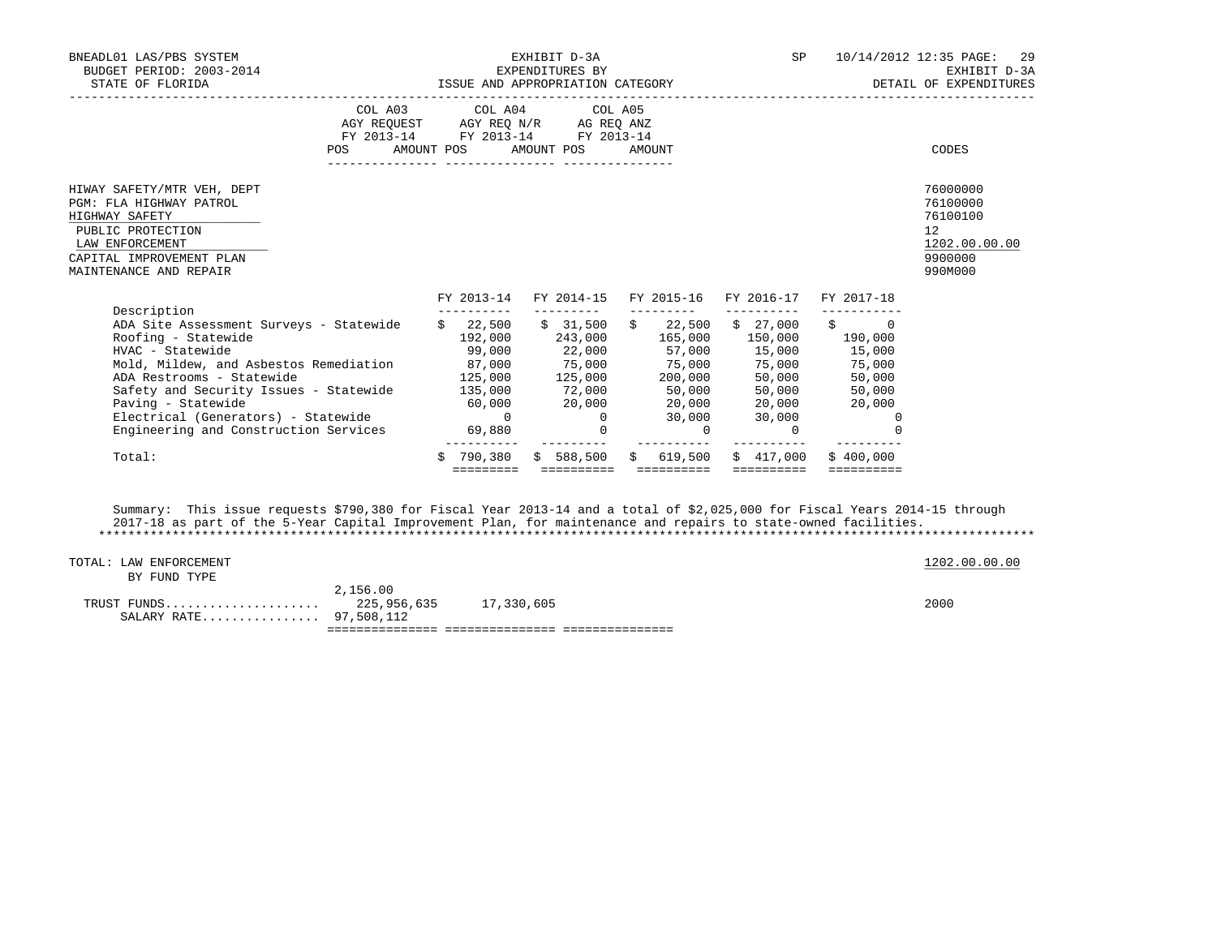EXHIBIT D-3A
EXPENDITURES BY
ISSUE AND APPROPRIATION CATEGORY

DETAIL OF EXPENDITURES

| | COL A03 AGY REQUEST FY 2013-14 POS | AMOUNT | COL A04 AGY REQ N/R FY 2013-14 POS | AMOUNT | COL A05 AG REQ ANZ FY 2013-14 POS | AMOUNT | CODES |
|---|---|---|---|---|---|---|---|

HIWAY SAFETY/MTR VEH, DEPT — 76000000
PGM: FLA HIGHWAY PATROL — 76100000
HIGHWAY SAFETY — 76100100
PUBLIC PROTECTION — 12
LAW ENFORCEMENT — 1202.00.00.00
CAPITAL IMPROVEMENT PLAN — 9900000
MAINTENANCE AND REPAIR — 990M000

| Description | FY 2013-14 | FY 2014-15 | FY 2015-16 | FY 2016-17 | FY 2017-18 |
|---|---|---|---|---|---|
| ADA Site Assessment Surveys - Statewide | $ 22,500 | $ 31,500 | $ 22,500 | $ 27,000 | $ 0 |
| Roofing - Statewide | 192,000 | 243,000 | 165,000 | 150,000 | 190,000 |
| HVAC - Statewide | 99,000 | 22,000 | 57,000 | 15,000 | 15,000 |
| Mold, Mildew, and Asbestos Remediation | 87,000 | 75,000 | 75,000 | 75,000 | 75,000 |
| ADA Restrooms - Statewide | 125,000 | 125,000 | 200,000 | 50,000 | 50,000 |
| Safety and Security Issues - Statewide | 135,000 | 72,000 | 50,000 | 50,000 | 50,000 |
| Paving - Statewide | 60,000 | 20,000 | 20,000 | 20,000 | 20,000 |
| Electrical (Generators) - Statewide | 0 | 0 | 30,000 | 30,000 | 0 |
| Engineering and Construction Services | 69,880 | 0 | 0 | 0 | 0 |
| Total: | $ 790,380 | $ 588,500 | $ 619,500 | $ 417,000 | $ 400,000 |

Summary: This issue requests $790,380 for Fiscal Year 2013-14 and a total of $2,025,000 for Fiscal Years 2014-15 through 2017-18 as part of the 5-Year Capital Improvement Plan, for maintenance and repairs to state-owned facilities.

*****************************************************************************************************************************

TOTAL: LAW ENFORCEMENT — 1202.00.00.00

BY FUND TYPE

| | COL A03 | COL A04 | COL A05 | CODES |
|---|---|---|---|---|
| (POS) | 2,156.00 | | | |
| TRUST FUNDS | 225,956,635 | 17,330,605 | | 2000 |
| SALARY RATE | 97,508,112 | | | |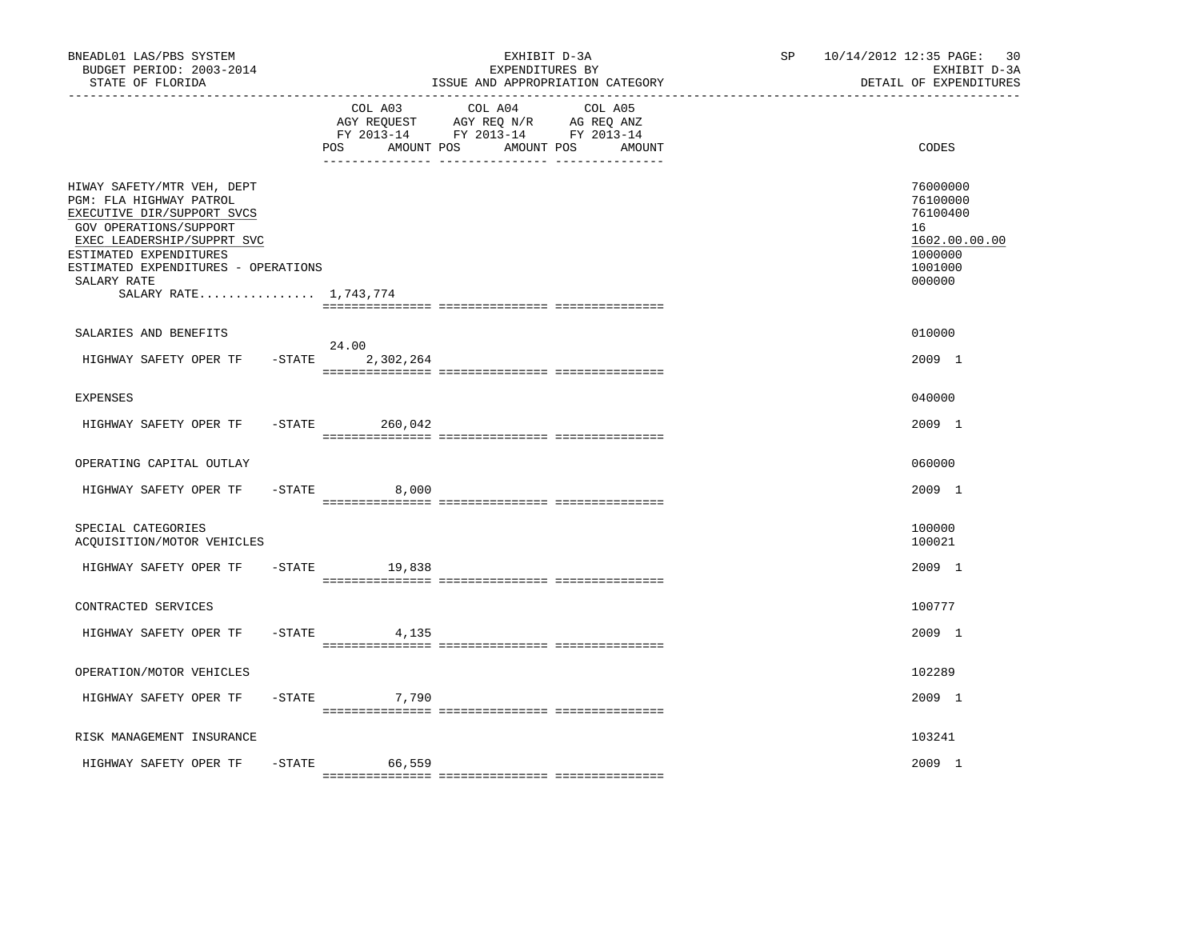BNEADL01 LAS/PBS SYSTEM
BUDGET PERIOD: 2003-2014
STATE OF FLORIDA

EXHIBIT D-3A
EXPENDITURES BY
ISSUE AND APPROPRIATION CATEGORY

SP 10/14/2012 12:35
EXHIBIT D-3A
DETAIL OF EXPENDITURES

| | COL A03 AGY REQUEST FY 2013-14 POS | AMOUNT | COL A04 AGY REQ N/R FY 2013-14 POS | AMOUNT | COL A05 AG REQ ANZ FY 2013-14 POS | AMOUNT | CODES |
|---|---|---|---|---|---|---|---|
| HIWAY SAFETY/MTR VEH, DEPT | | | | | | | 76000000 |
| PGM: FLA HIGHWAY PATROL | | | | | | | 76100000 |
| EXECUTIVE DIR/SUPPORT SVCS | | | | | | | 76100400 |
| GOV OPERATIONS/SUPPORT | | | | | | | 16 |
| EXEC LEADERSHIP/SUPPRT SVC | | | | | | | 1602.00.00.00 |
| ESTIMATED EXPENDITURES | | | | | | | 1000000 |
| ESTIMATED EXPENDITURES - OPERATIONS | | | | | | | 1001000 |
| SALARY RATE | | | | | | | 000000 |
| SALARY RATE................ 1,743,774 | | | | | | | |
| SALARIES AND BENEFITS | | | | | | | 010000 |
| HIGHWAY SAFETY OPER TF -STATE | 24.00 | 2,302,264 | | | | | 2009 1 |
| EXPENSES | | | | | | | 040000 |
| HIGHWAY SAFETY OPER TF -STATE | | 260,042 | | | | | 2009 1 |
| OPERATING CAPITAL OUTLAY | | | | | | | 060000 |
| HIGHWAY SAFETY OPER TF -STATE | | 8,000 | | | | | 2009 1 |
| SPECIAL CATEGORIES | | | | | | | 100000 |
| ACQUISITION/MOTOR VEHICLES | | | | | | | 100021 |
| HIGHWAY SAFETY OPER TF -STATE | | 19,838 | | | | | 2009 1 |
| CONTRACTED SERVICES | | | | | | | 100777 |
| HIGHWAY SAFETY OPER TF -STATE | | 4,135 | | | | | 2009 1 |
| OPERATION/MOTOR VEHICLES | | | | | | | 102289 |
| HIGHWAY SAFETY OPER TF -STATE | | 7,790 | | | | | 2009 1 |
| RISK MANAGEMENT INSURANCE | | | | | | | 103241 |
| HIGHWAY SAFETY OPER TF -STATE | | 66,559 | | | | | 2009 1 |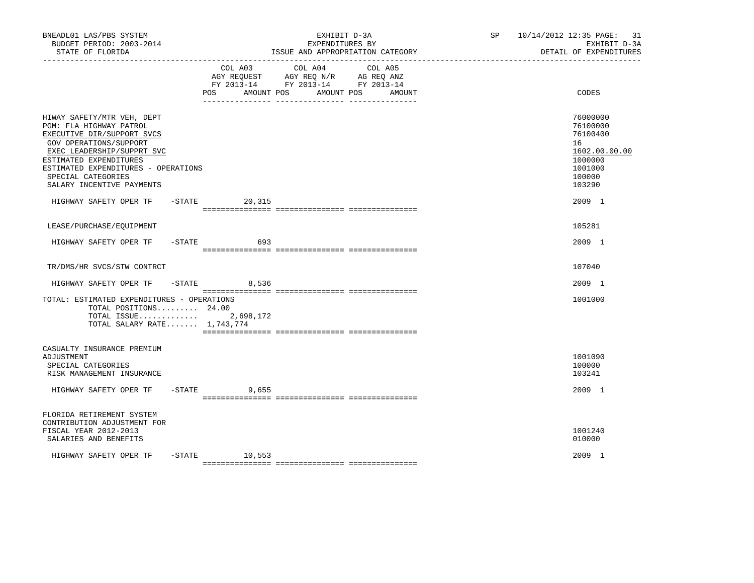BNEADL01 LAS/PBS SYSTEM | EXHIBIT D-3A | SP 10/14/2012 12:35 PAGE: 31
BUDGET PERIOD: 2003-2014 | EXPENDITURES BY | EXHIBIT D-3A
STATE OF FLORIDA | ISSUE AND APPROPRIATION CATEGORY | DETAIL OF EXPENDITURES

| | COL A03 AGY REQUEST FY 2013-14 POS AMOUNT | COL A04 AGY REQ N/R FY 2013-14 POS AMOUNT | COL A05 AG REQ ANZ FY 2013-14 POS AMOUNT | CODES |
|---|---|---|---|---|
| HIWAY SAFETY/MTR VEH, DEPT | | | | 76000000 |
| PGM: FLA HIGHWAY PATROL | | | | 76100000 |
| EXECUTIVE DIR/SUPPORT SVCS | | | | 76100400 |
| GOV OPERATIONS/SUPPORT | | | | 16 |
| EXEC LEADERSHIP/SUPPRT SVC | | | | 1602.00.00.00 |
| ESTIMATED EXPENDITURES | | | | 1000000 |
| ESTIMATED EXPENDITURES - OPERATIONS | | | | 1001000 |
| SPECIAL CATEGORIES | | | | 100000 |
| SALARY INCENTIVE PAYMENTS | | | | 103290 |
| HIGHWAY SAFETY OPER TF -STATE | 20,315 | | | 2009 1 |
| LEASE/PURCHASE/EQUIPMENT | | | | 105281 |
| HIGHWAY SAFETY OPER TF -STATE | 693 | | | 2009 1 |
| TR/DMS/HR SVCS/STW CONTRCT | | | | 107040 |
| HIGHWAY SAFETY OPER TF -STATE | 8,536 | | | 2009 1 |
| TOTAL: ESTIMATED EXPENDITURES - OPERATIONS | | | | 1001000 |
| TOTAL POSITIONS......... 24.00 | | | | |
| TOTAL ISSUE............ | 2,698,172 | | | |
| TOTAL SALARY RATE....... 1,743,774 | | | | |
| CASUALTY INSURANCE PREMIUM ADJUSTMENT | | | | 1001090 |
| SPECIAL CATEGORIES | | | | 100000 |
| RISK MANAGEMENT INSURANCE | | | | 103241 |
| HIGHWAY SAFETY OPER TF -STATE | 9,655 | | | 2009 1 |
| FLORIDA RETIREMENT SYSTEM CONTRIBUTION ADJUSTMENT FOR FISCAL YEAR 2012-2013 | | | | 1001240 |
| SALARIES AND BENEFITS | | | | 010000 |
| HIGHWAY SAFETY OPER TF -STATE | 10,553 | | | 2009 1 |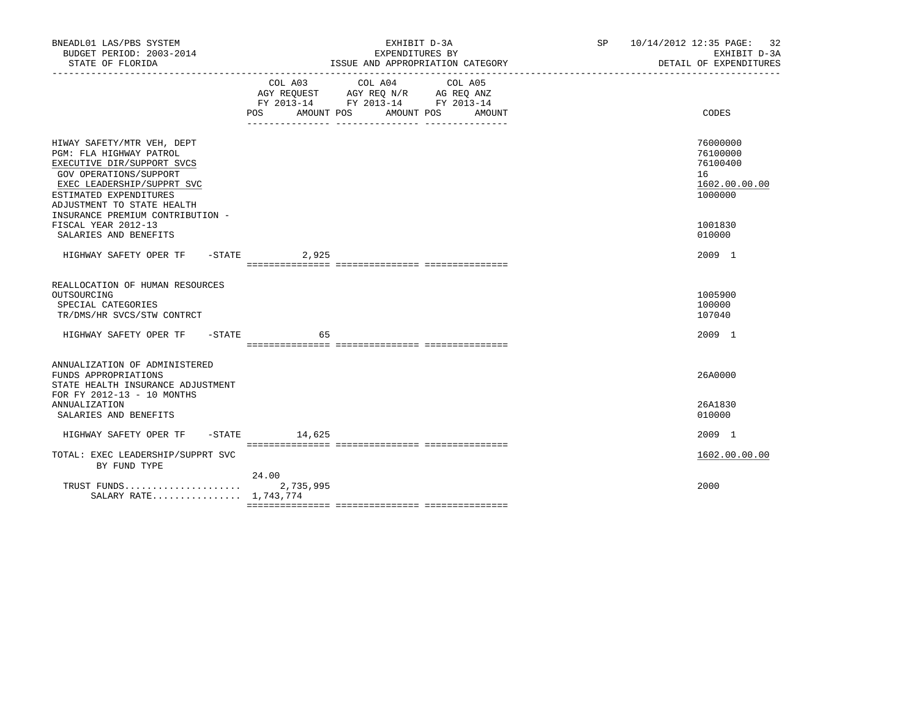BNEADL01 LAS/PBS SYSTEM | EXHIBIT D-3A | SP 10/14/2012 12:35
BUDGET PERIOD: 2003-2014 | EXPENDITURES BY | EXHIBIT D-3A
STATE OF FLORIDA | ISSUE AND APPROPRIATION CATEGORY | DETAIL OF EXPENDITURES

| | COL A03 AGY REQUEST FY 2013-14 POS AMOUNT | COL A04 AGY REQ N/R FY 2013-14 POS AMOUNT | COL A05 AG REQ ANZ FY 2013-14 POS AMOUNT | CODES |
|---|---|---|---|---|
| HIWAY SAFETY/MTR VEH, DEPT | | | | 76000000 |
| PGM: FLA HIGHWAY PATROL | | | | 76100000 |
| EXECUTIVE DIR/SUPPORT SVCS | | | | 76100400 |
| GOV OPERATIONS/SUPPORT | | | | 16 |
| EXEC LEADERSHIP/SUPPRT SVC | | | | 1602.00.00.00 |
| ESTIMATED EXPENDITURES | | | | 1000000 |
| ADJUSTMENT TO STATE HEALTH INSURANCE PREMIUM CONTRIBUTION - FISCAL YEAR 2012-13 | | | | 1001830 |
| SALARIES AND BENEFITS | | | | 010000 |
| HIGHWAY SAFETY OPER TF -STATE | 2,925 | | | 2009 1 |
| REALLOCATION OF HUMAN RESOURCES OUTSOURCING | | | | 1005900 |
| SPECIAL CATEGORIES | | | | 100000 |
| TR/DMS/HR SVCS/STW CONTRCT | | | | 107040 |
| HIGHWAY SAFETY OPER TF -STATE | 65 | | | 2009 1 |
| ANNUALIZATION OF ADMINISTERED FUNDS APPROPRIATIONS | | | | 26A0000 |
| STATE HEALTH INSURANCE ADJUSTMENT FOR FY 2012-13 - 10 MONTHS ANNUALIZATION | | | | 26A1830 |
| SALARIES AND BENEFITS | | | | 010000 |
| HIGHWAY SAFETY OPER TF -STATE | 14,625 | | | 2009 1 |
| TOTAL: EXEC LEADERSHIP/SUPPRT SVC BY FUND TYPE | | | | 1602.00.00.00 |
| TRUST FUNDS..................... | 24.00 2,735,995 | | | 2000 |
| SALARY RATE................ | 1,743,774 | | | |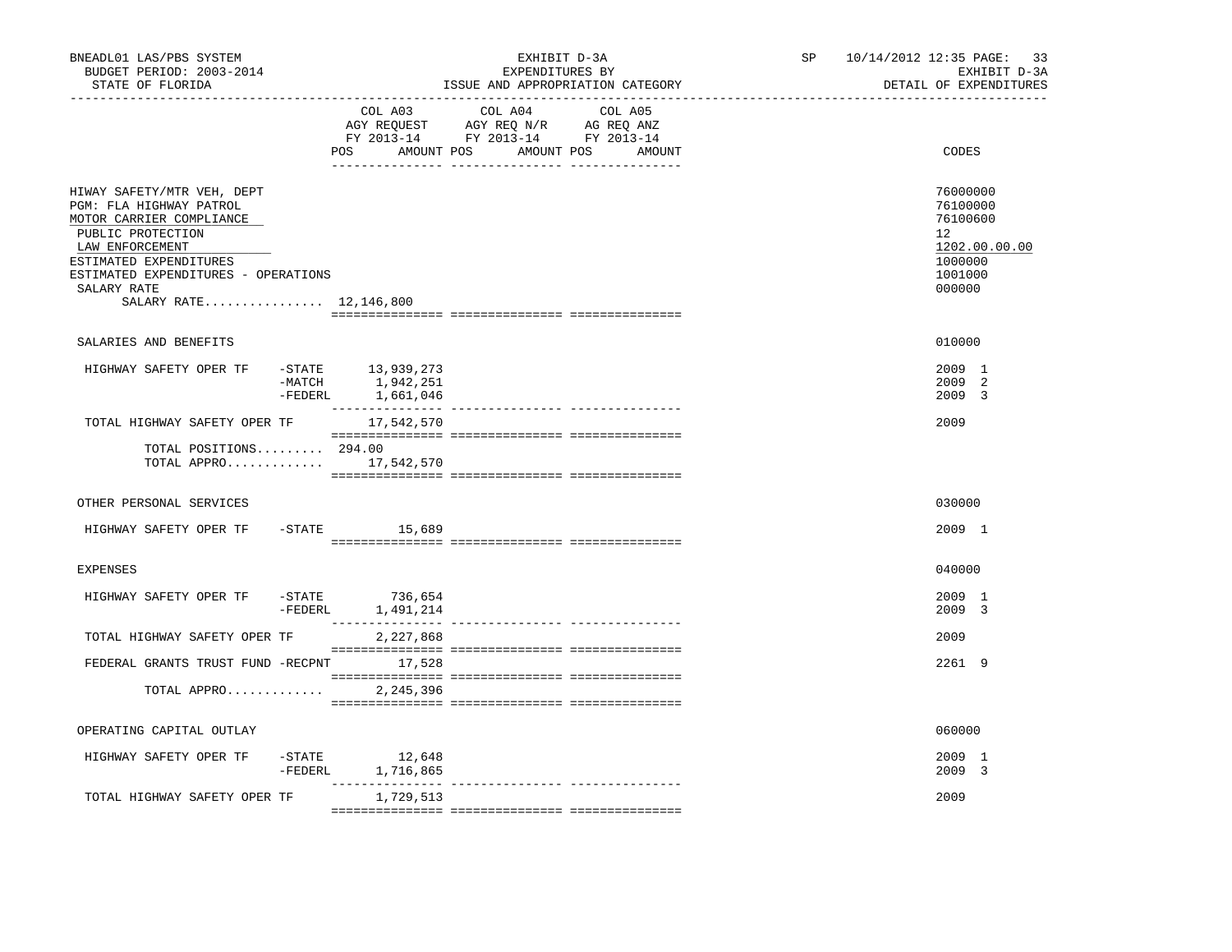BNEADL01 LAS/PBS SYSTEM
BUDGET PERIOD: 2003-2014
STATE OF FLORIDA

EXHIBIT D-3A
EXPENDITURES BY
ISSUE AND APPROPRIATION CATEGORY

SP 10/14/2012 12:35

EXHIBIT D-3A
DETAIL OF EXPENDITURES

| | | COL A03 AGY REQUEST FY 2013-14 POS AMOUNT | COL A04 AGY REQ N/R FY 2013-14 POS AMOUNT | COL A05 AG REQ ANZ FY 2013-14 POS AMOUNT | CODES |
|---|---|---|---|---|---|
| HIWAY SAFETY/MTR VEH, DEPT | | | | | 76000000 |
| PGM: FLA HIGHWAY PATROL | | | | | 76100000 |
| MOTOR CARRIER COMPLIANCE | | | | | 76100600 |
| PUBLIC PROTECTION | | | | | 12 |
| LAW ENFORCEMENT | | | | | 1202.00.00.00 |
| ESTIMATED EXPENDITURES | | | | | 1000000 |
| ESTIMATED EXPENDITURES - OPERATIONS | | | | | 1001000 |
| SALARY RATE | | | | | 000000 |
| SALARY RATE................ 12,146,800 | | | | | |
| SALARIES AND BENEFITS | | | | | 010000 |
| HIGHWAY SAFETY OPER TF | -STATE | 13,939,273 | | | 2009 1 |
| | -MATCH | 1,942,251 | | | 2009 2 |
| | -FEDERL | 1,661,046 | | | 2009 3 |
| TOTAL HIGHWAY SAFETY OPER TF | | 17,542,570 | | | 2009 |
| TOTAL POSITIONS......... 294.00 | | | | | |
| TOTAL APPRO............. | | 17,542,570 | | | |
| OTHER PERSONAL SERVICES | | | | | 030000 |
| HIGHWAY SAFETY OPER TF | -STATE | 15,689 | | | 2009 1 |
| EXPENSES | | | | | 040000 |
| HIGHWAY SAFETY OPER TF | -STATE | 736,654 | | | 2009 1 |
| | -FEDERL | 1,491,214 | | | 2009 3 |
| TOTAL HIGHWAY SAFETY OPER TF | | 2,227,868 | | | 2009 |
| FEDERAL GRANTS TRUST FUND | -RECPNT | 17,528 | | | 2261 9 |
| TOTAL APPRO............. | | 2,245,396 | | | |
| OPERATING CAPITAL OUTLAY | | | | | 060000 |
| HIGHWAY SAFETY OPER TF | -STATE | 12,648 | | | 2009 1 |
| | -FEDERL | 1,716,865 | | | 2009 3 |
| TOTAL HIGHWAY SAFETY OPER TF | | 1,729,513 | | | 2009 |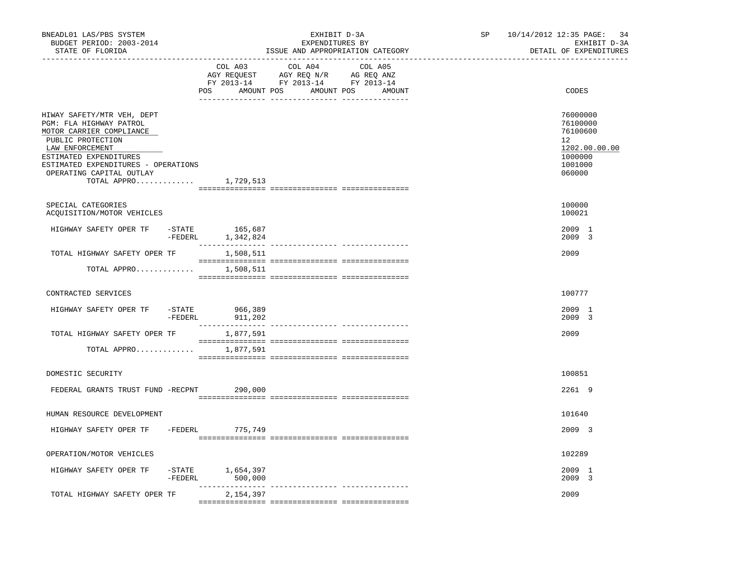BNEADL01 LAS/PBS SYSTEM — EXHIBIT D-3A — EXPENDITURES BY ISSUE AND APPROPRIATION CATEGORY — SP 10/14/2012 12:35

BUDGET PERIOD: 2003-2014 — STATE OF FLORIDA — EXHIBIT D-3A — DETAIL OF EXPENDITURES

| | COL A03 AGY REQUEST FY 2013-14 POS AMOUNT | COL A04 AGY REQ N/R FY 2013-14 POS AMOUNT | COL A05 AG REQ ANZ FY 2013-14 POS AMOUNT | CODES |
|---|---|---|---|---|
| HIWAY SAFETY/MTR VEH, DEPT | | | | 76000000 |
| PGM: FLA HIGHWAY PATROL | | | | 76100000 |
| MOTOR CARRIER COMPLIANCE | | | | 76100600 |
| PUBLIC PROTECTION | | | | 12 |
| LAW ENFORCEMENT | | | | 1202.00.00.00 |
| ESTIMATED EXPENDITURES | | | | 1000000 |
| ESTIMATED EXPENDITURES - OPERATIONS | | | | 1001000 |
| OPERATING CAPITAL OUTLAY | | | | 060000 |
| TOTAL APPRO............ | 1,729,513 | | | |
| SPECIAL CATEGORIES | | | | 100000 |
| ACQUISITION/MOTOR VEHICLES | | | | 100021 |
| HIGHWAY SAFETY OPER TF -STATE | 165,687 | | | 2009 1 |
| -FEDERL | 1,342,824 | | | 2009 3 |
| TOTAL HIGHWAY SAFETY OPER TF | 1,508,511 | | | 2009 |
| TOTAL APPRO............ | 1,508,511 | | | |
| CONTRACTED SERVICES | | | | 100777 |
| HIGHWAY SAFETY OPER TF -STATE | 966,389 | | | 2009 1 |
| -FEDERL | 911,202 | | | 2009 3 |
| TOTAL HIGHWAY SAFETY OPER TF | 1,877,591 | | | 2009 |
| TOTAL APPRO............ | 1,877,591 | | | |
| DOMESTIC SECURITY | | | | 100851 |
| FEDERAL GRANTS TRUST FUND -RECPNT | 290,000 | | | 2261 9 |
| HUMAN RESOURCE DEVELOPMENT | | | | 101640 |
| HIGHWAY SAFETY OPER TF -FEDERL | 775,749 | | | 2009 3 |
| OPERATION/MOTOR VEHICLES | | | | 102289 |
| HIGHWAY SAFETY OPER TF -STATE | 1,654,397 | | | 2009 1 |
| -FEDERL | 500,000 | | | 2009 3 |
| TOTAL HIGHWAY SAFETY OPER TF | 2,154,397 | | | 2009 |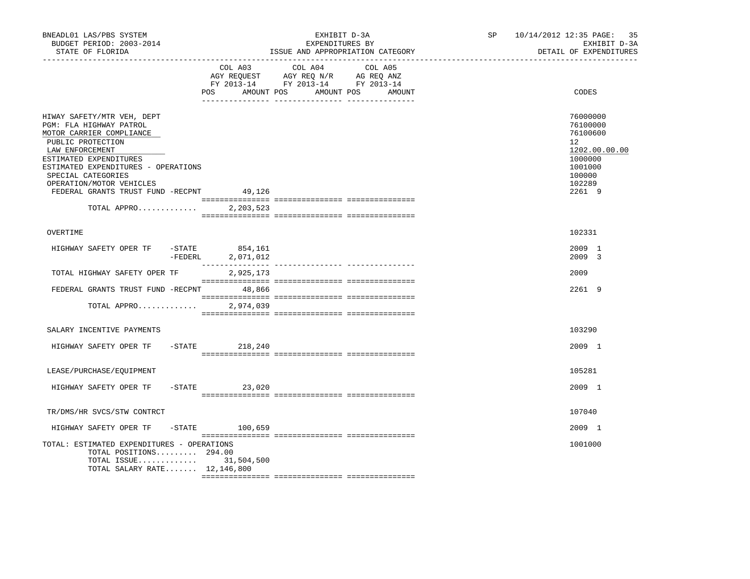BNEADL01 LAS/PBS SYSTEM — BUDGET PERIOD: 2003-2014 — STATE OF FLORIDA

EXHIBIT D-3A — EXPENDITURES BY ISSUE AND APPROPRIATION CATEGORY

SP 10/14/2012 12:35 — EXHIBIT D-3A — DETAIL OF EXPENDITURES

| | COL A03 AGY REQUEST FY 2013-14 POS AMOUNT | COL A04 AGY REQ N/R FY 2013-14 POS AMOUNT | COL A05 AG REQ ANZ FY 2013-14 POS AMOUNT | CODES |
|---|---|---|---|---|
| HIWAY SAFETY/MTR VEH, DEPT | | | | 76000000 |
| PGM: FLA HIGHWAY PATROL | | | | 76100000 |
| MOTOR CARRIER COMPLIANCE | | | | 76100600 |
| PUBLIC PROTECTION | | | | 12 |
| LAW ENFORCEMENT | | | | 1202.00.00.00 |
| ESTIMATED EXPENDITURES | | | | 1000000 |
| ESTIMATED EXPENDITURES - OPERATIONS | | | | 1001000 |
| SPECIAL CATEGORIES | | | | 100000 |
| OPERATION/MOTOR VEHICLES | | | | 102289 |
| FEDERAL GRANTS TRUST FUND -RECPNT | 49,126 | | | 2261 9 |
| TOTAL APPRO............. | 2,203,523 | | | |
| OVERTIME | | | | 102331 |
| HIGHWAY SAFETY OPER TF -STATE | 854,161 | | | 2009 1 |
| -FEDERL | 2,071,012 | | | 2009 3 |
| TOTAL HIGHWAY SAFETY OPER TF | 2,925,173 | | | 2009 |
| FEDERAL GRANTS TRUST FUND -RECPNT | 48,866 | | | 2261 9 |
| TOTAL APPRO............. | 2,974,039 | | | |
| SALARY INCENTIVE PAYMENTS | | | | 103290 |
| HIGHWAY SAFETY OPER TF -STATE | 218,240 | | | 2009 1 |
| LEASE/PURCHASE/EQUIPMENT | | | | 105281 |
| HIGHWAY SAFETY OPER TF -STATE | 23,020 | | | 2009 1 |
| TR/DMS/HR SVCS/STW CONTRCT | | | | 107040 |
| HIGHWAY SAFETY OPER TF -STATE | 100,659 | | | 2009 1 |
| TOTAL: ESTIMATED EXPENDITURES - OPERATIONS | | | | 1001000 |
| TOTAL POSITIONS......... | 294.00 | | | |
| TOTAL ISSUE............. | 31,504,500 | | | |
| TOTAL SALARY RATE....... | 12,146,800 | | | |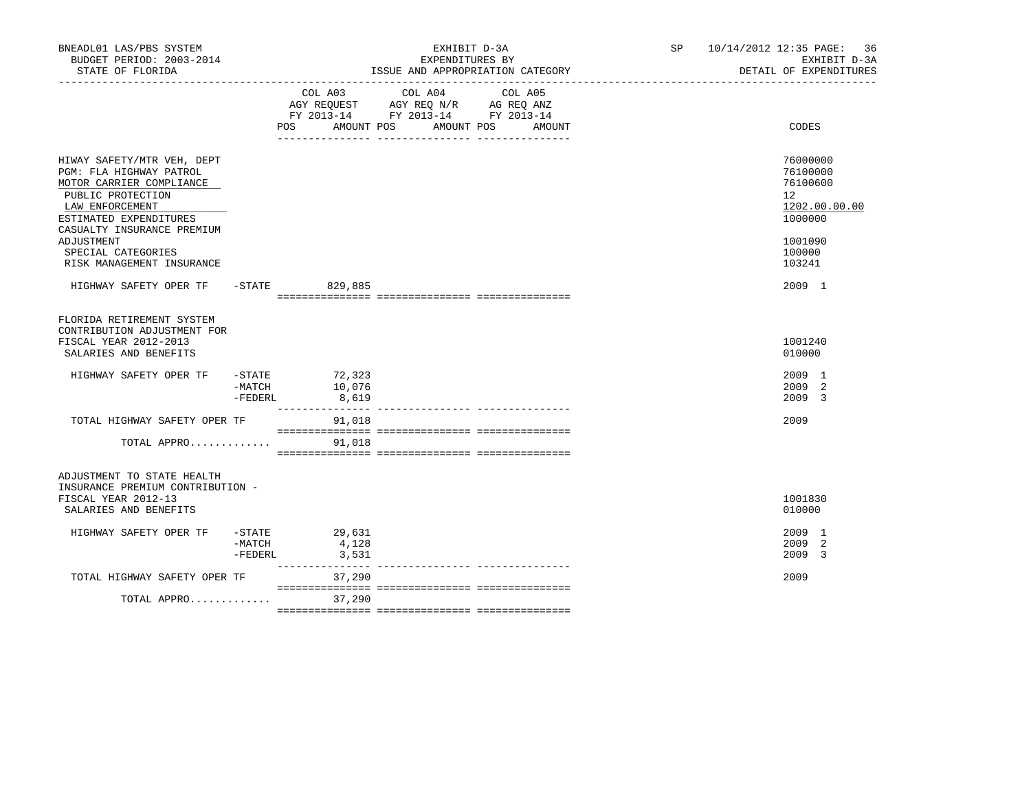BNEADL01 LAS/PBS SYSTEM — EXHIBIT D-3A — EXPENDITURES BY ISSUE AND APPROPRIATION CATEGORY
BUDGET PERIOD: 2003-2014 — STATE OF FLORIDA — SP 10/14/2012 12:35 — EXHIBIT D-3A DETAIL OF EXPENDITURES

| | | COL A03 AGY REQUEST FY 2013-14 POS AMOUNT | COL A04 AGY REQ N/R FY 2013-14 POS AMOUNT | COL A05 AG REQ ANZ FY 2013-14 POS AMOUNT | CODES |
|---|---|---|---|---|---|
| HIWAY SAFETY/MTR VEH, DEPT | | | | | 76000000 |
| PGM: FLA HIGHWAY PATROL | | | | | 76100000 |
| MOTOR CARRIER COMPLIANCE | | | | | 76100600 |
| PUBLIC PROTECTION | | | | | 12 |
| LAW ENFORCEMENT | | | | | 1202.00.00.00 |
| ESTIMATED EXPENDITURES | | | | | 1000000 |
| CASUALTY INSURANCE PREMIUM ADJUSTMENT | | | | | 1001090 |
| SPECIAL CATEGORIES | | | | | 100000 |
| RISK MANAGEMENT INSURANCE | | | | | 103241 |
| HIGHWAY SAFETY OPER TF | -STATE | 829,885 | | | 2009 1 |
| FLORIDA RETIREMENT SYSTEM CONTRIBUTION ADJUSTMENT FOR FISCAL YEAR 2012-2013 | | | | | 1001240 |
| SALARIES AND BENEFITS | | | | | 010000 |
| HIGHWAY SAFETY OPER TF | -STATE | 72,323 | | | 2009 1 |
| | -MATCH | 10,076 | | | 2009 2 |
| | -FEDERL | 8,619 | | | 2009 3 |
| TOTAL HIGHWAY SAFETY OPER TF | | 91,018 | | | 2009 |
| TOTAL APPRO............ | | 91,018 | | | |
| ADJUSTMENT TO STATE HEALTH INSURANCE PREMIUM CONTRIBUTION - FISCAL YEAR 2012-13 | | | | | 1001830 |
| SALARIES AND BENEFITS | | | | | 010000 |
| HIGHWAY SAFETY OPER TF | -STATE | 29,631 | | | 2009 1 |
| | -MATCH | 4,128 | | | 2009 2 |
| | -FEDERL | 3,531 | | | 2009 3 |
| TOTAL HIGHWAY SAFETY OPER TF | | 37,290 | | | 2009 |
| TOTAL APPRO............ | | 37,290 | | | |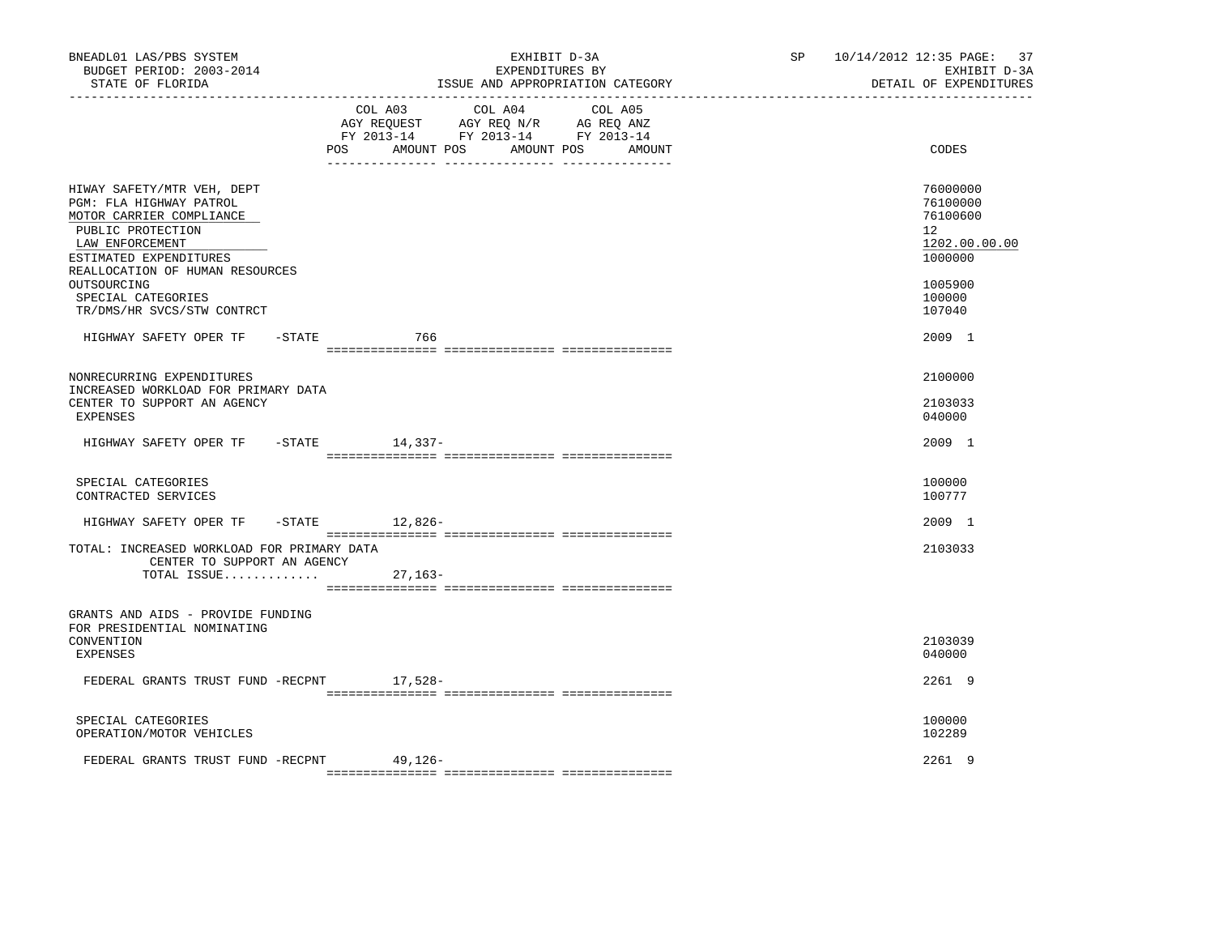BNEADL01 LAS/PBS SYSTEM | EXHIBIT D-3A | SP 10/14/2012 12:35
BUDGET PERIOD: 2003-2014 | EXPENDITURES BY | EXHIBIT D-3A
STATE OF FLORIDA | ISSUE AND APPROPRIATION CATEGORY | DETAIL OF EXPENDITURES

| | COL A03 AGY REQUEST FY 2013-14 POS AMOUNT | COL A04 AGY REQ N/R FY 2013-14 POS AMOUNT | COL A05 AG REQ ANZ FY 2013-14 POS AMOUNT | CODES |
|---|---|---|---|---|
| HIWAY SAFETY/MTR VEH, DEPT | | | | 76000000 |
| PGM: FLA HIGHWAY PATROL | | | | 76100000 |
| MOTOR CARRIER COMPLIANCE | | | | 76100600 |
| PUBLIC PROTECTION | | | | 12 |
| LAW ENFORCEMENT | | | | 1202.00.00.00 |
| ESTIMATED EXPENDITURES | | | | 1000000 |
| REALLOCATION OF HUMAN RESOURCES OUTSOURCING | | | | 1005900 |
| SPECIAL CATEGORIES | | | | 100000 |
| TR/DMS/HR SVCS/STW CONTRCT | | | | 107040 |
| HIGHWAY SAFETY OPER TF -STATE | 766 | | | 2009 1 |
| NONRECURRING EXPENDITURES | | | | 2100000 |
| INCREASED WORKLOAD FOR PRIMARY DATA CENTER TO SUPPORT AN AGENCY | | | | 2103033 |
| EXPENSES | | | | 040000 |
| HIGHWAY SAFETY OPER TF -STATE | 14,337- | | | 2009 1 |
| SPECIAL CATEGORIES | | | | 100000 |
| CONTRACTED SERVICES | | | | 100777 |
| HIGHWAY SAFETY OPER TF -STATE | 12,826- | | | 2009 1 |
| TOTAL: INCREASED WORKLOAD FOR PRIMARY DATA CENTER TO SUPPORT AN AGENCY | | | | 2103033 |
| TOTAL ISSUE............. | 27,163- | | | |
| GRANTS AND AIDS - PROVIDE FUNDING FOR PRESIDENTIAL NOMINATING CONVENTION | | | | 2103039 |
| EXPENSES | | | | 040000 |
| FEDERAL GRANTS TRUST FUND -RECPNT | 17,528- | | | 2261 9 |
| SPECIAL CATEGORIES | | | | 100000 |
| OPERATION/MOTOR VEHICLES | | | | 102289 |
| FEDERAL GRANTS TRUST FUND -RECPNT | 49,126- | | | 2261 9 |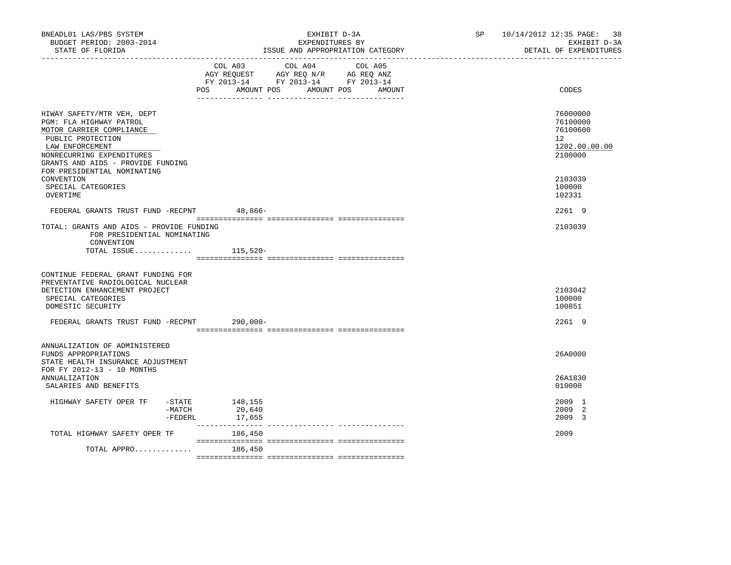BNEADL01 LAS/PBS SYSTEM — EXHIBIT D-3A — SP 10/14/2012 12:35

BUDGET PERIOD: 2003-2014 — EXPENDITURES BY — EXHIBIT D-3A

STATE OF FLORIDA — ISSUE AND APPROPRIATION CATEGORY — DETAIL OF EXPENDITURES

| | COL A03 AGY REQUEST FY 2013-14 POS AMOUNT | COL A04 AGY REQ N/R FY 2013-14 POS AMOUNT | COL A05 AG REQ ANZ FY 2013-14 POS AMOUNT | CODES |
|---|---|---|---|---|
| HIWAY SAFETY/MTR VEH, DEPT | | | | 76000000 |
| PGM: FLA HIGHWAY PATROL | | | | 76100000 |
| MOTOR CARRIER COMPLIANCE | | | | 76100600 |
| PUBLIC PROTECTION | | | | 12 |
| LAW ENFORCEMENT | | | | 1202.00.00.00 |
| NONRECURRING EXPENDITURES | | | | 2100000 |
| GRANTS AND AIDS - PROVIDE FUNDING FOR PRESIDENTIAL NOMINATING CONVENTION | | | | 2103039 |
| SPECIAL CATEGORIES | | | | 100000 |
| OVERTIME | | | | 102331 |
| FEDERAL GRANTS TRUST FUND -RECPNT | 48,866- | | | 2261 9 |
| TOTAL: GRANTS AND AIDS - PROVIDE FUNDING FOR PRESIDENTIAL NOMINATING CONVENTION | | | | 2103039 |
| TOTAL ISSUE............. | 115,520- | | | |
| CONTINUE FEDERAL GRANT FUNDING FOR PREVENTATIVE RADIOLOGICAL NUCLEAR DETECTION ENHANCEMENT PROJECT | | | | 2103042 |
| SPECIAL CATEGORIES | | | | 100000 |
| DOMESTIC SECURITY | | | | 100851 |
| FEDERAL GRANTS TRUST FUND -RECPNT | 290,000- | | | 2261 9 |
| ANNUALIZATION OF ADMINISTERED FUNDS APPROPRIATIONS | | | | 26A0000 |
| STATE HEALTH INSURANCE ADJUSTMENT FOR FY 2012-13 - 10 MONTHS ANNUALIZATION | | | | 26A1830 |
| SALARIES AND BENEFITS | | | | 010000 |
| HIGHWAY SAFETY OPER TF -STATE | 148,155 | | | 2009 1 |
| -MATCH | 20,640 | | | 2009 2 |
| -FEDERL | 17,655 | | | 2009 3 |
| TOTAL HIGHWAY SAFETY OPER TF | 186,450 | | | 2009 |
| TOTAL APPRO............. | 186,450 | | | |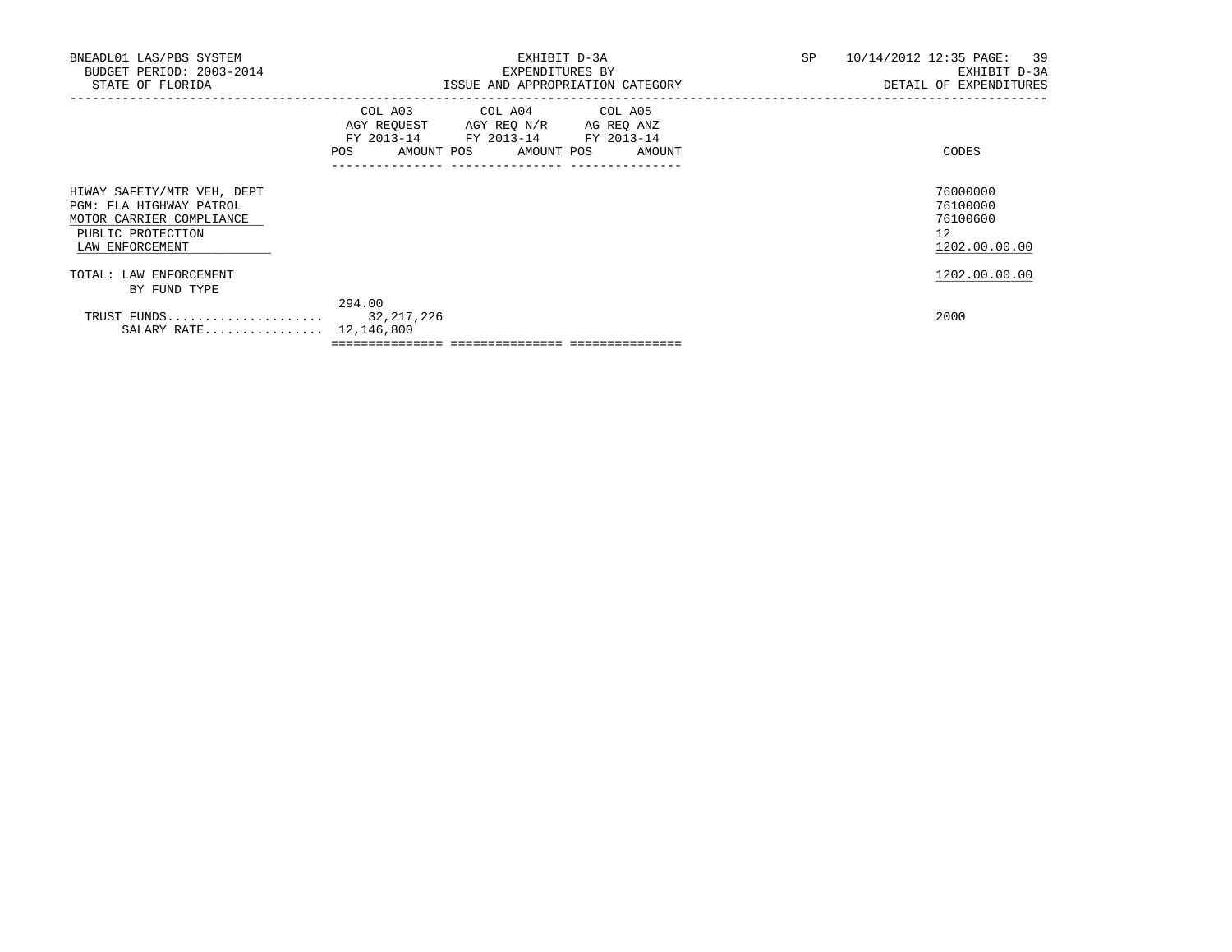EXHIBIT D-3A
EXPENDITURES BY
ISSUE AND APPROPRIATION CATEGORY

BNEADL01 LAS/PBS SYSTEM
BUDGET PERIOD: 2003-2014
STATE OF FLORIDA

SP 10/14/2012 12:35 PAGE: 39
EXHIBIT D-3A
DETAIL OF EXPENDITURES

| | COL A03 AGY REQUEST FY 2013-14 POS | AMOUNT | COL A04 AGY REQ N/R FY 2013-14 POS | AMOUNT | COL A05 AG REQ ANZ FY 2013-14 POS | AMOUNT | CODES |
|---|---|---|---|---|---|---|---|
| HIWAY SAFETY/MTR VEH, DEPT | | | | | | | 76000000 |
| PGM: FLA HIGHWAY PATROL | | | | | | | 76100000 |
| MOTOR CARRIER COMPLIANCE | | | | | | | 76100600 |
| PUBLIC PROTECTION | | | | | | | 12 |
| LAW ENFORCEMENT | | | | | | | 1202.00.00.00 |
| TOTAL: LAW ENFORCEMENT | | | | | | | 1202.00.00.00 |
| BY FUND TYPE | | | | | | | |
| TRUST FUNDS | 294.00 | 32,217,226 | | | | | 2000 |
| SALARY RATE | | 12,146,800 | | | | | |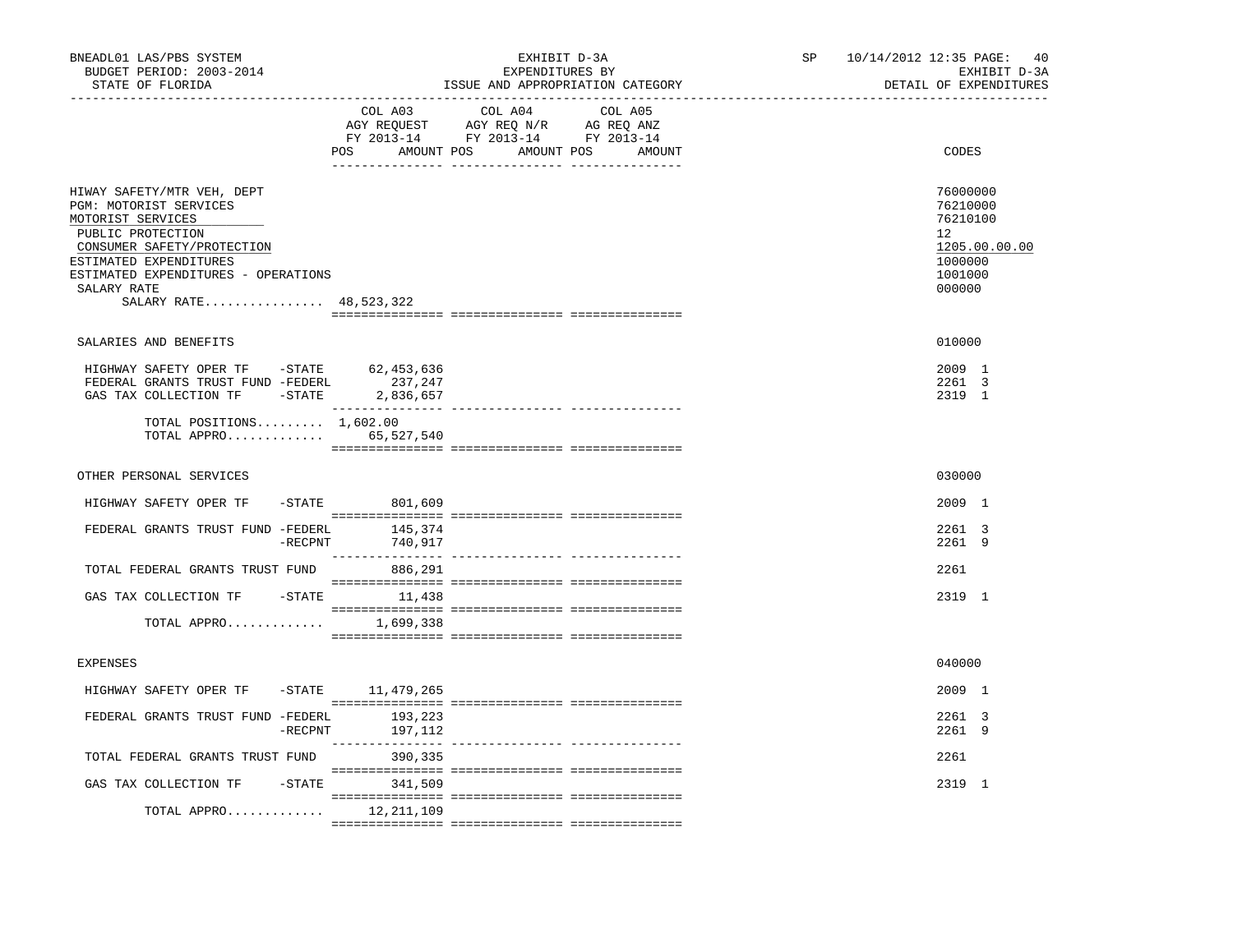BNEADL01 LAS/PBS SYSTEM — EXHIBIT D-3A — SP 10/14/2012 12:35

BUDGET PERIOD: 2003-2014 — EXPENDITURES BY — EXHIBIT D-3A

STATE OF FLORIDA — ISSUE AND APPROPRIATION CATEGORY — DETAIL OF EXPENDITURES

| | COL A03 AGY REQUEST FY 2013-14 POS AMOUNT | COL A04 AGY REQ N/R FY 2013-14 POS AMOUNT | COL A05 AG REQ ANZ FY 2013-14 POS AMOUNT | CODES |
|---|---|---|---|---|
| HIWAY SAFETY/MTR VEH, DEPT | | | | 76000000 |
| PGM: MOTORIST SERVICES | | | | 76210000 |
| MOTORIST SERVICES | | | | 76210100 |
| PUBLIC PROTECTION | | | | 12 |
| CONSUMER SAFETY/PROTECTION | | | | 1205.00.00.00 |
| ESTIMATED EXPENDITURES | | | | 1000000 |
| ESTIMATED EXPENDITURES - OPERATIONS | | | | 1001000 |
| SALARY RATE | | | | 000000 |
| SALARY RATE................ 48,523,322 | | | | |
| SALARIES AND BENEFITS | | | | 010000 |
| HIGHWAY SAFETY OPER TF -STATE | 62,453,636 | | | 2009 1 |
| FEDERAL GRANTS TRUST FUND -FEDERL | 237,247 | | | 2261 3 |
| GAS TAX COLLECTION TF -STATE | 2,836,657 | | | 2319 1 |
| TOTAL POSITIONS......... | 1,602.00 | | | |
| TOTAL APPRO............. | 65,527,540 | | | |
| OTHER PERSONAL SERVICES | | | | 030000 |
| HIGHWAY SAFETY OPER TF -STATE | 801,609 | | | 2009 1 |
| FEDERAL GRANTS TRUST FUND -FEDERL | 145,374 | | | 2261 3 |
| -RECPNT | 740,917 | | | 2261 9 |
| TOTAL FEDERAL GRANTS TRUST FUND | 886,291 | | | 2261 |
| GAS TAX COLLECTION TF -STATE | 11,438 | | | 2319 1 |
| TOTAL APPRO............. | 1,699,338 | | | |
| EXPENSES | | | | 040000 |
| HIGHWAY SAFETY OPER TF -STATE | 11,479,265 | | | 2009 1 |
| FEDERAL GRANTS TRUST FUND -FEDERL | 193,223 | | | 2261 3 |
| -RECPNT | 197,112 | | | 2261 9 |
| TOTAL FEDERAL GRANTS TRUST FUND | 390,335 | | | 2261 |
| GAS TAX COLLECTION TF -STATE | 341,509 | | | 2319 1 |
| TOTAL APPRO............. | 12,211,109 | | | |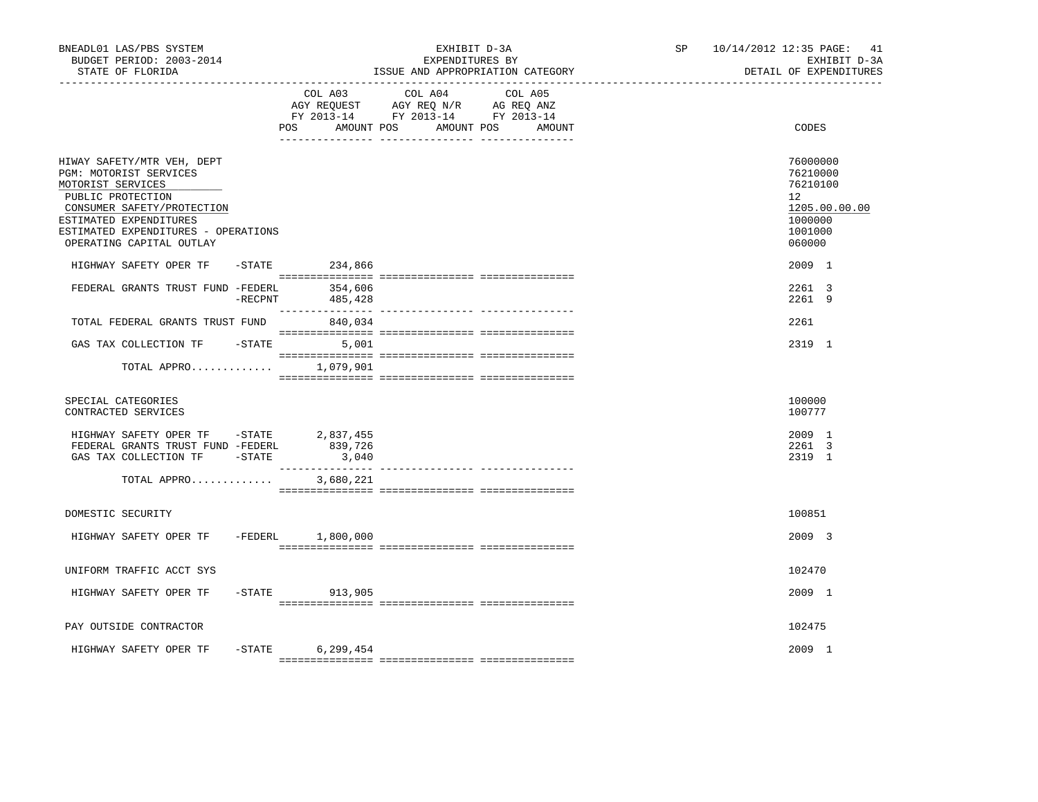BNEADL01 LAS/PBS SYSTEM — EXHIBIT D-3A — SP 10/14/2012 12:35

BUDGET PERIOD: 2003-2014 — EXPENDITURES BY — EXHIBIT D-3A

STATE OF FLORIDA — ISSUE AND APPROPRIATION CATEGORY — DETAIL OF EXPENDITURES

| | COL A03 AGY REQUEST FY 2013-14 POS AMOUNT | COL A04 AGY REQ N/R FY 2013-14 POS AMOUNT | COL A05 AG REQ ANZ FY 2013-14 POS AMOUNT | CODES |
|---|---|---|---|---|
| HIWAY SAFETY/MTR VEH, DEPT | | | | 76000000 |
| PGM: MOTORIST SERVICES | | | | 76210000 |
| MOTORIST SERVICES | | | | 76210100 |
| PUBLIC PROTECTION | | | | 12 |
| CONSUMER SAFETY/PROTECTION | | | | 1205.00.00.00 |
| ESTIMATED EXPENDITURES | | | | 1000000 |
| ESTIMATED EXPENDITURES - OPERATIONS | | | | 1001000 |
| OPERATING CAPITAL OUTLAY | | | | 060000 |
| HIGHWAY SAFETY OPER TF -STATE | 234,866 | | | 2009 1 |
| FEDERAL GRANTS TRUST FUND -FEDERL | 354,606 | | | 2261 3 |
| -RECPNT | 485,428 | | | 2261 9 |
| TOTAL FEDERAL GRANTS TRUST FUND | 840,034 | | | 2261 |
| GAS TAX COLLECTION TF -STATE | 5,001 | | | 2319 1 |
| TOTAL APPRO............ | 1,079,901 | | | |
| SPECIAL CATEGORIES | | | | 100000 |
| CONTRACTED SERVICES | | | | 100777 |
| HIGHWAY SAFETY OPER TF -STATE | 2,837,455 | | | 2009 1 |
| FEDERAL GRANTS TRUST FUND -FEDERL | 839,726 | | | 2261 3 |
| GAS TAX COLLECTION TF -STATE | 3,040 | | | 2319 1 |
| TOTAL APPRO............ | 3,680,221 | | | |
| DOMESTIC SECURITY | | | | 100851 |
| HIGHWAY SAFETY OPER TF -FEDERL | 1,800,000 | | | 2009 3 |
| UNIFORM TRAFFIC ACCT SYS | | | | 102470 |
| HIGHWAY SAFETY OPER TF -STATE | 913,905 | | | 2009 1 |
| PAY OUTSIDE CONTRACTOR | | | | 102475 |
| HIGHWAY SAFETY OPER TF -STATE | 6,299,454 | | | 2009 1 |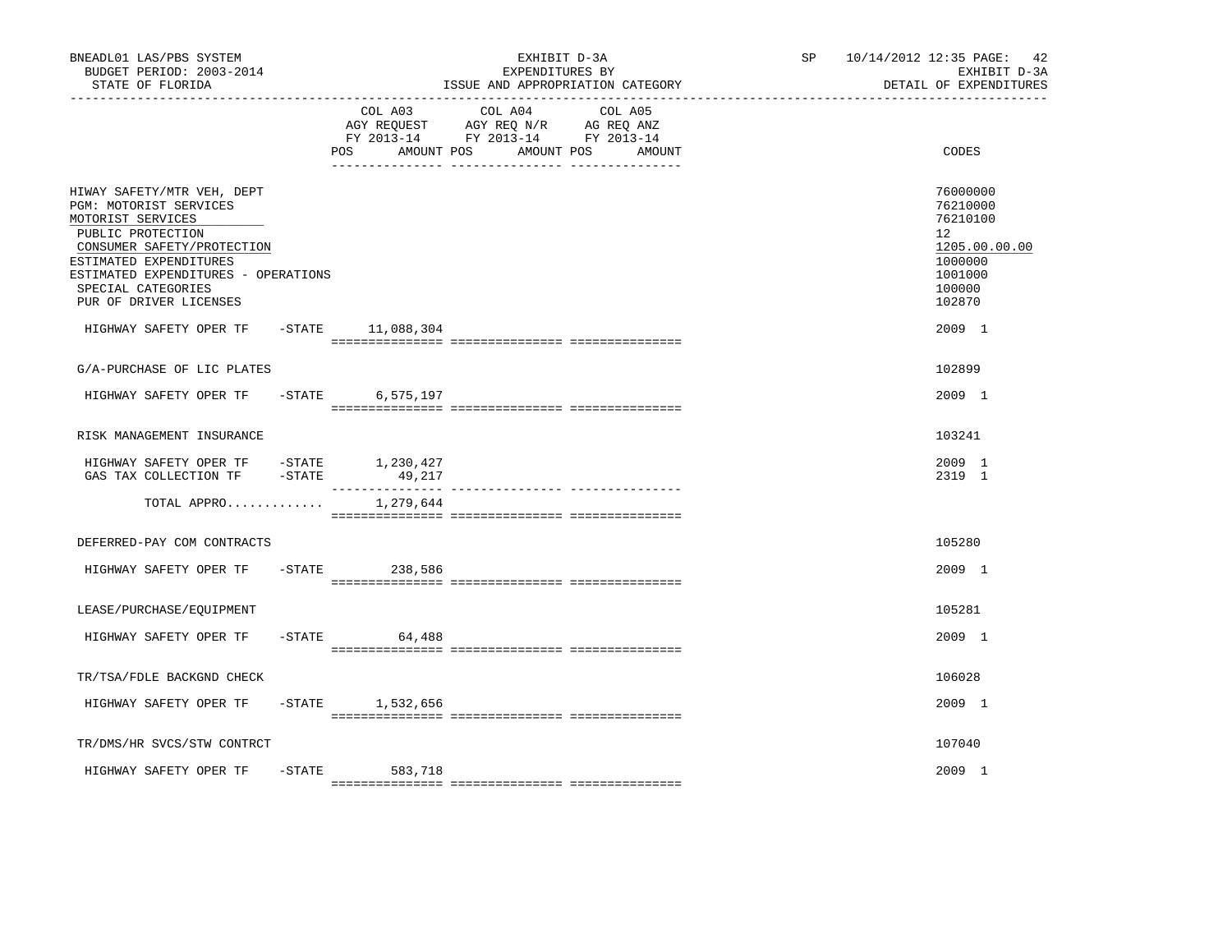BNEADL01 LAS/PBS SYSTEM
BUDGET PERIOD: 2003-2014
STATE OF FLORIDA

EXHIBIT D-3A
EXPENDITURES BY
ISSUE AND APPROPRIATION CATEGORY

SP 10/14/2012 12:35

EXHIBIT D-3A
DETAIL OF EXPENDITURES

| | COL A03 AGY REQUEST FY 2013-14 POS AMOUNT | COL A04 AGY REQ N/R FY 2013-14 POS AMOUNT | COL A05 AG REQ ANZ FY 2013-14 POS AMOUNT | CODES |
|---|---|---|---|---|
| HIWAY SAFETY/MTR VEH, DEPT | | | | 76000000 |
| PGM: MOTORIST SERVICES | | | | 76210000 |
| MOTORIST SERVICES | | | | 76210100 |
| PUBLIC PROTECTION | | | | 12 |
| CONSUMER SAFETY/PROTECTION | | | | 1205.00.00.00 |
| ESTIMATED EXPENDITURES | | | | 1000000 |
| ESTIMATED EXPENDITURES - OPERATIONS | | | | 1001000 |
| SPECIAL CATEGORIES | | | | 100000 |
| PUR OF DRIVER LICENSES | | | | 102870 |
| HIGHWAY SAFETY OPER TF -STATE | 11,088,304 | | | 2009 1 |
| G/A-PURCHASE OF LIC PLATES | | | | 102899 |
| HIGHWAY SAFETY OPER TF -STATE | 6,575,197 | | | 2009 1 |
| RISK MANAGEMENT INSURANCE | | | | 103241 |
| HIGHWAY SAFETY OPER TF -STATE | 1,230,427 | | | 2009 1 |
| GAS TAX COLLECTION TF -STATE | 49,217 | | | 2319 1 |
| TOTAL APPRO............. | 1,279,644 | | | |
| DEFERRED-PAY COM CONTRACTS | | | | 105280 |
| HIGHWAY SAFETY OPER TF -STATE | 238,586 | | | 2009 1 |
| LEASE/PURCHASE/EQUIPMENT | | | | 105281 |
| HIGHWAY SAFETY OPER TF -STATE | 64,488 | | | 2009 1 |
| TR/TSA/FDLE BACKGND CHECK | | | | 106028 |
| HIGHWAY SAFETY OPER TF -STATE | 1,532,656 | | | 2009 1 |
| TR/DMS/HR SVCS/STW CONTRCT | | | | 107040 |
| HIGHWAY SAFETY OPER TF -STATE | 583,718 | | | 2009 1 |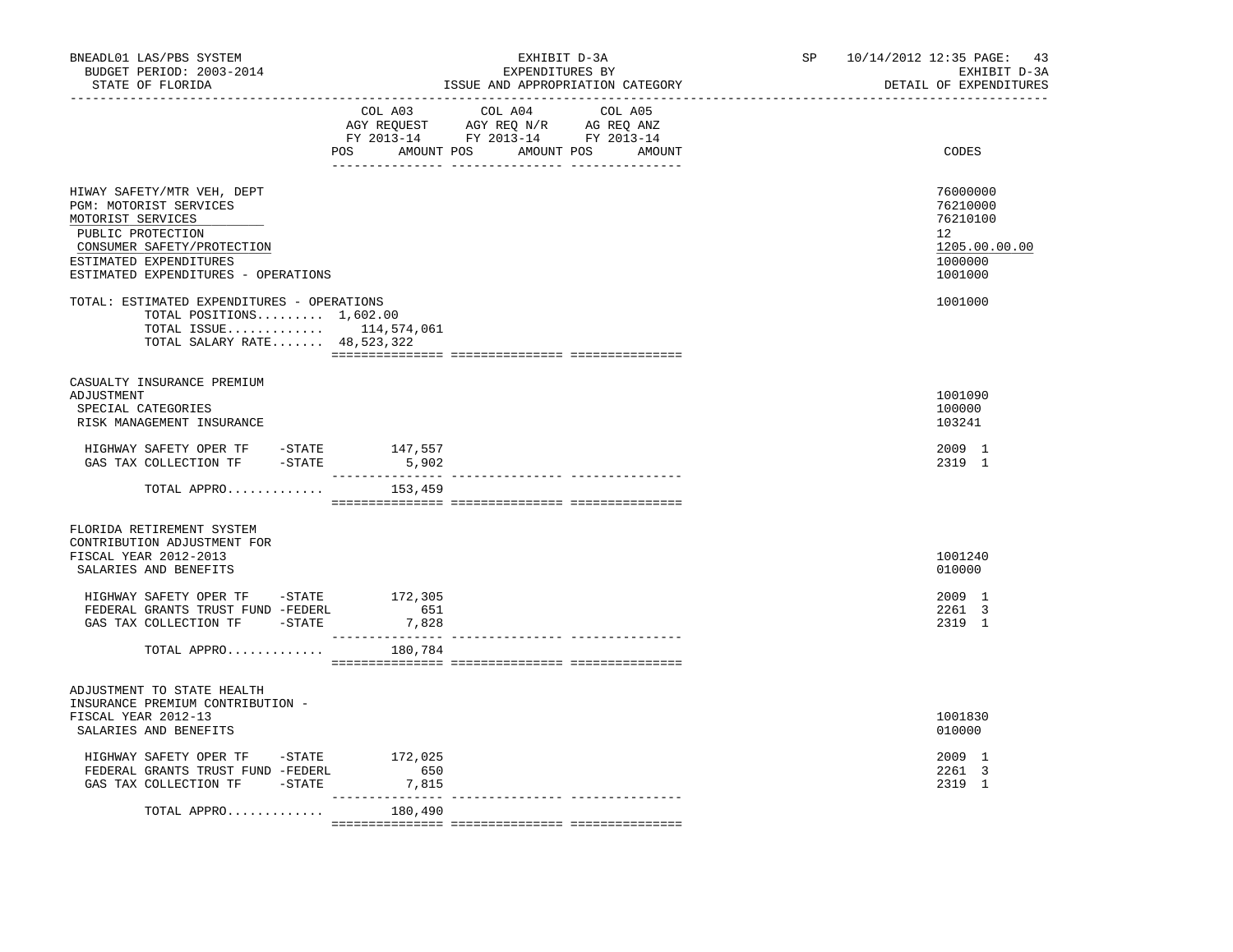BNEADL01 LAS/PBS SYSTEM — EXHIBIT D-3A — SP 10/14/2012 12:35 PAGE: 43
BUDGET PERIOD: 2003-2014 — EXPENDITURES BY — EXHIBIT D-3A
STATE OF FLORIDA — ISSUE AND APPROPRIATION CATEGORY — DETAIL OF EXPENDITURES

| | COL A03 AGY REQUEST FY 2013-14 POS AMOUNT | COL A04 AGY REQ N/R FY 2013-14 POS AMOUNT | COL A05 AG REQ ANZ FY 2013-14 POS AMOUNT | CODES |
|---|---|---|---|---|
| HIWAY SAFETY/MTR VEH, DEPT | | | | 76000000 |
| PGM: MOTORIST SERVICES | | | | 76210000 |
| MOTORIST SERVICES | | | | 76210100 |
| PUBLIC PROTECTION | | | | 12 |
| CONSUMER SAFETY/PROTECTION | | | | 1205.00.00.00 |
| ESTIMATED EXPENDITURES | | | | 1000000 |
| ESTIMATED EXPENDITURES - OPERATIONS | | | | 1001000 |
| TOTAL: ESTIMATED EXPENDITURES - OPERATIONS | | | | 1001000 |
| TOTAL POSITIONS......... 1,602.00 | | | | |
| TOTAL ISSUE............ | 114,574,061 | | | |
| TOTAL SALARY RATE....... 48,523,322 | | | | |
| CASUALTY INSURANCE PREMIUM ADJUSTMENT | | | | 1001090 |
| SPECIAL CATEGORIES | | | | 100000 |
| RISK MANAGEMENT INSURANCE | | | | 103241 |
| HIGHWAY SAFETY OPER TF -STATE | 147,557 | | | 2009 1 |
| GAS TAX COLLECTION TF -STATE | 5,902 | | | 2319 1 |
| TOTAL APPRO............ | 153,459 | | | |
| FLORIDA RETIREMENT SYSTEM CONTRIBUTION ADJUSTMENT FOR FISCAL YEAR 2012-2013 | | | | 1001240 |
| SALARIES AND BENEFITS | | | | 010000 |
| HIGHWAY SAFETY OPER TF -STATE | 172,305 | | | 2009 1 |
| FEDERAL GRANTS TRUST FUND -FEDERL | 651 | | | 2261 3 |
| GAS TAX COLLECTION TF -STATE | 7,828 | | | 2319 1 |
| TOTAL APPRO............ | 180,784 | | | |
| ADJUSTMENT TO STATE HEALTH INSURANCE PREMIUM CONTRIBUTION - FISCAL YEAR 2012-13 | | | | 1001830 |
| SALARIES AND BENEFITS | | | | 010000 |
| HIGHWAY SAFETY OPER TF -STATE | 172,025 | | | 2009 1 |
| FEDERAL GRANTS TRUST FUND -FEDERL | 650 | | | 2261 3 |
| GAS TAX COLLECTION TF -STATE | 7,815 | | | 2319 1 |
| TOTAL APPRO............ | 180,490 | | | |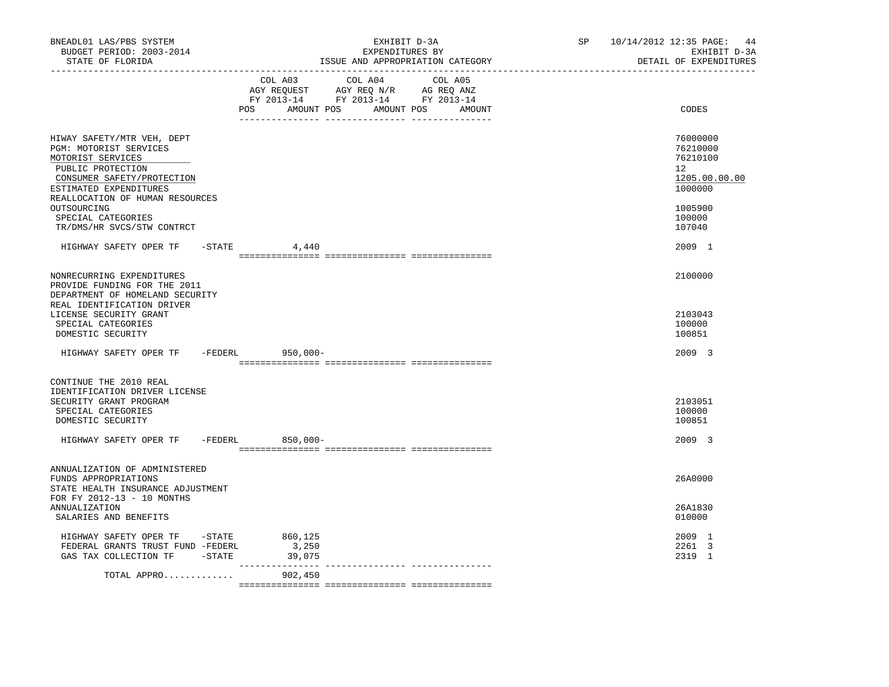BNEADL01 LAS/PBS SYSTEM | EXHIBIT D-3A | SP 10/14/2012 12:35 PAGE: 44
BUDGET PERIOD: 2003-2014 | EXPENDITURES BY | EXHIBIT D-3A
STATE OF FLORIDA | ISSUE AND APPROPRIATION CATEGORY | DETAIL OF EXPENDITURES

| | COL A03 AGY REQUEST FY 2013-14 POS AMOUNT | COL A04 AGY REQ N/R FY 2013-14 POS AMOUNT | COL A05 AG REQ ANZ FY 2013-14 POS AMOUNT | CODES |
|---|---|---|---|---|
| HIWAY SAFETY/MTR VEH, DEPT | | | | 76000000 |
| PGM: MOTORIST SERVICES | | | | 76210000 |
| MOTORIST SERVICES | | | | 76210100 |
| PUBLIC PROTECTION | | | | 12 |
| CONSUMER SAFETY/PROTECTION | | | | 1205.00.00.00 |
| ESTIMATED EXPENDITURES | | | | 1000000 |
| REALLOCATION OF HUMAN RESOURCES OUTSOURCING | | | | 1005900 |
| SPECIAL CATEGORIES | | | | 100000 |
| TR/DMS/HR SVCS/STW CONTRCT | | | | 107040 |
| HIGHWAY SAFETY OPER TF -STATE | 4,440 | | | 2009 1 |
| NONRECURRING EXPENDITURES | | | | 2100000 |
| PROVIDE FUNDING FOR THE 2011 DEPARTMENT OF HOMELAND SECURITY REAL IDENTIFICATION DRIVER LICENSE SECURITY GRANT | | | | 2103043 |
| SPECIAL CATEGORIES | | | | 100000 |
| DOMESTIC SECURITY | | | | 100851 |
| HIGHWAY SAFETY OPER TF -FEDERL | 950,000- | | | 2009 3 |
| CONTINUE THE 2010 REAL IDENTIFICATION DRIVER LICENSE SECURITY GRANT PROGRAM | | | | 2103051 |
| SPECIAL CATEGORIES | | | | 100000 |
| DOMESTIC SECURITY | | | | 100851 |
| HIGHWAY SAFETY OPER TF -FEDERL | 850,000- | | | 2009 3 |
| ANNUALIZATION OF ADMINISTERED FUNDS APPROPRIATIONS | | | | 26A0000 |
| STATE HEALTH INSURANCE ADJUSTMENT FOR FY 2012-13 - 10 MONTHS ANNUALIZATION | | | | 26A1830 |
| SALARIES AND BENEFITS | | | | 010000 |
| HIGHWAY SAFETY OPER TF -STATE | 860,125 | | | 2009 1 |
| FEDERAL GRANTS TRUST FUND -FEDERL | 3,250 | | | 2261 3 |
| GAS TAX COLLECTION TF -STATE | 39,075 | | | 2319 1 |
| TOTAL APPRO............ | 902,450 | | | |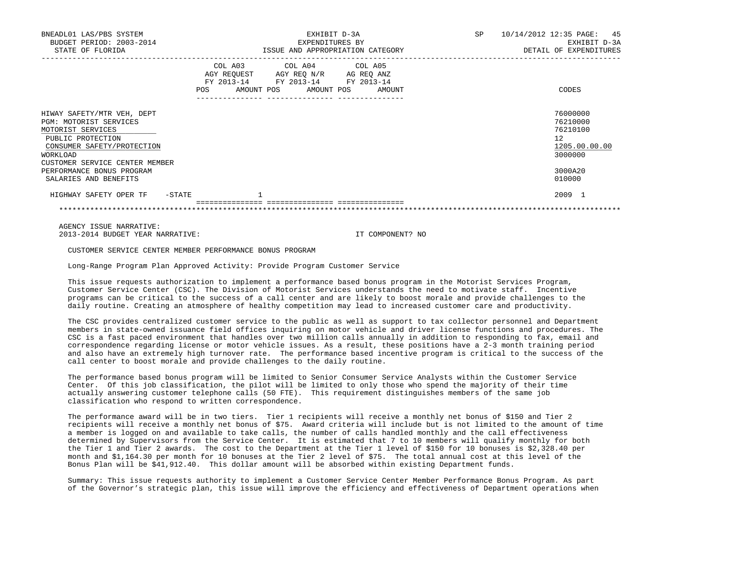BNEADL01 LAS/PBS SYSTEM — EXHIBIT D-3A — EXPENDITURES BY ISSUE AND APPROPRIATION CATEGORY — DETAIL OF EXPENDITURES

BUDGET PERIOD: 2003-2014 — STATE OF FLORIDA — SP 10/14/2012 12:35

| | COL A03 AGY REQUEST FY 2013-14 POS | AMOUNT | COL A04 AGY REQ N/R FY 2013-14 POS | AMOUNT | COL A05 AG REQ ANZ FY 2013-14 POS | AMOUNT | CODES |
|---|---|---|---|---|---|---|---|
| HIWAY SAFETY/MTR VEH, DEPT | | | | | | | 76000000 |
| PGM: MOTORIST SERVICES | | | | | | | 76210000 |
| MOTORIST SERVICES | | | | | | | 76210100 |
| PUBLIC PROTECTION | | | | | | | 12 |
| CONSUMER SAFETY/PROTECTION | | | | | | | 1205.00.00.00 |
| WORKLOAD | | | | | | | 3000000 |
| CUSTOMER SERVICE CENTER MEMBER PERFORMANCE BONUS PROGRAM | | | | | | | 3000A20 |
| SALARIES AND BENEFITS | | | | | | | 010000 |
| HIGHWAY SAFETY OPER TF -STATE | | 1 | | | | | 2009 1 |

AGENCY ISSUE NARRATIVE:
2013-2014 BUDGET YEAR NARRATIVE: IT COMPONENT? NO

CUSTOMER SERVICE CENTER MEMBER PERFORMANCE BONUS PROGRAM

Long-Range Program Plan Approved Activity: Provide Program Customer Service

This issue requests authorization to implement a performance based bonus program in the Motorist Services Program, Customer Service Center (CSC). The Division of Motorist Services understands the need to motivate staff. Incentive programs can be critical to the success of a call center and are likely to boost morale and provide challenges to the daily routine. Creating an atmosphere of healthy competition may lead to increased customer care and productivity.

The CSC provides centralized customer service to the public as well as support to tax collector personnel and Department members in state-owned issuance field offices inquiring on motor vehicle and driver license functions and procedures. The CSC is a fast paced environment that handles over two million calls annually in addition to responding to fax, email and correspondence regarding license or motor vehicle issues. As a result, these positions have a 2-3 month training period and also have an extremely high turnover rate. The performance based incentive program is critical to the success of the call center to boost morale and provide challenges to the daily routine.

The performance based bonus program will be limited to Senior Consumer Service Analysts within the Customer Service Center. Of this job classification, the pilot will be limited to only those who spend the majority of their time actually answering customer telephone calls (50 FTE). This requirement distinguishes members of the same job classification who respond to written correspondence.

The performance award will be in two tiers. Tier 1 recipients will receive a monthly net bonus of $150 and Tier 2 recipients will receive a monthly net bonus of $75. Award criteria will include but is not limited to the amount of time a member is logged on and available to take calls, the number of calls handled monthly and the call effectiveness determined by Supervisors from the Service Center. It is estimated that 7 to 10 members will qualify monthly for both the Tier 1 and Tier 2 awards. The cost to the Department at the Tier 1 level of $150 for 10 bonuses is $2,328.40 per month and $1,164.30 per month for 10 bonuses at the Tier 2 level of $75. The total annual cost at this level of the Bonus Plan will be $41,912.40. This dollar amount will be absorbed within existing Department funds.

Summary: This issue requests authority to implement a Customer Service Center Member Performance Bonus Program. As part of the Governor's strategic plan, this issue will improve the efficiency and effectiveness of Department operations when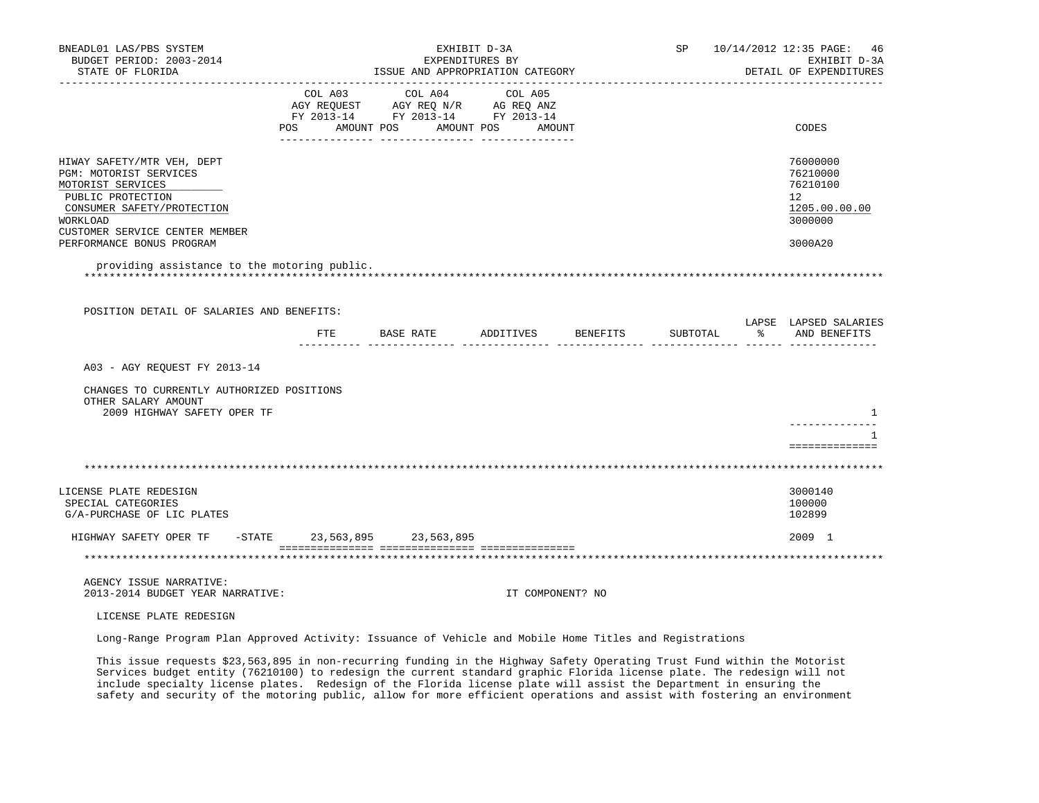| | COL A03 AGY REQUEST FY 2013-14 POS AMOUNT | COL A04 AGY REQ N/R FY 2013-14 POS AMOUNT | COL A05 AG REQ ANZ FY 2013-14 POS AMOUNT | CODES |
|---|---|---|---|---|
| HIWAY SAFETY/MTR VEH, DEPT | | | | 76000000 |
| PGM: MOTORIST SERVICES | | | | 76210000 |
| MOTORIST SERVICES | | | | 76210100 |
| PUBLIC PROTECTION | | | | 12 |
| CONSUMER SAFETY/PROTECTION | | | | 1205.00.00.00 |
| WORKLOAD | | | | 3000000 |
| CUSTOMER SERVICE CENTER MEMBER PERFORMANCE BONUS PROGRAM | | | | 3000A20 |

providing assistance to the motoring public.

POSITION DETAIL OF SALARIES AND BENEFITS:

| | FTE | BASE RATE | ADDITIVES | BENEFITS | SUBTOTAL | LAPSE % | LAPSED SALARIES AND BENEFITS |
|---|---|---|---|---|---|---|---|
| A03 - AGY REQUEST FY 2013-14 | | | | | | | |
| CHANGES TO CURRENTLY AUTHORIZED POSITIONS | | | | | | | |
| OTHER SALARY AMOUNT | | | | | | | |
| 2009 HIGHWAY SAFETY OPER TF | | | | | | | 1 |
| | | | | | | | 1 |

| | COL A03 | COL A04 | COL A05 | CODES |
|---|---|---|---|---|
| LICENSE PLATE REDESIGN | | | | 3000140 |
| SPECIAL CATEGORIES | | | | 100000 |
| G/A-PURCHASE OF LIC PLATES | | | | 102899 |
| HIGHWAY SAFETY OPER TF -STATE | 23,563,895 | 23,563,895 | | 2009 1 |

AGENCY ISSUE NARRATIVE:
2013-2014 BUDGET YEAR NARRATIVE: IT COMPONENT? NO

LICENSE PLATE REDESIGN

Long-Range Program Plan Approved Activity: Issuance of Vehicle and Mobile Home Titles and Registrations

This issue requests $23,563,895 in non-recurring funding in the Highway Safety Operating Trust Fund within the Motorist Services budget entity (76210100) to redesign the current standard graphic Florida license plate. The redesign will not include specialty license plates. Redesign of the Florida license plate will assist the Department in ensuring the safety and security of the motoring public, allow for more efficient operations and assist with fostering an environment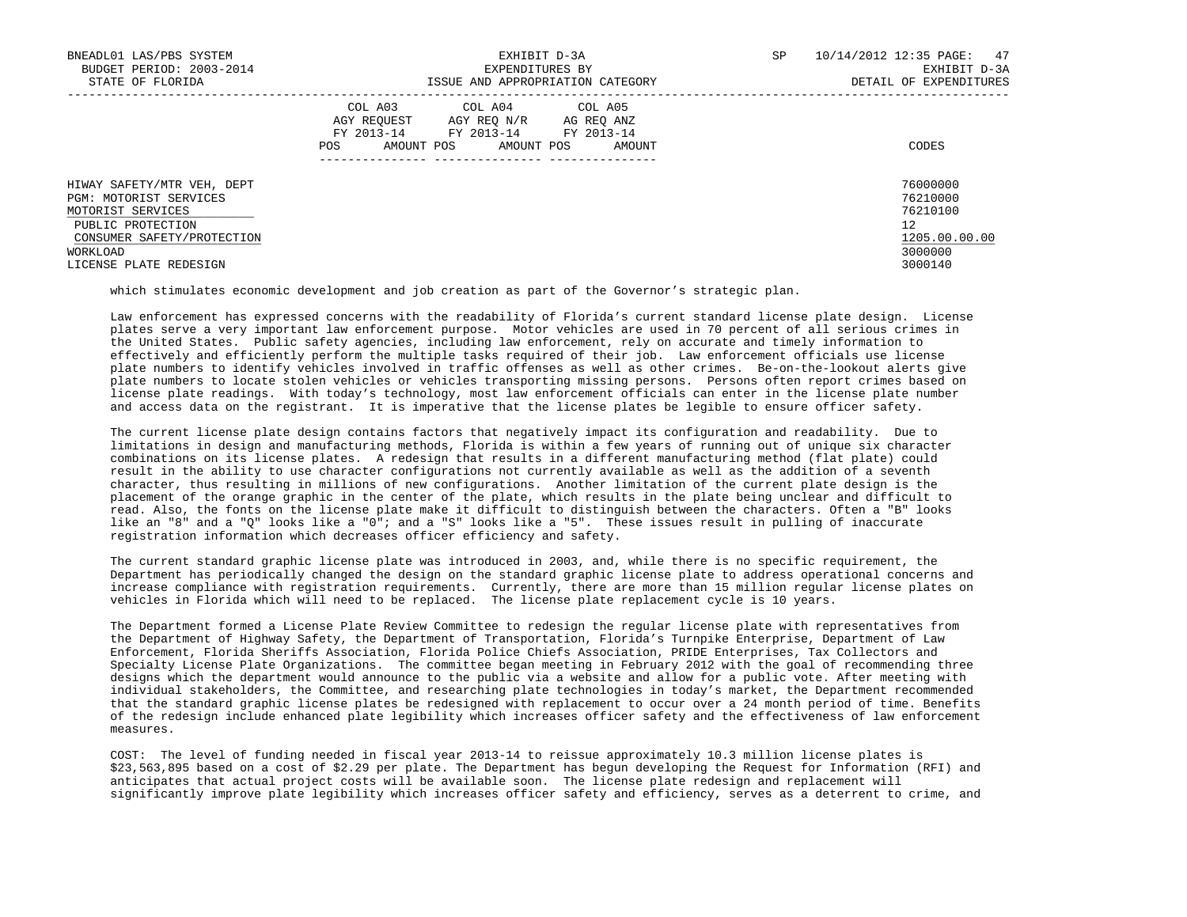| | COL A03 AGY REQUEST FY 2013-14 POS AMOUNT | COL A04 AGY REQ N/R FY 2013-14 POS AMOUNT | COL A05 AG REQ ANZ FY 2013-14 POS AMOUNT | CODES |
|---|---|---|---|---|
| HIWAY SAFETY/MTR VEH, DEPT | | | | 76000000 |
| PGM: MOTORIST SERVICES | | | | 76210000 |
| MOTORIST SERVICES | | | | 76210100 |
| PUBLIC PROTECTION | | | | 12 |
| CONSUMER SAFETY/PROTECTION | | | | 1205.00.00.00 |
| WORKLOAD | | | | 3000000 |
| LICENSE PLATE REDESIGN | | | | 3000140 |

which stimulates economic development and job creation as part of the Governor's strategic plan.

Law enforcement has expressed concerns with the readability of Florida's current standard license plate design. License plates serve a very important law enforcement purpose. Motor vehicles are used in 70 percent of all serious crimes in the United States. Public safety agencies, including law enforcement, rely on accurate and timely information to effectively and efficiently perform the multiple tasks required of their job. Law enforcement officials use license plate numbers to identify vehicles involved in traffic offenses as well as other crimes. Be-on-the-lookout alerts give plate numbers to locate stolen vehicles or vehicles transporting missing persons. Persons often report crimes based on license plate readings. With today's technology, most law enforcement officials can enter in the license plate number and access data on the registrant. It is imperative that the license plates be legible to ensure officer safety.

The current license plate design contains factors that negatively impact its configuration and readability. Due to limitations in design and manufacturing methods, Florida is within a few years of running out of unique six character combinations on its license plates. A redesign that results in a different manufacturing method (flat plate) could result in the ability to use character configurations not currently available as well as the addition of a seventh character, thus resulting in millions of new configurations. Another limitation of the current plate design is the placement of the orange graphic in the center of the plate, which results in the plate being unclear and difficult to read. Also, the fonts on the license plate make it difficult to distinguish between the characters. Often a "B" looks like an "8" and a "Q" looks like a "0"; and a "S" looks like a "5". These issues result in pulling of inaccurate registration information which decreases officer efficiency and safety.

The current standard graphic license plate was introduced in 2003, and, while there is no specific requirement, the Department has periodically changed the design on the standard graphic license plate to address operational concerns and increase compliance with registration requirements. Currently, there are more than 15 million regular license plates on vehicles in Florida which will need to be replaced. The license plate replacement cycle is 10 years.

The Department formed a License Plate Review Committee to redesign the regular license plate with representatives from the Department of Highway Safety, the Department of Transportation, Florida's Turnpike Enterprise, Department of Law Enforcement, Florida Sheriffs Association, Florida Police Chiefs Association, PRIDE Enterprises, Tax Collectors and Specialty License Plate Organizations. The committee began meeting in February 2012 with the goal of recommending three designs which the department would announce to the public via a website and allow for a public vote. After meeting with individual stakeholders, the Committee, and researching plate technologies in today's market, the Department recommended that the standard graphic license plates be redesigned with replacement to occur over a 24 month period of time. Benefits of the redesign include enhanced plate legibility which increases officer safety and the effectiveness of law enforcement measures.

COST: The level of funding needed in fiscal year 2013-14 to reissue approximately 10.3 million license plates is $23,563,895 based on a cost of $2.29 per plate. The Department has begun developing the Request for Information (RFI) and anticipates that actual project costs will be available soon. The license plate redesign and replacement will significantly improve plate legibility which increases officer safety and efficiency, serves as a deterrent to crime, and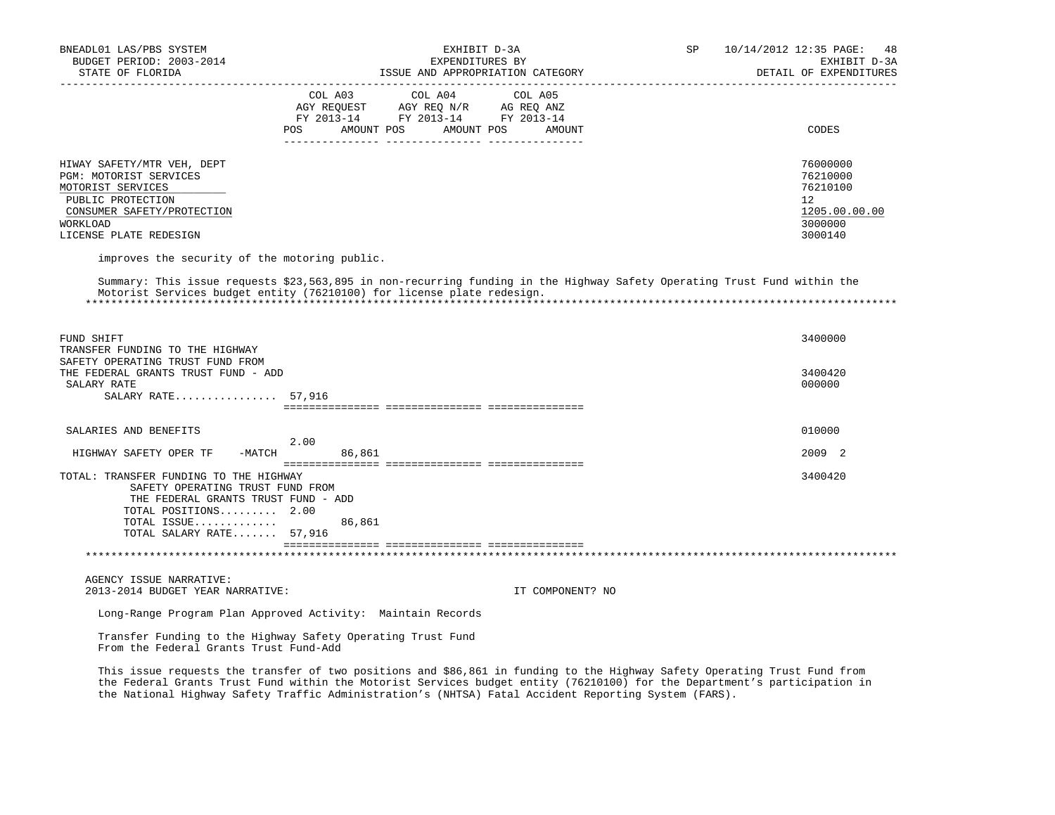| | COL A03 AGY REQUEST FY 2013-14 POS AMOUNT | COL A04 AGY REQ N/R FY 2013-14 POS AMOUNT | COL A05 AG REQ ANZ FY 2013-14 POS AMOUNT | CODES |
|---|---|---|---|---|
| HIWAY SAFETY/MTR VEH, DEPT | | | | 76000000 |
| PGM: MOTORIST SERVICES | | | | 76210000 |
| MOTORIST SERVICES | | | | 76210100 |
| PUBLIC PROTECTION | | | | 12 |
| CONSUMER SAFETY/PROTECTION | | | | 1205.00.00.00 |
| WORKLOAD | | | | 3000000 |
| LICENSE PLATE REDESIGN | | | | 3000140 |

improves the security of the motoring public.

Summary: This issue requests $23,563,895 in non-recurring funding in the Highway Safety Operating Trust Fund within the Motorist Services budget entity (76210100) for license plate redesign.

***

| | COL A03 | COL A04 | COL A05 | CODES |
|---|---|---|---|---|
| FUND SHIFT | | | | 3400000 |
| TRANSFER FUNDING TO THE HIGHWAY SAFETY OPERATING TRUST FUND FROM THE FEDERAL GRANTS TRUST FUND - ADD | | | | 3400420 |
| SALARY RATE | | | | 000000 |
| SALARY RATE................ | 57,916 | | | |
| SALARIES AND BENEFITS | | | | 010000 |
| HIGHWAY SAFETY OPER TF -MATCH | 2.00 86,861 | | | 2009 2 |
| TOTAL: TRANSFER FUNDING TO THE HIGHWAY SAFETY OPERATING TRUST FUND FROM THE FEDERAL GRANTS TRUST FUND - ADD | | | | 3400420 |
| TOTAL POSITIONS......... | 2.00 | | | |
| TOTAL ISSUE............. | 86,861 | | | |
| TOTAL SALARY RATE....... | 57,916 | | | |

***

AGENCY ISSUE NARRATIVE:
2013-2014 BUDGET YEAR NARRATIVE: IT COMPONENT? NO

Long-Range Program Plan Approved Activity: Maintain Records

Transfer Funding to the Highway Safety Operating Trust Fund From the Federal Grants Trust Fund-Add

This issue requests the transfer of two positions and $86,861 in funding to the Highway Safety Operating Trust Fund from the Federal Grants Trust Fund within the Motorist Services budget entity (76210100) for the Department's participation in the National Highway Safety Traffic Administration's (NHTSA) Fatal Accident Reporting System (FARS).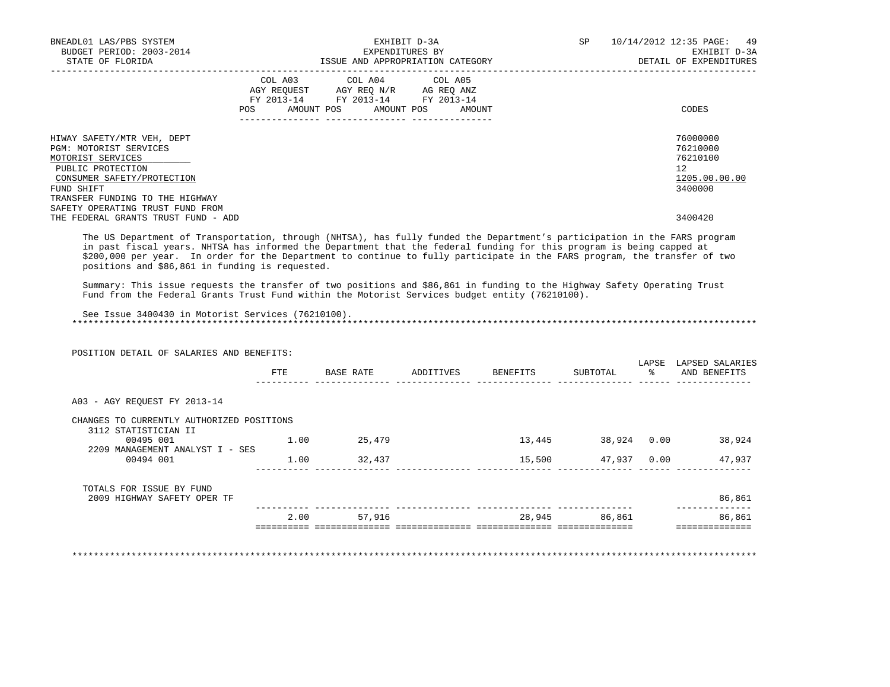BNEADL01 LAS/PBS SYSTEM — EXHIBIT D-3A — SP 10/14/2012 12:35
BUDGET PERIOD: 2003-2014 — EXPENDITURES BY — EXHIBIT D-3A
STATE OF FLORIDA — ISSUE AND APPROPRIATION CATEGORY — DETAIL OF EXPENDITURES

| | COL A03 AGY REQUEST FY 2013-14 POS AMOUNT | COL A04 AGY REQ N/R FY 2013-14 POS AMOUNT | COL A05 AG REQ ANZ FY 2013-14 POS AMOUNT | CODES |
|---|---|---|---|---|
| HIWAY SAFETY/MTR VEH, DEPT | | | | 76000000 |
| PGM: MOTORIST SERVICES | | | | 76210000 |
| MOTORIST SERVICES | | | | 76210100 |
| PUBLIC PROTECTION | | | | 12 |
| CONSUMER SAFETY/PROTECTION | | | | 1205.00.00.00 |
| FUND SHIFT | | | | 3400000 |
| TRANSFER FUNDING TO THE HIGHWAY SAFETY OPERATING TRUST FUND FROM THE FEDERAL GRANTS TRUST FUND - ADD | | | | 3400420 |

The US Department of Transportation, through (NHTSA), has fully funded the Department's participation in the FARS program in past fiscal years. NHTSA has informed the Department that the federal funding for this program is being capped at $200,000 per year. In order for the Department to continue to fully participate in the FARS program, the transfer of two positions and $86,861 in funding is requested.

Summary: This issue requests the transfer of two positions and $86,861 in funding to the Highway Safety Operating Trust Fund from the Federal Grants Trust Fund within the Motorist Services budget entity (76210100).

See Issue 3400430 in Motorist Services (76210100).

POSITION DETAIL OF SALARIES AND BENEFITS:

| | FTE | BASE RATE | ADDITIVES | BENEFITS | SUBTOTAL | LAPSE % | LAPSED SALARIES AND BENEFITS |
|---|---|---|---|---|---|---|---|
| A03 - AGY REQUEST FY 2013-14 | | | | | | | |
| CHANGES TO CURRENTLY AUTHORIZED POSITIONS | | | | | | | |
| 3112 STATISTICIAN II | | | | | | | |
| 00495 001 | 1.00 | 25,479 | | 13,445 | 38,924 | 0.00 | 38,924 |
| 2209 MANAGEMENT ANALYST I - SES | | | | | | | |
| 00494 001 | 1.00 | 32,437 | | 15,500 | 47,937 | 0.00 | 47,937 |
| TOTALS FOR ISSUE BY FUND | | | | | | | |
| 2009 HIGHWAY SAFETY OPER TF | | | | | | | 86,861 |
| | 2.00 | 57,916 | | 28,945 | 86,861 | | 86,861 |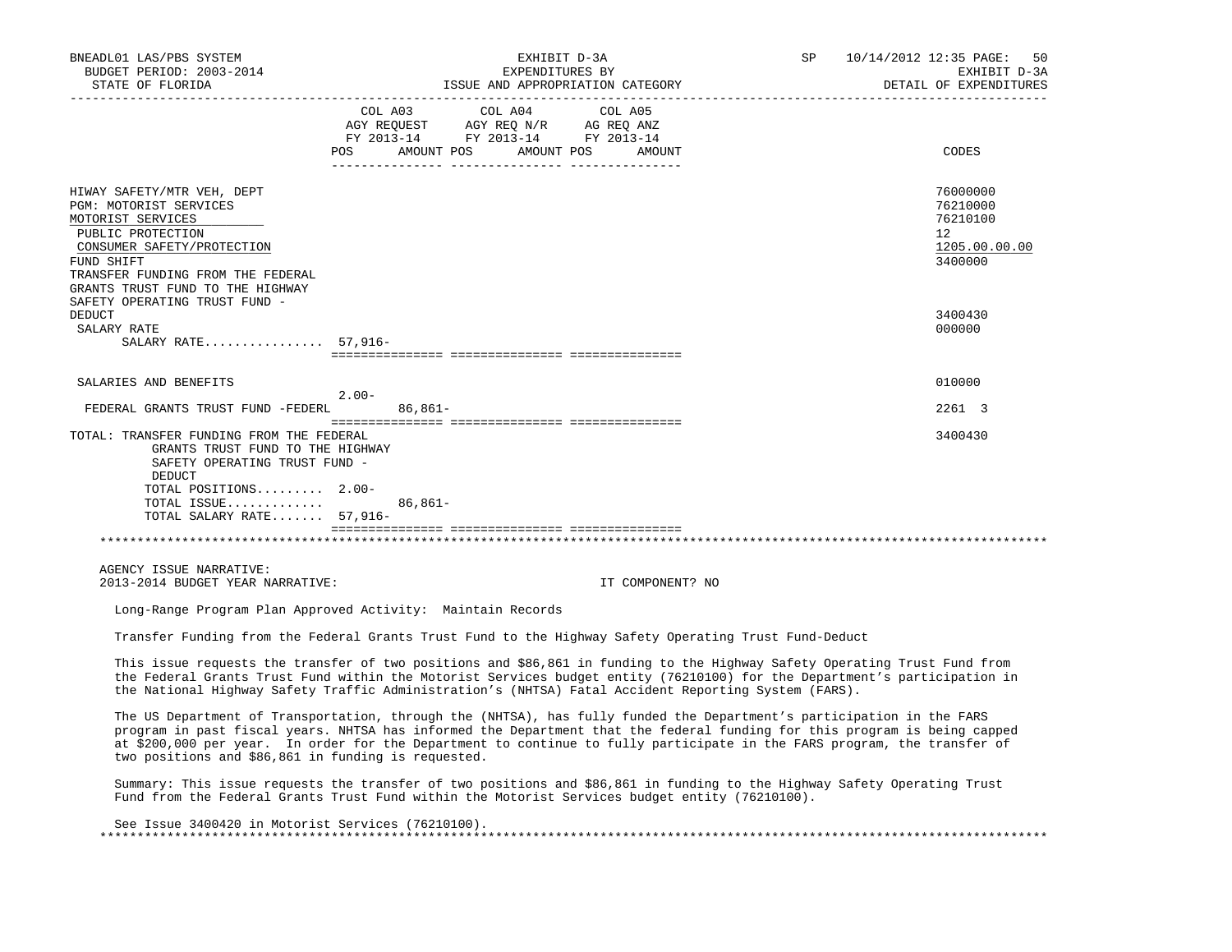BNEADL01 LAS/PBS SYSTEM | EXHIBIT D-3A | SP 10/14/2012 12:35

BUDGET PERIOD: 2003-2014 | EXPENDITURES BY | EXHIBIT D-3A

STATE OF FLORIDA | ISSUE AND APPROPRIATION CATEGORY | DETAIL OF EXPENDITURES

| | COL A03 AGY REQUEST FY 2013-14 POS | AMOUNT | COL A04 AGY REQ N/R FY 2013-14 POS | AMOUNT | COL A05 AG REQ ANZ FY 2013-14 POS | AMOUNT | CODES |
|---|---|---|---|---|---|---|---|
| HIWAY SAFETY/MTR VEH, DEPT | | | | | | | 76000000 |
| PGM: MOTORIST SERVICES | | | | | | | 76210000 |
| MOTORIST SERVICES | | | | | | | 76210100 |
| PUBLIC PROTECTION | | | | | | | 12 |
| CONSUMER SAFETY/PROTECTION | | | | | | | 1205.00.00.00 |
| FUND SHIFT | | | | | | | 3400000 |
| TRANSFER FUNDING FROM THE FEDERAL GRANTS TRUST FUND TO THE HIGHWAY SAFETY OPERATING TRUST FUND - DEDUCT | | | | | | | 3400430 |
| SALARY RATE | | | | | | | 000000 |
| SALARY RATE................ | 57,916- | | | | | | |
| SALARIES AND BENEFITS | 2.00- | | | | | | 010000 |
| FEDERAL GRANTS TRUST FUND -FEDERL | | 86,861- | | | | | 2261 3 |
| TOTAL: TRANSFER FUNDING FROM THE FEDERAL GRANTS TRUST FUND TO THE HIGHWAY SAFETY OPERATING TRUST FUND - DEDUCT | | | | | | | 3400430 |
| TOTAL POSITIONS......... | 2.00- | | | | | | |
| TOTAL ISSUE............. | | 86,861- | | | | | |
| TOTAL SALARY RATE....... | 57,916- | | | | | | |

AGENCY ISSUE NARRATIVE:

2013-2014 BUDGET YEAR NARRATIVE: IT COMPONENT? NO

Long-Range Program Plan Approved Activity: Maintain Records

Transfer Funding from the Federal Grants Trust Fund to the Highway Safety Operating Trust Fund-Deduct

This issue requests the transfer of two positions and $86,861 in funding to the Highway Safety Operating Trust Fund from the Federal Grants Trust Fund within the Motorist Services budget entity (76210100) for the Department's participation in the National Highway Safety Traffic Administration's (NHTSA) Fatal Accident Reporting System (FARS).

The US Department of Transportation, through the (NHTSA), has fully funded the Department's participation in the FARS program in past fiscal years. NHTSA has informed the Department that the federal funding for this program is being capped at $200,000 per year. In order for the Department to continue to fully participate in the FARS program, the transfer of two positions and $86,861 in funding is requested.

Summary: This issue requests the transfer of two positions and $86,861 in funding to the Highway Safety Operating Trust Fund from the Federal Grants Trust Fund within the Motorist Services budget entity (76210100).

See Issue 3400420 in Motorist Services (76210100).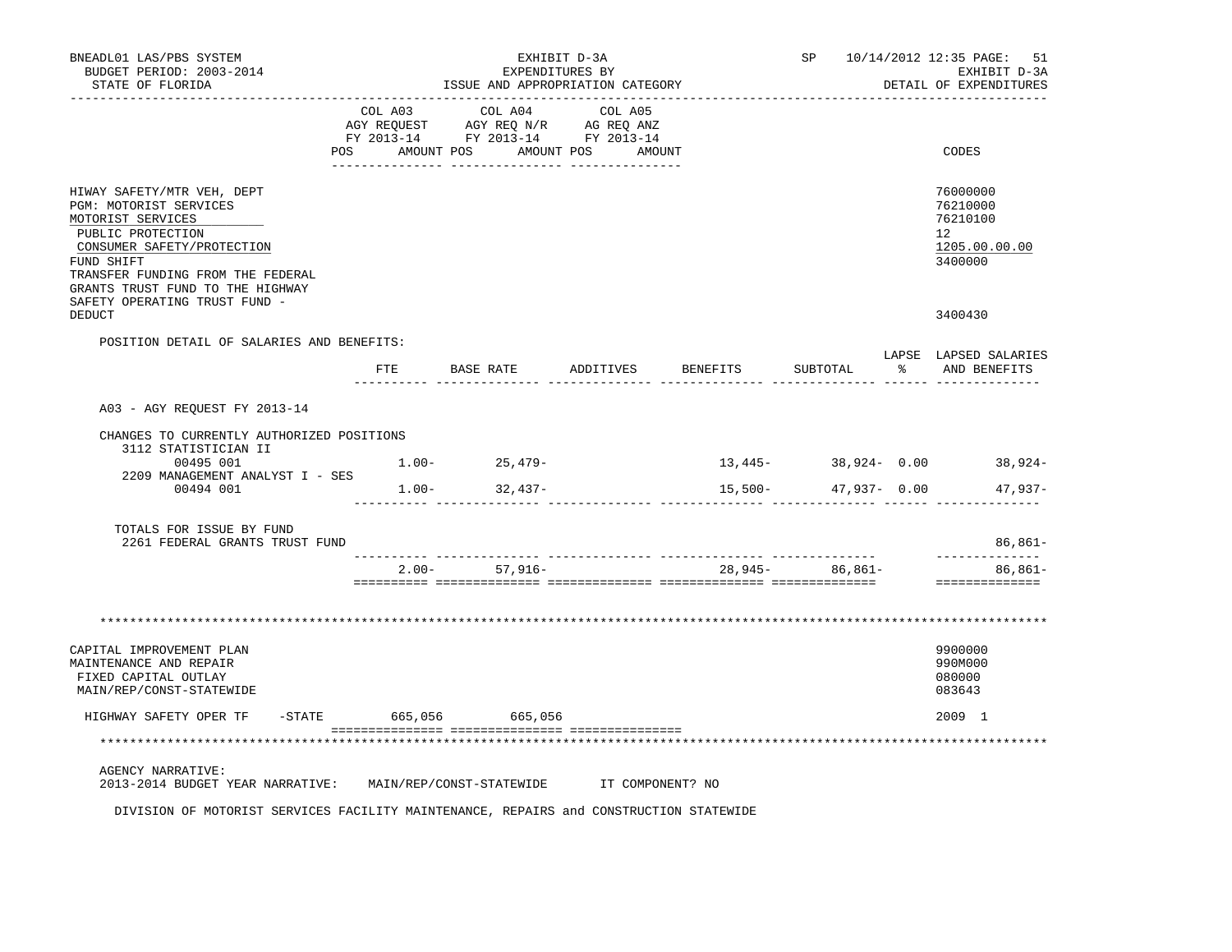BNEADL01 LAS/PBS SYSTEM — EXHIBIT D-3A — EXPENDITURES BY ISSUE AND APPROPRIATION CATEGORY — SP 10/14/2012 12:35 PAGE: 51
BUDGET PERIOD: 2003-2014 — EXHIBIT D-3A
STATE OF FLORIDA — DETAIL OF EXPENDITURES

| | COL A03 AGY REQUEST FY 2013-14 POS AMOUNT | COL A04 AGY REQ N/R FY 2013-14 POS AMOUNT | COL A05 AG REQ ANZ FY 2013-14 POS AMOUNT | CODES |
|---|---|---|---|---|
| HIWAY SAFETY/MTR VEH, DEPT | | | | 76000000 |
| PGM: MOTORIST SERVICES | | | | 76210000 |
| MOTORIST SERVICES | | | | 76210100 |
| PUBLIC PROTECTION | | | | 12 |
| CONSUMER SAFETY/PROTECTION | | | | 1205.00.00.00 |
| FUND SHIFT | | | | 3400000 |
| TRANSFER FUNDING FROM THE FEDERAL GRANTS TRUST FUND TO THE HIGHWAY SAFETY OPERATING TRUST FUND - DEDUCT | | | | 3400430 |

POSITION DETAIL OF SALARIES AND BENEFITS:

| | FTE | BASE RATE | ADDITIVES | BENEFITS | SUBTOTAL | LAPSE % | LAPSED SALARIES AND BENEFITS |
|---|---|---|---|---|---|---|---|
| A03 - AGY REQUEST FY 2013-14 | | | | | | | |
| CHANGES TO CURRENTLY AUTHORIZED POSITIONS | | | | | | | |
| 3112 STATISTICIAN II 00495 001 | 1.00- | 25,479- | | 13,445- | 38,924- | 0.00 | 38,924- |
| 2209 MANAGEMENT ANALYST I - SES 00494 001 | 1.00- | 32,437- | | 15,500- | 47,937- | 0.00 | 47,937- |
| TOTALS FOR ISSUE BY FUND | | | | | | | |
| 2261 FEDERAL GRANTS TRUST FUND | | | | | | | 86,861- |
| | 2.00- | 57,916- | | 28,945- | 86,861- | | 86,861- |

\*\*\*\*\*\*\*\*\*\*\*\*\*\*\*\*\*\*\*\*\*\*\*\*\*\*\*\*\*\*\*\*\*\*\*\*\*\*\*\*\*\*\*\*\*\*\*\*\*\*\*\*\*\*\*\*\*\*\*\*

| | COL A03 | COL A04 | COL A05 | CODES |
|---|---|---|---|---|
| CAPITAL IMPROVEMENT PLAN | | | | 9900000 |
| MAINTENANCE AND REPAIR | | | | 990M000 |
| FIXED CAPITAL OUTLAY | | | | 080000 |
| MAIN/REP/CONST-STATEWIDE | | | | 083643 |
| HIGHWAY SAFETY OPER TF -STATE | 665,056 | 665,056 | | 2009 1 |

\*\*\*\*\*\*\*\*\*\*\*\*\*\*\*\*\*\*\*\*\*\*\*\*\*\*\*\*\*\*\*\*\*\*\*\*\*\*\*\*\*\*\*\*\*\*\*\*\*\*\*\*\*\*\*\*\*\*\*\*

AGENCY NARRATIVE:
2013-2014 BUDGET YEAR NARRATIVE: MAIN/REP/CONST-STATEWIDE IT COMPONENT? NO

DIVISION OF MOTORIST SERVICES FACILITY MAINTENANCE, REPAIRS and CONSTRUCTION STATEWIDE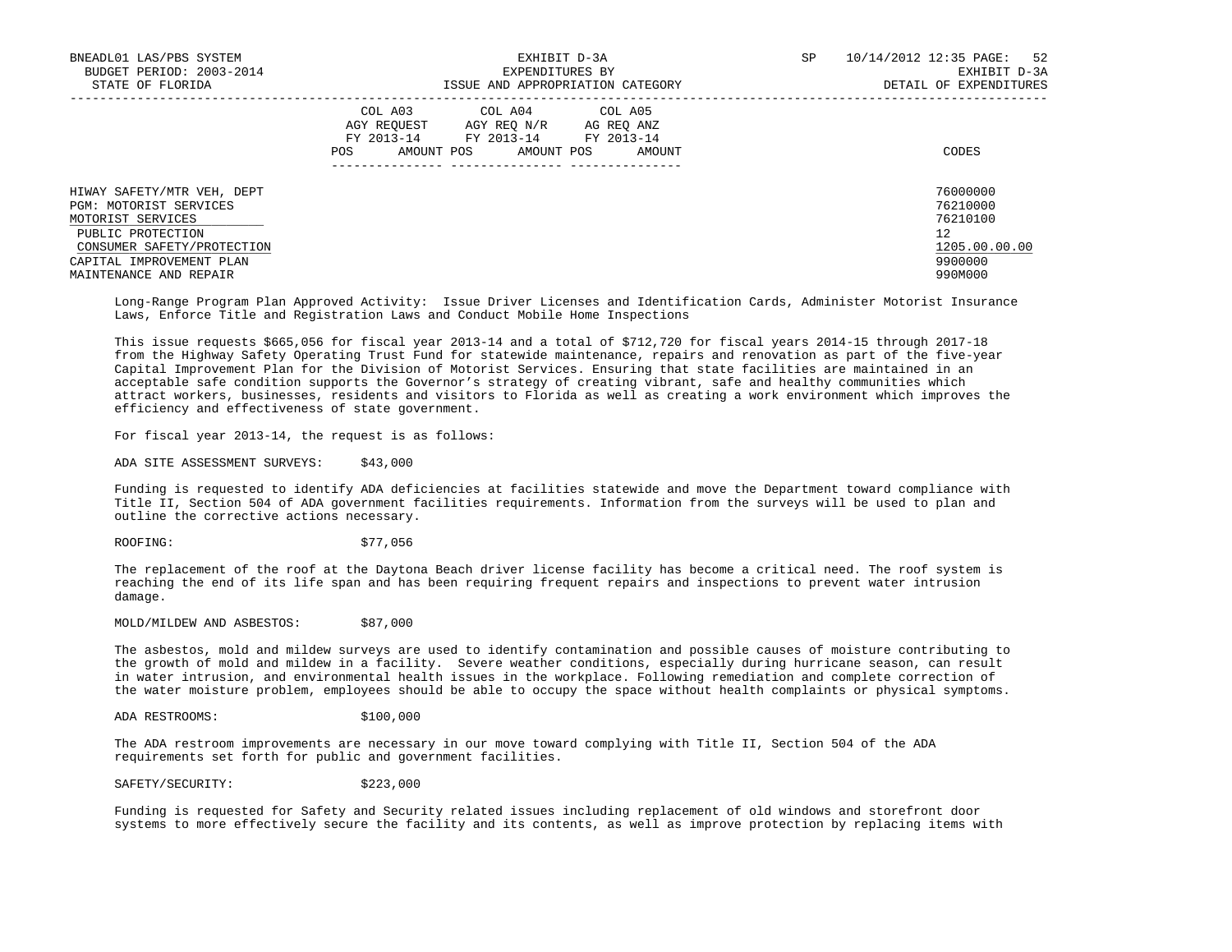| | COL A03 AGY REQUEST FY 2013-14 | | COL A04 AGY REQ N/R FY 2013-14 | | COL A05 AG REQ ANZ FY 2013-14 | | |
|---|---|---|---|---|---|---|---|
| | POS | AMOUNT | POS | AMOUNT | POS | AMOUNT | CODES |
| HIWAY SAFETY/MTR VEH, DEPT | | | | | | | 76000000 |
| PGM: MOTORIST SERVICES | | | | | | | 76210000 |
| MOTORIST SERVICES | | | | | | | 76210100 |
| PUBLIC PROTECTION | | | | | | | 12 |
| CONSUMER SAFETY/PROTECTION | | | | | | | 1205.00.00.00 |
| CAPITAL IMPROVEMENT PLAN | | | | | | | 9900000 |
| MAINTENANCE AND REPAIR | | | | | | | 990M000 |

Long-Range Program Plan Approved Activity: Issue Driver Licenses and Identification Cards, Administer Motorist Insurance Laws, Enforce Title and Registration Laws and Conduct Mobile Home Inspections

This issue requests $665,056 for fiscal year 2013-14 and a total of $712,720 for fiscal years 2014-15 through 2017-18 from the Highway Safety Operating Trust Fund for statewide maintenance, repairs and renovation as part of the five-year Capital Improvement Plan for the Division of Motorist Services. Ensuring that state facilities are maintained in an acceptable safe condition supports the Governor's strategy of creating vibrant, safe and healthy communities which attract workers, businesses, residents and visitors to Florida as well as creating a work environment which improves the efficiency and effectiveness of state government.

For fiscal year 2013-14, the request is as follows:

ADA SITE ASSESSMENT SURVEYS: $43,000

Funding is requested to identify ADA deficiencies at facilities statewide and move the Department toward compliance with Title II, Section 504 of ADA government facilities requirements. Information from the surveys will be used to plan and outline the corrective actions necessary.

ROOFING: $77,056

The replacement of the roof at the Daytona Beach driver license facility has become a critical need. The roof system is reaching the end of its life span and has been requiring frequent repairs and inspections to prevent water intrusion damage.

MOLD/MILDEW AND ASBESTOS: $87,000

The asbestos, mold and mildew surveys are used to identify contamination and possible causes of moisture contributing to the growth of mold and mildew in a facility. Severe weather conditions, especially during hurricane season, can result in water intrusion, and environmental health issues in the workplace. Following remediation and complete correction of the water moisture problem, employees should be able to occupy the space without health complaints or physical symptoms.

ADA RESTROOMS: $100,000

The ADA restroom improvements are necessary in our move toward complying with Title II, Section 504 of the ADA requirements set forth for public and government facilities.

SAFETY/SECURITY: $223,000

Funding is requested for Safety and Security related issues including replacement of old windows and storefront door systems to more effectively secure the facility and its contents, as well as improve protection by replacing items with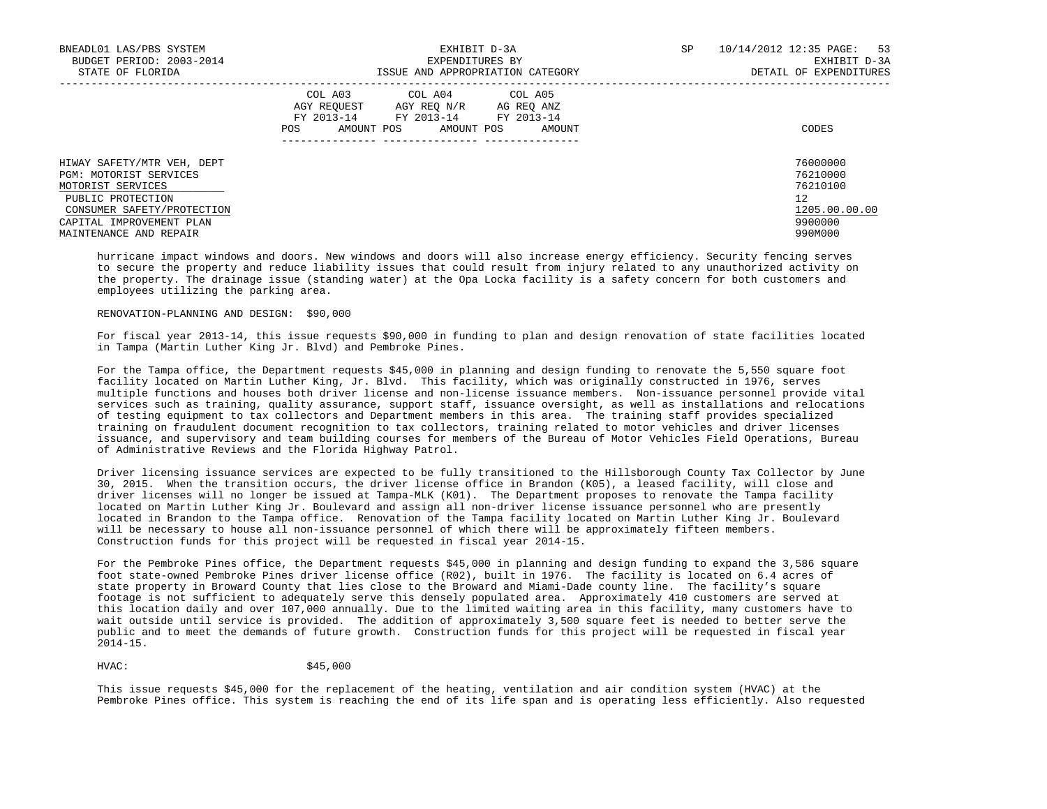| | COL A03 AGY REQUEST FY 2013-14 | | COL A04 AGY REQ N/R FY 2013-14 | | COL A05 AG REQ ANZ FY 2013-14 | | |
|---|---|---|---|---|---|---|---|
| | POS | AMOUNT | POS | AMOUNT | POS | AMOUNT | CODES |
| HIWAY SAFETY/MTR VEH, DEPT | | | | | | | 76000000 |
| PGM: MOTORIST SERVICES | | | | | | | 76210000 |
| MOTORIST SERVICES | | | | | | | 76210100 |
| PUBLIC PROTECTION | | | | | | | 12 |
| CONSUMER SAFETY/PROTECTION | | | | | | | 1205.00.00.00 |
| CAPITAL IMPROVEMENT PLAN | | | | | | | 9900000 |
| MAINTENANCE AND REPAIR | | | | | | | 990M000 |

hurricane impact windows and doors. New windows and doors will also increase energy efficiency. Security fencing serves to secure the property and reduce liability issues that could result from injury related to any unauthorized activity on the property. The drainage issue (standing water) at the Opa Locka facility is a safety concern for both customers and employees utilizing the parking area.

RENOVATION-PLANNING AND DESIGN: $90,000

For fiscal year 2013-14, this issue requests $90,000 in funding to plan and design renovation of state facilities located in Tampa (Martin Luther King Jr. Blvd) and Pembroke Pines.

For the Tampa office, the Department requests $45,000 in planning and design funding to renovate the 5,550 square foot facility located on Martin Luther King, Jr. Blvd. This facility, which was originally constructed in 1976, serves multiple functions and houses both driver license and non-license issuance members. Non-issuance personnel provide vital services such as training, quality assurance, support staff, issuance oversight, as well as installations and relocations of testing equipment to tax collectors and Department members in this area. The training staff provides specialized training on fraudulent document recognition to tax collectors, training related to motor vehicles and driver licenses issuance, and supervisory and team building courses for members of the Bureau of Motor Vehicles Field Operations, Bureau of Administrative Reviews and the Florida Highway Patrol.

Driver licensing issuance services are expected to be fully transitioned to the Hillsborough County Tax Collector by June 30, 2015. When the transition occurs, the driver license office in Brandon (K05), a leased facility, will close and driver licenses will no longer be issued at Tampa-MLK (K01). The Department proposes to renovate the Tampa facility located on Martin Luther King Jr. Boulevard and assign all non-driver license issuance personnel who are presently located in Brandon to the Tampa office. Renovation of the Tampa facility located on Martin Luther King Jr. Boulevard will be necessary to house all non-issuance personnel of which there will be approximately fifteen members. Construction funds for this project will be requested in fiscal year 2014-15.

For the Pembroke Pines office, the Department requests $45,000 in planning and design funding to expand the 3,586 square foot state-owned Pembroke Pines driver license office (R02), built in 1976. The facility is located on 6.4 acres of state property in Broward County that lies close to the Broward and Miami-Dade county line. The facility's square footage is not sufficient to adequately serve this densely populated area. Approximately 410 customers are served at this location daily and over 107,000 annually. Due to the limited waiting area in this facility, many customers have to wait outside until service is provided. The addition of approximately 3,500 square feet is needed to better serve the public and to meet the demands of future growth. Construction funds for this project will be requested in fiscal year 2014-15.

HVAC: $45,000

This issue requests $45,000 for the replacement of the heating, ventilation and air condition system (HVAC) at the Pembroke Pines office. This system is reaching the end of its life span and is operating less efficiently. Also requested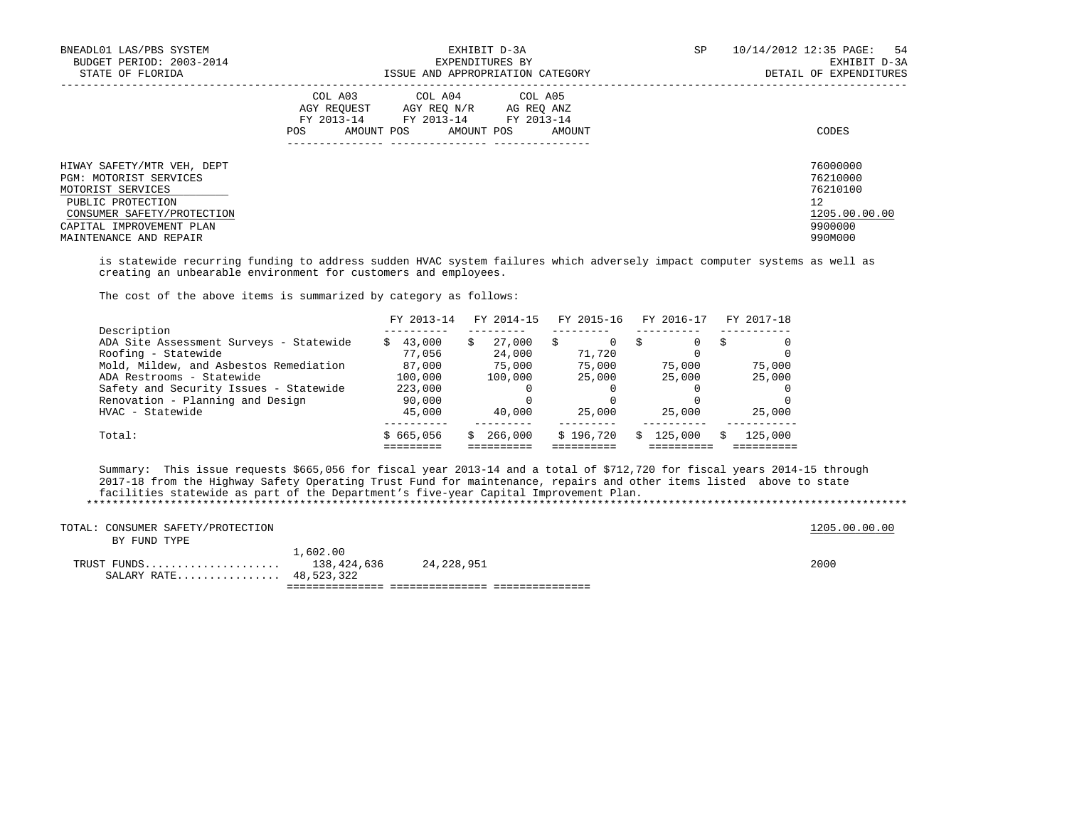| | COL A03 AGY REQUEST FY 2013-14 | | COL A04 AGY REQ N/R FY 2013-14 | | COL A05 AG REQ ANZ FY 2013-14 | | CODES |
|---|---|---|---|---|---|---|---|
| | POS | AMOUNT | POS | AMOUNT | POS | AMOUNT | |

HIWAY SAFETY/MTR VEH, DEPT — 76000000
PGM: MOTORIST SERVICES — 76210000
MOTORIST SERVICES — 76210100
PUBLIC PROTECTION — 12
CONSUMER SAFETY/PROTECTION — 1205.00.00.00
CAPITAL IMPROVEMENT PLAN — 9900000
MAINTENANCE AND REPAIR — 990M000

is statewide recurring funding to address sudden HVAC system failures which adversely impact computer systems as well as creating an unbearable environment for customers and employees.

The cost of the above items is summarized by category as follows:

| Description | FY 2013-14 | FY 2014-15 | FY 2015-16 | FY 2016-17 | FY 2017-18 |
|---|---|---|---|---|---|
| ADA Site Assessment Surveys - Statewide | $ 43,000 | $ 27,000 | $ 0 | $ 0 | $ 0 |
| Roofing - Statewide | 77,056 | 24,000 | 71,720 | 0 | 0 |
| Mold, Mildew, and Asbestos Remediation | 87,000 | 75,000 | 75,000 | 75,000 | 75,000 |
| ADA Restrooms - Statewide | 100,000 | 100,000 | 25,000 | 25,000 | 25,000 |
| Safety and Security Issues - Statewide | 223,000 | 0 | 0 | 0 | 0 |
| Renovation - Planning and Design | 90,000 | 0 | 0 | 0 | 0 |
| HVAC - Statewide | 45,000 | 40,000 | 25,000 | 25,000 | 25,000 |
| Total: | $ 665,056 | $ 266,000 | $ 196,720 | $ 125,000 | $ 125,000 |

Summary: This issue requests $665,056 for fiscal year 2013-14 and a total of $712,720 for fiscal years 2014-15 through 2017-18 from the Highway Safety Operating Trust Fund for maintenance, repairs and other items listed above to state facilities statewide as part of the Department's five-year Capital Improvement Plan.

***

TOTAL: CONSUMER SAFETY/PROTECTION — 1205.00.00.00

| BY FUND TYPE | COL A03 POS | COL A03 AMOUNT | COL A04 AMOUNT | COL A05 AMOUNT | CODES |
|---|---|---|---|---|---|
| TRUST FUNDS..................... | 1,602.00 | 138,424,636 | 24,228,951 | | 2000 |
| SALARY RATE................ | 48,523,322 | | | | |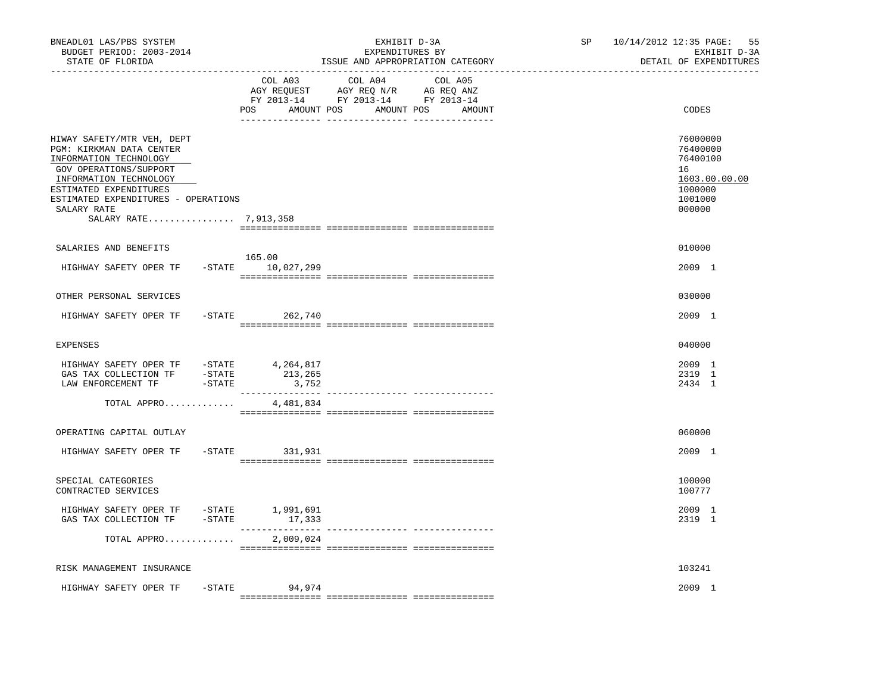BNEADL01 LAS/PBS SYSTEM | EXHIBIT D-3A | SP 10/14/2012 12:35 PAGE: 55
BUDGET PERIOD: 2003-2014 | EXPENDITURES BY | EXHIBIT D-3A
STATE OF FLORIDA | ISSUE AND APPROPRIATION CATEGORY | DETAIL OF EXPENDITURES

| | COL A03 AGY REQUEST FY 2013-14 POS AMOUNT | COL A04 AGY REQ N/R FY 2013-14 POS AMOUNT | COL A05 AG REQ ANZ FY 2013-14 POS AMOUNT | CODES |
|---|---|---|---|---|
| HIWAY SAFETY/MTR VEH, DEPT | | | | 76000000 |
| PGM: KIRKMAN DATA CENTER | | | | 76400000 |
| INFORMATION TECHNOLOGY | | | | 76400100 |
| GOV OPERATIONS/SUPPORT | | | | 16 |
| INFORMATION TECHNOLOGY | | | | 1603.00.00.00 |
| ESTIMATED EXPENDITURES | | | | 1000000 |
| ESTIMATED EXPENDITURES - OPERATIONS | | | | 1001000 |
| SALARY RATE | | | | 000000 |
| SALARY RATE................ 7,913,358 | | | | |
| SALARIES AND BENEFITS | | | | 010000 |
| HIGHWAY SAFETY OPER TF -STATE | 165.00 10,027,299 | | | 2009 1 |
| OTHER PERSONAL SERVICES | | | | 030000 |
| HIGHWAY SAFETY OPER TF -STATE | 262,740 | | | 2009 1 |
| EXPENSES | | | | 040000 |
| HIGHWAY SAFETY OPER TF -STATE | 4,264,817 | | | 2009 1 |
| GAS TAX COLLECTION TF -STATE | 213,265 | | | 2319 1 |
| LAW ENFORCEMENT TF -STATE | 3,752 | | | 2434 1 |
| TOTAL APPRO............ | 4,481,834 | | | |
| OPERATING CAPITAL OUTLAY | | | | 060000 |
| HIGHWAY SAFETY OPER TF -STATE | 331,931 | | | 2009 1 |
| SPECIAL CATEGORIES | | | | 100000 |
| CONTRACTED SERVICES | | | | 100777 |
| HIGHWAY SAFETY OPER TF -STATE | 1,991,691 | | | 2009 1 |
| GAS TAX COLLECTION TF -STATE | 17,333 | | | 2319 1 |
| TOTAL APPRO............ | 2,009,024 | | | |
| RISK MANAGEMENT INSURANCE | | | | 103241 |
| HIGHWAY SAFETY OPER TF -STATE | 94,974 | | | 2009 1 |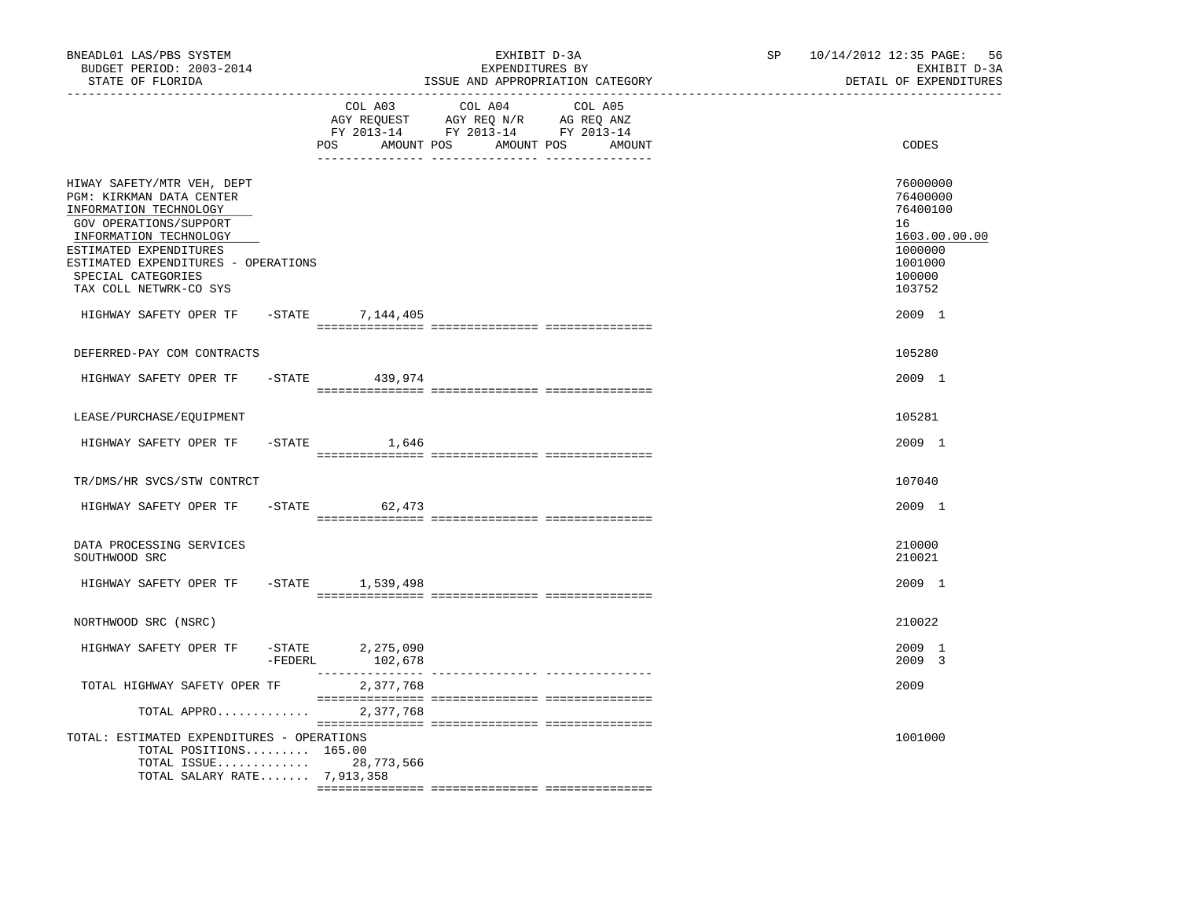BNEADL01 LAS/PBS SYSTEM — BUDGET PERIOD: 2003-2014 — STATE OF FLORIDA

EXHIBIT D-3A — EXPENDITURES BY ISSUE AND APPROPRIATION CATEGORY

SP 10/14/2012 12:35 — EXHIBIT D-3A — DETAIL OF EXPENDITURES

| | COL A03 AGY REQUEST FY 2013-14 POS AMOUNT | COL A04 AGY REQ N/R FY 2013-14 POS AMOUNT | COL A05 AG REQ ANZ FY 2013-14 POS AMOUNT | CODES |
|---|---|---|---|---|
| HIWAY SAFETY/MTR VEH, DEPT | | | | 76000000 |
| PGM: KIRKMAN DATA CENTER | | | | 76400000 |
| INFORMATION TECHNOLOGY | | | | 76400100 |
| GOV OPERATIONS/SUPPORT | | | | 16 |
| INFORMATION TECHNOLOGY | | | | 1603.00.00.00 |
| ESTIMATED EXPENDITURES | | | | 1000000 |
| ESTIMATED EXPENDITURES - OPERATIONS | | | | 1001000 |
| SPECIAL CATEGORIES | | | | 100000 |
| TAX COLL NETWRK-CO SYS | | | | 103752 |
| HIGHWAY SAFETY OPER TF -STATE | 7,144,405 | | | 2009 1 |
| DEFERRED-PAY COM CONTRACTS | | | | 105280 |
| HIGHWAY SAFETY OPER TF -STATE | 439,974 | | | 2009 1 |
| LEASE/PURCHASE/EQUIPMENT | | | | 105281 |
| HIGHWAY SAFETY OPER TF -STATE | 1,646 | | | 2009 1 |
| TR/DMS/HR SVCS/STW CONTRCT | | | | 107040 |
| HIGHWAY SAFETY OPER TF -STATE | 62,473 | | | 2009 1 |
| DATA PROCESSING SERVICES | | | | 210000 |
| SOUTHWOOD SRC | | | | 210021 |
| HIGHWAY SAFETY OPER TF -STATE | 1,539,498 | | | 2009 1 |
| NORTHWOOD SRC (NSRC) | | | | 210022 |
| HIGHWAY SAFETY OPER TF -STATE | 2,275,090 | | | 2009 1 |
| -FEDERL | 102,678 | | | 2009 3 |
| TOTAL HIGHWAY SAFETY OPER TF | 2,377,768 | | | 2009 |
| TOTAL APPRO............ | 2,377,768 | | | |
| TOTAL: ESTIMATED EXPENDITURES - OPERATIONS | | | | 1001000 |
| TOTAL POSITIONS......... | 165.00 | | | |
| TOTAL ISSUE............. | 28,773,566 | | | |
| TOTAL SALARY RATE....... | 7,913,358 | | | |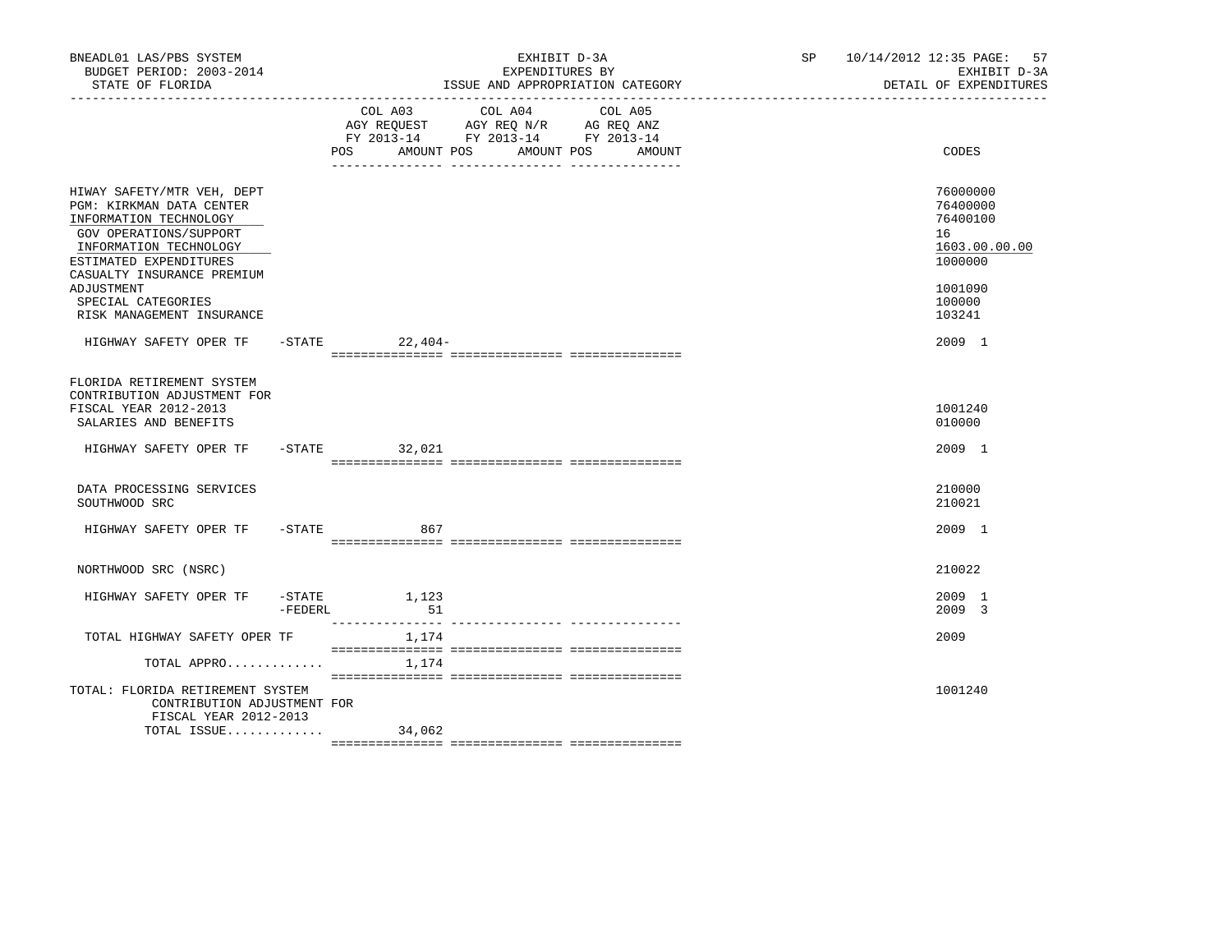BNEADL01 LAS/PBS SYSTEM — BUDGET PERIOD: 2003-2014 — STATE OF FLORIDA

EXHIBIT D-3A — EXPENDITURES BY ISSUE AND APPROPRIATION CATEGORY

SP 10/14/2012 12:35 — EXHIBIT D-3A — DETAIL OF EXPENDITURES

| | COL A03 AGY REQUEST FY 2013-14 POS AMOUNT | COL A04 AGY REQ N/R FY 2013-14 POS AMOUNT | COL A05 AG REQ ANZ FY 2013-14 POS AMOUNT | CODES |
|---|---|---|---|---|
| HIWAY SAFETY/MTR VEH, DEPT | | | | 76000000 |
| PGM: KIRKMAN DATA CENTER | | | | 76400000 |
| INFORMATION TECHNOLOGY | | | | 76400100 |
| GOV OPERATIONS/SUPPORT | | | | 16 |
| INFORMATION TECHNOLOGY | | | | 1603.00.00.00 |
| ESTIMATED EXPENDITURES | | | | 1000000 |
| CASUALTY INSURANCE PREMIUM ADJUSTMENT | | | | 1001090 |
| SPECIAL CATEGORIES | | | | 100000 |
| RISK MANAGEMENT INSURANCE | | | | 103241 |
| HIGHWAY SAFETY OPER TF -STATE | 22,404- | | | 2009 1 |
| FLORIDA RETIREMENT SYSTEM CONTRIBUTION ADJUSTMENT FOR FISCAL YEAR 2012-2013 | | | | 1001240 |
| SALARIES AND BENEFITS | | | | 010000 |
| HIGHWAY SAFETY OPER TF -STATE | 32,021 | | | 2009 1 |
| DATA PROCESSING SERVICES | | | | 210000 |
| SOUTHWOOD SRC | | | | 210021 |
| HIGHWAY SAFETY OPER TF -STATE | 867 | | | 2009 1 |
| NORTHWOOD SRC (NSRC) | | | | 210022 |
| HIGHWAY SAFETY OPER TF -STATE | 1,123 | | | 2009 1 |
| -FEDERL | 51 | | | 2009 3 |
| TOTAL HIGHWAY SAFETY OPER TF | 1,174 | | | 2009 |
| TOTAL APPRO............ | 1,174 | | | |
| TOTAL: FLORIDA RETIREMENT SYSTEM CONTRIBUTION ADJUSTMENT FOR FISCAL YEAR 2012-2013 | | | | 1001240 |
| TOTAL ISSUE............ | 34,062 | | | |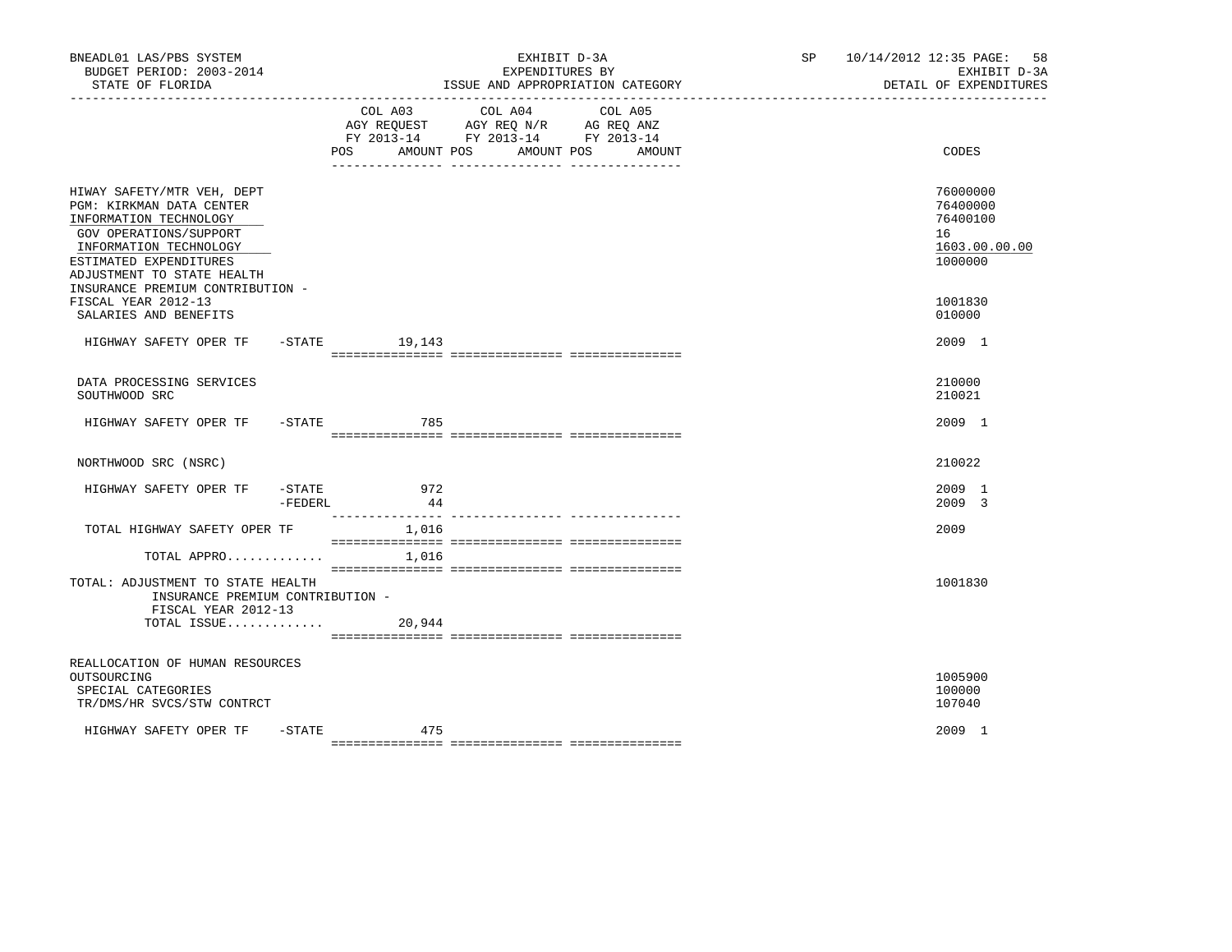BNEADL01 LAS/PBS SYSTEM — EXHIBIT D-3A — SP 10/14/2012 12:35 PAGE: 58
BUDGET PERIOD: 2003-2014 — EXPENDITURES BY — EXHIBIT D-3A
STATE OF FLORIDA — ISSUE AND APPROPRIATION CATEGORY — DETAIL OF EXPENDITURES

| | COL A03 AGY REQUEST FY 2013-14 POS AMOUNT | COL A04 AGY REQ N/R FY 2013-14 POS AMOUNT | COL A05 AG REQ ANZ FY 2013-14 POS AMOUNT | CODES |
|---|---|---|---|---|
| HIWAY SAFETY/MTR VEH, DEPT | | | | 76000000 |
| PGM: KIRKMAN DATA CENTER | | | | 76400000 |
| INFORMATION TECHNOLOGY | | | | 76400100 |
| GOV OPERATIONS/SUPPORT | | | | 16 |
| INFORMATION TECHNOLOGY | | | | 1603.00.00.00 |
| ESTIMATED EXPENDITURES | | | | 1000000 |
| ADJUSTMENT TO STATE HEALTH INSURANCE PREMIUM CONTRIBUTION - FISCAL YEAR 2012-13 | | | | 1001830 |
| SALARIES AND BENEFITS | | | | 010000 |
| HIGHWAY SAFETY OPER TF -STATE | 19,143 | | | 2009 1 |
| DATA PROCESSING SERVICES | | | | 210000 |
| SOUTHWOOD SRC | | | | 210021 |
| HIGHWAY SAFETY OPER TF -STATE | 785 | | | 2009 1 |
| NORTHWOOD SRC (NSRC) | | | | 210022 |
| HIGHWAY SAFETY OPER TF -STATE | 972 | | | 2009 1 |
| -FEDERL | 44 | | | 2009 3 |
| TOTAL HIGHWAY SAFETY OPER TF | 1,016 | | | 2009 |
| TOTAL APPRO............. | 1,016 | | | |
| TOTAL: ADJUSTMENT TO STATE HEALTH INSURANCE PREMIUM CONTRIBUTION - FISCAL YEAR 2012-13 | | | | 1001830 |
| TOTAL ISSUE............. | 20,944 | | | |
| REALLOCATION OF HUMAN RESOURCES OUTSOURCING | | | | 1005900 |
| SPECIAL CATEGORIES | | | | 100000 |
| TR/DMS/HR SVCS/STW CONTRCT | | | | 107040 |
| HIGHWAY SAFETY OPER TF -STATE | 475 | | | 2009 1 |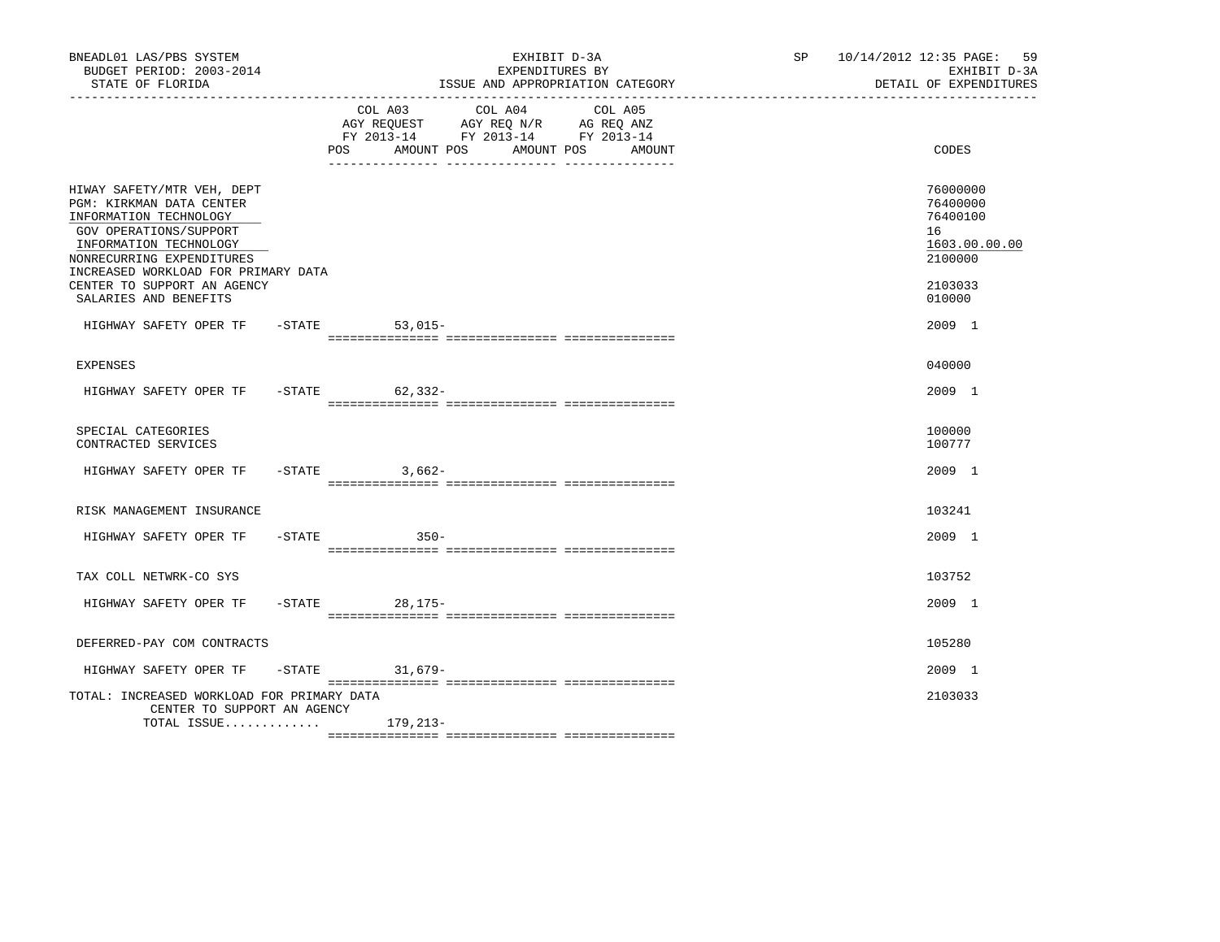BNEADL01 LAS/PBS SYSTEM
BUDGET PERIOD: 2003-2014
STATE OF FLORIDA

EXHIBIT D-3A
EXPENDITURES BY
ISSUE AND APPROPRIATION CATEGORY

SP 10/14/2012 12:35
EXHIBIT D-3A
DETAIL OF EXPENDITURES

| | COL A03 AGY REQUEST FY 2013-14 POS AMOUNT | COL A04 AGY REQ N/R FY 2013-14 POS AMOUNT | COL A05 AG REQ ANZ FY 2013-14 POS AMOUNT | CODES |
|---|---|---|---|---|
| HIWAY SAFETY/MTR VEH, DEPT | | | | 76000000 |
| PGM: KIRKMAN DATA CENTER | | | | 76400000 |
| INFORMATION TECHNOLOGY | | | | 76400100 |
| GOV OPERATIONS/SUPPORT | | | | 16 |
| INFORMATION TECHNOLOGY | | | | 1603.00.00.00 |
| NONRECURRING EXPENDITURES | | | | 2100000 |
| INCREASED WORKLOAD FOR PRIMARY DATA CENTER TO SUPPORT AN AGENCY | | | | 2103033 |
| SALARIES AND BENEFITS | | | | 010000 |
| HIGHWAY SAFETY OPER TF -STATE | 53,015- | | | 2009 1 |
| EXPENSES | | | | 040000 |
| HIGHWAY SAFETY OPER TF -STATE | 62,332- | | | 2009 1 |
| SPECIAL CATEGORIES | | | | 100000 |
| CONTRACTED SERVICES | | | | 100777 |
| HIGHWAY SAFETY OPER TF -STATE | 3,662- | | | 2009 1 |
| RISK MANAGEMENT INSURANCE | | | | 103241 |
| HIGHWAY SAFETY OPER TF -STATE | 350- | | | 2009 1 |
| TAX COLL NETWRK-CO SYS | | | | 103752 |
| HIGHWAY SAFETY OPER TF -STATE | 28,175- | | | 2009 1 |
| DEFERRED-PAY COM CONTRACTS | | | | 105280 |
| HIGHWAY SAFETY OPER TF -STATE | 31,679- | | | 2009 1 |
| TOTAL: INCREASED WORKLOAD FOR PRIMARY DATA CENTER TO SUPPORT AN AGENCY | | | | 2103033 |
| TOTAL ISSUE............. | 179,213- | | | |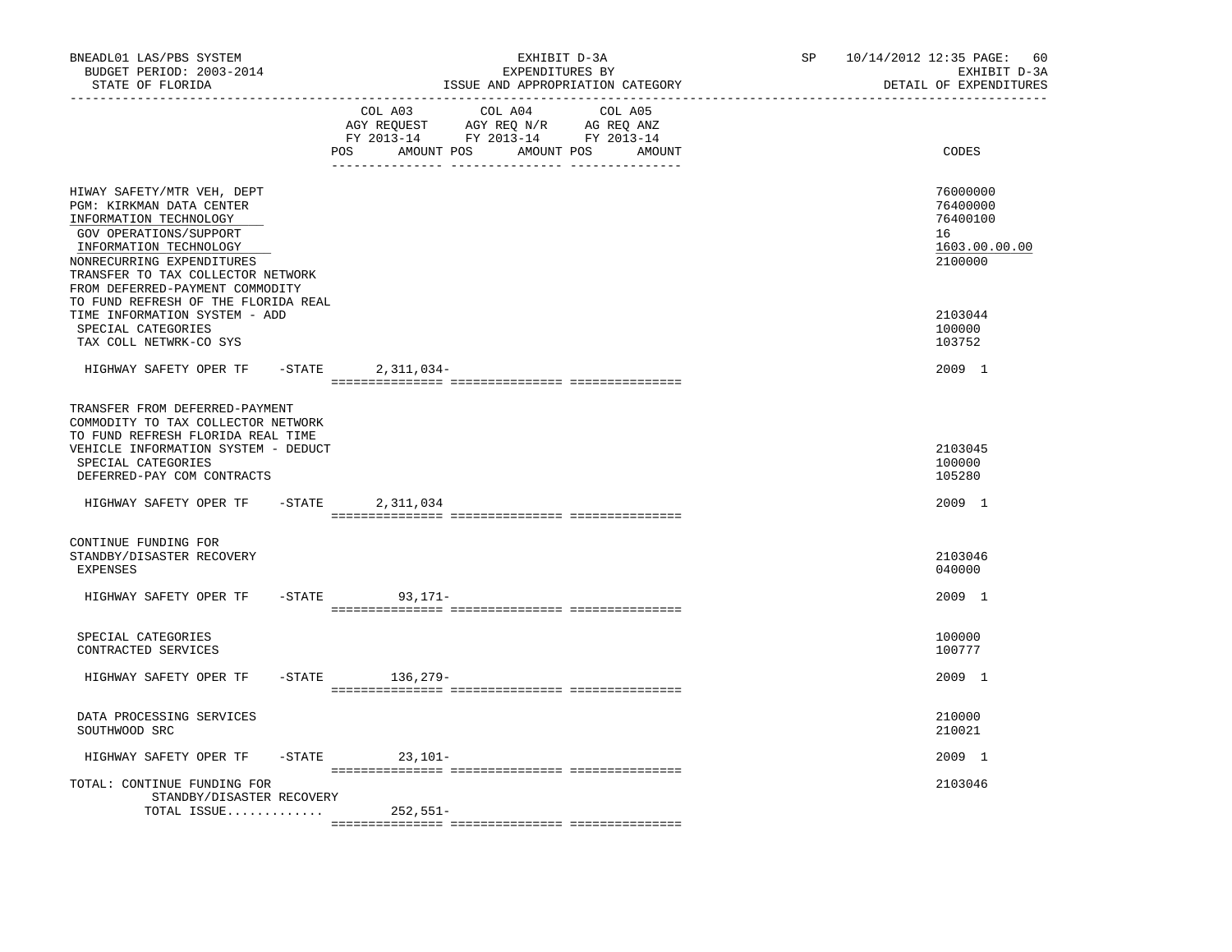BNEADL01 LAS/PBS SYSTEM | EXHIBIT D-3A | SP 10/14/2012 12:35
BUDGET PERIOD: 2003-2014 | EXPENDITURES BY | EXHIBIT D-3A
STATE OF FLORIDA | ISSUE AND APPROPRIATION CATEGORY | DETAIL OF EXPENDITURES

| | COL A03 AGY REQUEST FY 2013-14 POS AMOUNT | COL A04 AGY REQ N/R FY 2013-14 POS AMOUNT | COL A05 AG REQ ANZ FY 2013-14 POS AMOUNT | CODES |
|---|---|---|---|---|
| HIWAY SAFETY/MTR VEH, DEPT | | | | 76000000 |
| PGM: KIRKMAN DATA CENTER | | | | 76400000 |
| INFORMATION TECHNOLOGY | | | | 76400100 |
| GOV OPERATIONS/SUPPORT | | | | 16 |
| INFORMATION TECHNOLOGY | | | | 1603.00.00.00 |
| NONRECURRING EXPENDITURES | | | | 2100000 |
| TRANSFER TO TAX COLLECTOR NETWORK FROM DEFERRED-PAYMENT COMMODITY TO FUND REFRESH OF THE FLORIDA REAL TIME INFORMATION SYSTEM - ADD | | | | 2103044 |
| SPECIAL CATEGORIES | | | | 100000 |
| TAX COLL NETWRK-CO SYS | | | | 103752 |
| HIGHWAY SAFETY OPER TF -STATE | 2,311,034- | | | 2009 1 |
| TRANSFER FROM DEFERRED-PAYMENT COMMODITY TO TAX COLLECTOR NETWORK TO FUND REFRESH FLORIDA REAL TIME VEHICLE INFORMATION SYSTEM - DEDUCT | | | | 2103045 |
| SPECIAL CATEGORIES | | | | 100000 |
| DEFERRED-PAY COM CONTRACTS | | | | 105280 |
| HIGHWAY SAFETY OPER TF -STATE | 2,311,034 | | | 2009 1 |
| CONTINUE FUNDING FOR STANDBY/DISASTER RECOVERY | | | | 2103046 |
| EXPENSES | | | | 040000 |
| HIGHWAY SAFETY OPER TF -STATE | 93,171- | | | 2009 1 |
| SPECIAL CATEGORIES | | | | 100000 |
| CONTRACTED SERVICES | | | | 100777 |
| HIGHWAY SAFETY OPER TF -STATE | 136,279- | | | 2009 1 |
| DATA PROCESSING SERVICES | | | | 210000 |
| SOUTHWOOD SRC | | | | 210021 |
| HIGHWAY SAFETY OPER TF -STATE | 23,101- | | | 2009 1 |
| TOTAL: CONTINUE FUNDING FOR STANDBY/DISASTER RECOVERY | | | | 2103046 |
| TOTAL ISSUE............. | 252,551- | | | |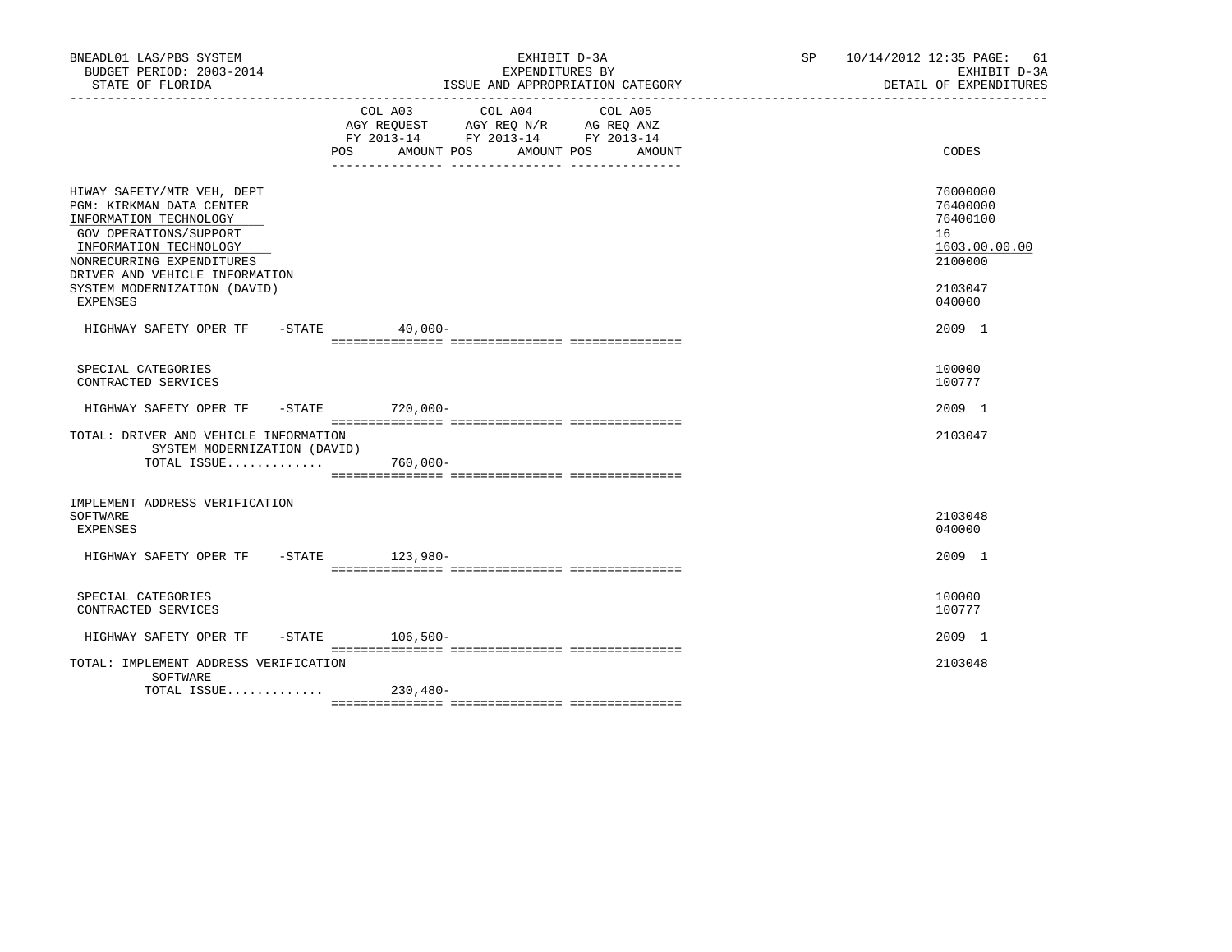BNEADL01 LAS/PBS SYSTEM — EXHIBIT D-3A — SP 10/14/2012 12:35

BUDGET PERIOD: 2003-2014 — EXPENDITURES BY — EXHIBIT D-3A

STATE OF FLORIDA — ISSUE AND APPROPRIATION CATEGORY — DETAIL OF EXPENDITURES

| | COL A03 AGY REQUEST FY 2013-14 POS | AMOUNT | COL A04 AGY REQ N/R FY 2013-14 POS | AMOUNT | COL A05 AG REQ ANZ FY 2013-14 POS | AMOUNT | CODES |
|---|---|---|---|---|---|---|---|
| HIWAY SAFETY/MTR VEH, DEPT | | | | | | | 76000000 |
| PGM: KIRKMAN DATA CENTER | | | | | | | 76400000 |
| INFORMATION TECHNOLOGY | | | | | | | 76400100 |
| GOV OPERATIONS/SUPPORT | | | | | | | 16 |
| INFORMATION TECHNOLOGY | | | | | | | 1603.00.00.00 |
| NONRECURRING EXPENDITURES | | | | | | | 2100000 |
| DRIVER AND VEHICLE INFORMATION SYSTEM MODERNIZATION (DAVID) | | | | | | | 2103047 |
| EXPENSES | | | | | | | 040000 |
| HIGHWAY SAFETY OPER TF -STATE | | 40,000- | | | | | 2009 1 |
| SPECIAL CATEGORIES | | | | | | | 100000 |
| CONTRACTED SERVICES | | | | | | | 100777 |
| HIGHWAY SAFETY OPER TF -STATE | | 720,000- | | | | | 2009 1 |
| TOTAL: DRIVER AND VEHICLE INFORMATION SYSTEM MODERNIZATION (DAVID) | | | | | | | 2103047 |
| TOTAL ISSUE............. | | 760,000- | | | | | |
| IMPLEMENT ADDRESS VERIFICATION SOFTWARE | | | | | | | 2103048 |
| EXPENSES | | | | | | | 040000 |
| HIGHWAY SAFETY OPER TF -STATE | | 123,980- | | | | | 2009 1 |
| SPECIAL CATEGORIES | | | | | | | 100000 |
| CONTRACTED SERVICES | | | | | | | 100777 |
| HIGHWAY SAFETY OPER TF -STATE | | 106,500- | | | | | 2009 1 |
| TOTAL: IMPLEMENT ADDRESS VERIFICATION SOFTWARE | | | | | | | 2103048 |
| TOTAL ISSUE............. | | 230,480- | | | | | |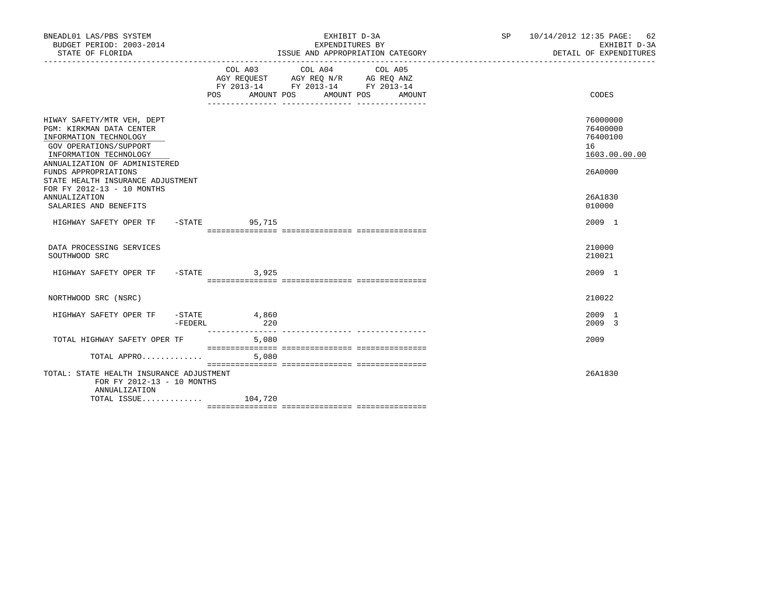BNEADL01 LAS/PBS SYSTEM
BUDGET PERIOD: 2003-2014
STATE OF FLORIDA

EXHIBIT D-3A
EXPENDITURES BY
ISSUE AND APPROPRIATION CATEGORY

SP 10/14/2012 12:35
EXHIBIT D-3A
DETAIL OF EXPENDITURES

| | COL A03 AGY REQUEST FY 2013-14 POS AMOUNT | COL A04 AGY REQ N/R FY 2013-14 POS AMOUNT | COL A05 AG REQ ANZ FY 2013-14 POS AMOUNT | CODES |
|---|---|---|---|---|
| HIWAY SAFETY/MTR VEH, DEPT | | | | 76000000 |
| PGM: KIRKMAN DATA CENTER | | | | 76400000 |
| INFORMATION TECHNOLOGY | | | | 76400100 |
| GOV OPERATIONS/SUPPORT | | | | 16 |
| INFORMATION TECHNOLOGY | | | | 1603.00.00.00 |
| ANNUALIZATION OF ADMINISTERED FUNDS APPROPRIATIONS | | | | 26A0000 |
| STATE HEALTH INSURANCE ADJUSTMENT FOR FY 2012-13 - 10 MONTHS ANNUALIZATION | | | | 26A1830 |
| SALARIES AND BENEFITS | | | | 010000 |
| HIGHWAY SAFETY OPER TF -STATE | 95,715 | | | 2009 1 |
| DATA PROCESSING SERVICES | | | | 210000 |
| SOUTHWOOD SRC | | | | 210021 |
| HIGHWAY SAFETY OPER TF -STATE | 3,925 | | | 2009 1 |
| NORTHWOOD SRC (NSRC) | | | | 210022 |
| HIGHWAY SAFETY OPER TF -STATE | 4,860 | | | 2009 1 |
| -FEDERL | 220 | | | 2009 3 |
| TOTAL HIGHWAY SAFETY OPER TF | 5,080 | | | 2009 |
| TOTAL APPRO............. | 5,080 | | | |
| TOTAL: STATE HEALTH INSURANCE ADJUSTMENT FOR FY 2012-13 - 10 MONTHS ANNUALIZATION | | | | 26A1830 |
| TOTAL ISSUE............. | 104,720 | | | |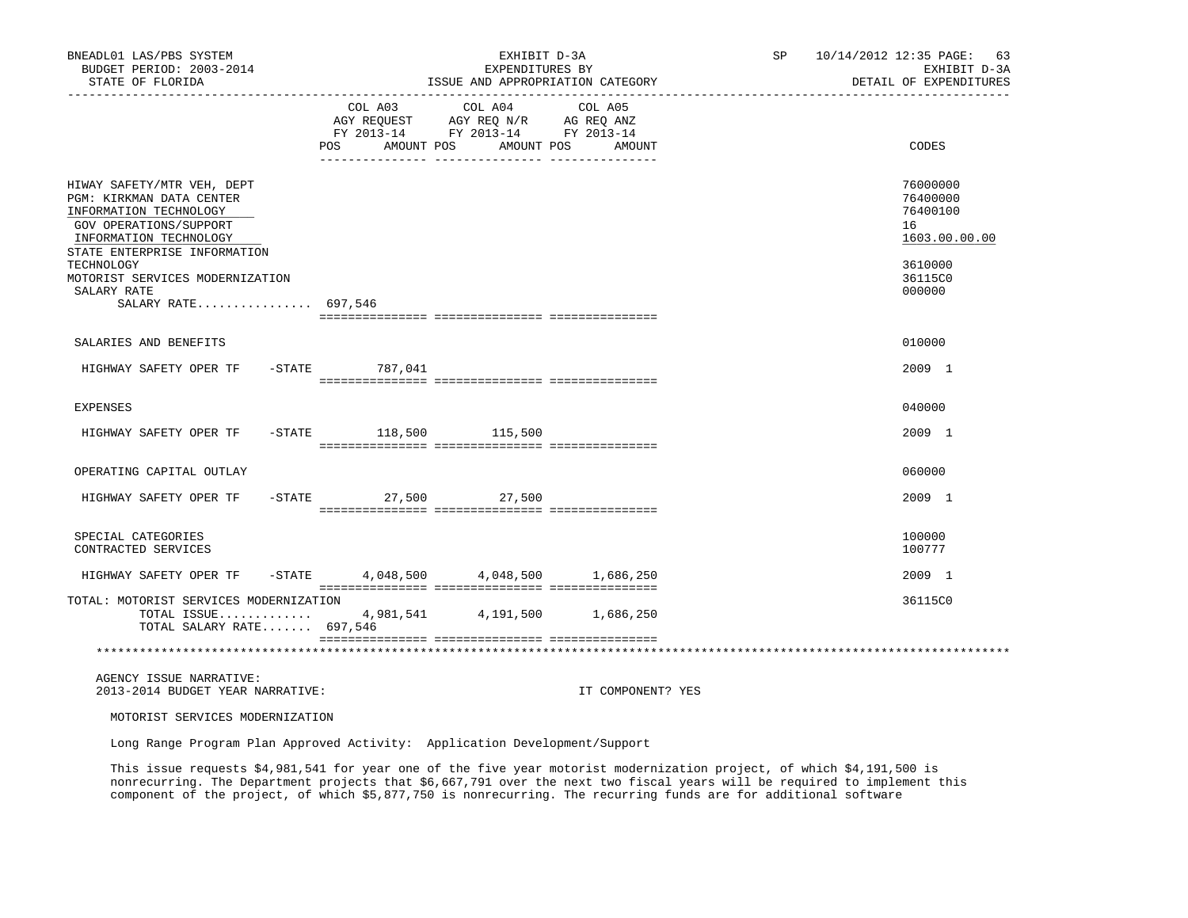BNEADL01 LAS/PBS SYSTEM — EXHIBIT D-3A — EXPENDITURES BY ISSUE AND APPROPRIATION CATEGORY
BUDGET PERIOD: 2003-2014
STATE OF FLORIDA
SP 10/14/2012 12:35 — EXHIBIT D-3A — DETAIL OF EXPENDITURES

| | COL A03 AGY REQUEST FY 2013-14 POS | AMOUNT | COL A04 AGY REQ N/R FY 2013-14 POS | AMOUNT | COL A05 AG REQ ANZ FY 2013-14 POS | AMOUNT | CODES |
|---|---|---|---|---|---|---|---|
| HIWAY SAFETY/MTR VEH, DEPT | | | | | | | 76000000 |
| PGM: KIRKMAN DATA CENTER | | | | | | | 76400000 |
| INFORMATION TECHNOLOGY | | | | | | | 76400100 |
| GOV OPERATIONS/SUPPORT | | | | | | | 16 |
| INFORMATION TECHNOLOGY | | | | | | | 1603.00.00.00 |
| STATE ENTERPRISE INFORMATION TECHNOLOGY | | | | | | | 3610000 |
| MOTORIST SERVICES MODERNIZATION | | | | | | | 36115C0 |
| SALARY RATE | | | | | | | 000000 |
| SALARY RATE................ | 697,546 | | | | | | |
| SALARIES AND BENEFITS | | | | | | | 010000 |
| HIGHWAY SAFETY OPER TF -STATE | | 787,041 | | | | | 2009 1 |
| EXPENSES | | | | | | | 040000 |
| HIGHWAY SAFETY OPER TF -STATE | | 118,500 | | 115,500 | | | 2009 1 |
| OPERATING CAPITAL OUTLAY | | | | | | | 060000 |
| HIGHWAY SAFETY OPER TF -STATE | | 27,500 | | 27,500 | | | 2009 1 |
| SPECIAL CATEGORIES | | | | | | | 100000 |
| CONTRACTED SERVICES | | | | | | | 100777 |
| HIGHWAY SAFETY OPER TF -STATE | | 4,048,500 | | 4,048,500 | | 1,686,250 | 2009 1 |
| TOTAL: MOTORIST SERVICES MODERNIZATION | | | | | | | 36115C0 |
| TOTAL ISSUE............. | | 4,981,541 | | 4,191,500 | | 1,686,250 | |
| TOTAL SALARY RATE....... | 697,546 | | | | | | |

AGENCY ISSUE NARRATIVE:
2013-2014 BUDGET YEAR NARRATIVE: IT COMPONENT? YES

MOTORIST SERVICES MODERNIZATION

Long Range Program Plan Approved Activity: Application Development/Support

This issue requests $4,981,541 for year one of the five year motorist modernization project, of which $4,191,500 is nonrecurring. The Department projects that $6,667,791 over the next two fiscal years will be required to implement this component of the project, of which $5,877,750 is nonrecurring. The recurring funds are for additional software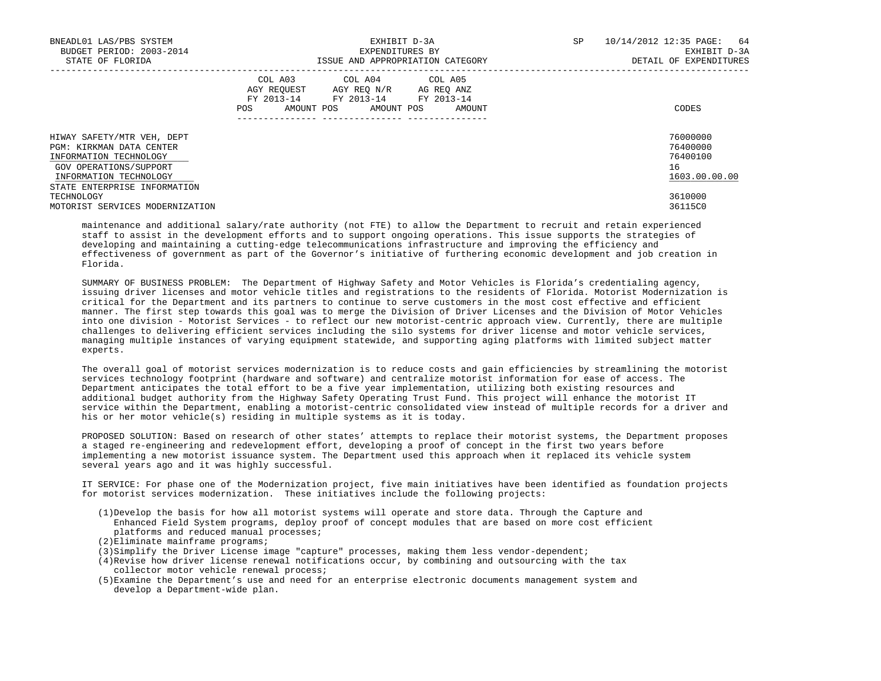| | COL A03 AGY REQUEST FY 2013-14 | | COL A04 AGY REQ N/R FY 2013-14 | | COL A05 AG REQ ANZ FY 2013-14 | | |
|---|---|---|---|---|---|---|---|
| | POS | AMOUNT | POS | AMOUNT | POS | AMOUNT | CODES |
| HIWAY SAFETY/MTR VEH, DEPT | | | | | | | 76000000 |
| PGM: KIRKMAN DATA CENTER | | | | | | | 76400000 |
| INFORMATION TECHNOLOGY | | | | | | | 76400100 |
| GOV OPERATIONS/SUPPORT | | | | | | | 16 |
| INFORMATION TECHNOLOGY | | | | | | | 1603.00.00.00 |
| STATE ENTERPRISE INFORMATION TECHNOLOGY | | | | | | | 3610000 |
| MOTORIST SERVICES MODERNIZATION | | | | | | | 36115C0 |

maintenance and additional salary/rate authority (not FTE) to allow the Department to recruit and retain experienced staff to assist in the development efforts and to support ongoing operations. This issue supports the strategies of developing and maintaining a cutting-edge telecommunications infrastructure and improving the efficiency and effectiveness of government as part of the Governor's initiative of furthering economic development and job creation in Florida.

SUMMARY OF BUSINESS PROBLEM: The Department of Highway Safety and Motor Vehicles is Florida's credentialing agency, issuing driver licenses and motor vehicle titles and registrations to the residents of Florida. Motorist Modernization is critical for the Department and its partners to continue to serve customers in the most cost effective and efficient manner. The first step towards this goal was to merge the Division of Driver Licenses and the Division of Motor Vehicles into one division - Motorist Services - to reflect our new motorist-centric approach view. Currently, there are multiple challenges to delivering efficient services including the silo systems for driver license and motor vehicle services, managing multiple instances of varying equipment statewide, and supporting aging platforms with limited subject matter experts.

The overall goal of motorist services modernization is to reduce costs and gain efficiencies by streamlining the motorist services technology footprint (hardware and software) and centralize motorist information for ease of access. The Department anticipates the total effort to be a five year implementation, utilizing both existing resources and additional budget authority from the Highway Safety Operating Trust Fund. This project will enhance the motorist IT service within the Department, enabling a motorist-centric consolidated view instead of multiple records for a driver and his or her motor vehicle(s) residing in multiple systems as it is today.

PROPOSED SOLUTION: Based on research of other states' attempts to replace their motorist systems, the Department proposes a staged re-engineering and redevelopment effort, developing a proof of concept in the first two years before implementing a new motorist issuance system. The Department used this approach when it replaced its vehicle system several years ago and it was highly successful.

IT SERVICE: For phase one of the Modernization project, five main initiatives have been identified as foundation projects for motorist services modernization. These initiatives include the following projects:

(1) Develop the basis for how all motorist systems will operate and store data. Through the Capture and Enhanced Field System programs, deploy proof of concept modules that are based on more cost efficient platforms and reduced manual processes;
(2) Eliminate mainframe programs;
(3) Simplify the Driver License image "capture" processes, making them less vendor-dependent;
(4) Revise how driver license renewal notifications occur, by combining and outsourcing with the tax collector motor vehicle renewal process;
(5) Examine the Department's use and need for an enterprise electronic documents management system and develop a Department-wide plan.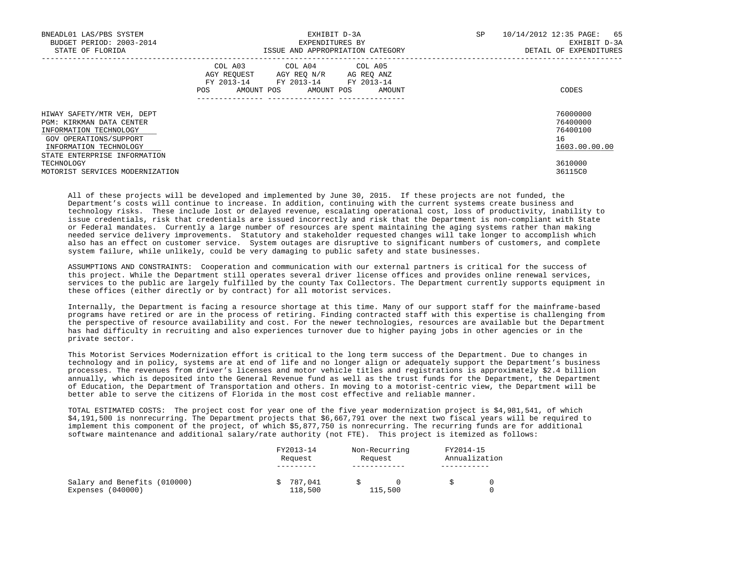| | COL A03 AGY REQUEST FY 2013-14 POS AMOUNT | COL A04 AGY REQ N/R FY 2013-14 POS AMOUNT | COL A05 AG REQ ANZ FY 2013-14 POS AMOUNT | CODES |
|---|---|---|---|---|
| HIWAY SAFETY/MTR VEH, DEPT | | | | 76000000 |
| PGM: KIRKMAN DATA CENTER | | | | 76400000 |
| INFORMATION TECHNOLOGY | | | | 76400100 |
| GOV OPERATIONS/SUPPORT | | | | 16 |
| INFORMATION TECHNOLOGY | | | | 1603.00.00.00 |
| STATE ENTERPRISE INFORMATION TECHNOLOGY | | | | 3610000 |
| MOTORIST SERVICES MODERNIZATION | | | | 36115C0 |

All of these projects will be developed and implemented by June 30, 2015. If these projects are not funded, the Department's costs will continue to increase. In addition, continuing with the current systems create business and technology risks. These include lost or delayed revenue, escalating operational cost, loss of productivity, inability to issue credentials, risk that credentials are issued incorrectly and risk that the Department is non-compliant with State or Federal mandates. Currently a large number of resources are spent maintaining the aging systems rather than making needed service delivery improvements. Statutory and stakeholder requested changes will take longer to accomplish which also has an effect on customer service. System outages are disruptive to significant numbers of customers, and complete system failure, while unlikely, could be very damaging to public safety and state businesses.

ASSUMPTIONS AND CONSTRAINTS: Cooperation and communication with our external partners is critical for the success of this project. While the Department still operates several driver license offices and provides online renewal services, services to the public are largely fulfilled by the county Tax Collectors. The Department currently supports equipment in these offices (either directly or by contract) for all motorist services.

Internally, the Department is facing a resource shortage at this time. Many of our support staff for the mainframe-based programs have retired or are in the process of retiring. Finding contracted staff with this expertise is challenging from the perspective of resource availability and cost. For the newer technologies, resources are available but the Department has had difficulty in recruiting and also experiences turnover due to higher paying jobs in other agencies or in the private sector.

This Motorist Services Modernization effort is critical to the long term success of the Department. Due to changes in technology and in policy, systems are at end of life and no longer align or adequately support the Department's business processes. The revenues from driver's licenses and motor vehicle titles and registrations is approximately $2.4 billion annually, which is deposited into the General Revenue fund as well as the trust funds for the Department, the Department of Education, the Department of Transportation and others. In moving to a motorist-centric view, the Department will be better able to serve the citizens of Florida in the most cost effective and reliable manner.

TOTAL ESTIMATED COSTS: The project cost for year one of the five year modernization project is $4,981,541, of which $4,191,500 is nonrecurring. The Department projects that $6,667,791 over the next two fiscal years will be required to implement this component of the project, of which $5,877,750 is nonrecurring. The recurring funds are for additional software maintenance and additional salary/rate authority (not FTE). This project is itemized as follows:

| | FY2013-14 Request | Non-Recurring Request | FY2014-15 Annualization |
|---|---|---|---|
| Salary and Benefits (010000) | $ 787,041 | $ 0 | $ 0 |
| Expenses (040000) | 118,500 | 115,500 | 0 |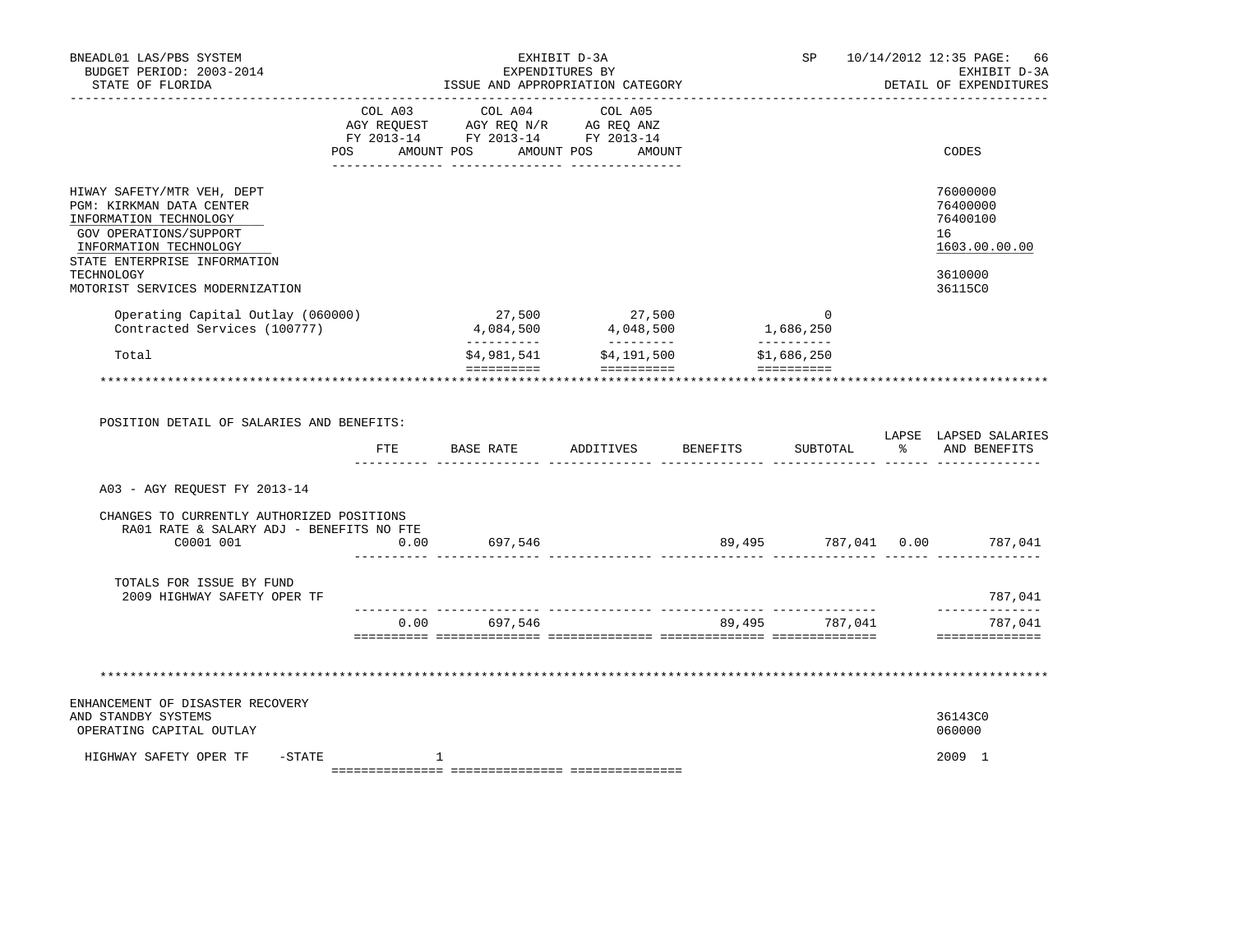BNEADL01 LAS/PBS SYSTEM | EXHIBIT D-3A | SP 10/14/2012 12:35
BUDGET PERIOD: 2003-2014 | EXPENDITURES BY | EXHIBIT D-3A
STATE OF FLORIDA | ISSUE AND APPROPRIATION CATEGORY | DETAIL OF EXPENDITURES

| | COL A03 AGY REQUEST FY 2013-14 POS AMOUNT | COL A04 AGY REQ N/R FY 2013-14 POS AMOUNT | COL A05 AG REQ ANZ FY 2013-14 POS AMOUNT | CODES |
|---|---|---|---|---|
| HIWAY SAFETY/MTR VEH, DEPT | | | | 76000000 |
| PGM: KIRKMAN DATA CENTER | | | | 76400000 |
| INFORMATION TECHNOLOGY | | | | 76400100 |
| GOV OPERATIONS/SUPPORT | | | | 16 |
| INFORMATION TECHNOLOGY | | | | 1603.00.00.00 |
| STATE ENTERPRISE INFORMATION TECHNOLOGY | | | | 3610000 |
| MOTORIST SERVICES MODERNIZATION | | | | 36115C0 |
| Operating Capital Outlay (060000) | 27,500 | 27,500 | 0 | |
| Contracted Services (100777) | 4,084,500 | 4,048,500 | 1,686,250 | |
| Total | $4,981,541 | $4,191,500 | $1,686,250 | |

POSITION DETAIL OF SALARIES AND BENEFITS:

| | FTE | BASE RATE | ADDITIVES | BENEFITS | SUBTOTAL | LAPSE % | LAPSED SALARIES AND BENEFITS |
|---|---|---|---|---|---|---|---|
| A03 - AGY REQUEST FY 2013-14 | | | | | | | |
| CHANGES TO CURRENTLY AUTHORIZED POSITIONS | | | | | | | |
| RA01 RATE & SALARY ADJ - BENEFITS NO FTE C0001 001 | 0.00 | 697,546 | | 89,495 | 787,041 | 0.00 | 787,041 |
| TOTALS FOR ISSUE BY FUND | | | | | | | |
| 2009 HIGHWAY SAFETY OPER TF | | | | | | | 787,041 |
| | 0.00 | 697,546 | | 89,495 | 787,041 | | 787,041 |

| | COL A03 | COL A04 | COL A05 | CODES |
|---|---|---|---|---|
| ENHANCEMENT OF DISASTER RECOVERY AND STANDBY SYSTEMS | | | | 36143C0 |
| OPERATING CAPITAL OUTLAY | | | | 060000 |
| HIGHWAY SAFETY OPER TF -STATE | 1 | | | 2009 1 |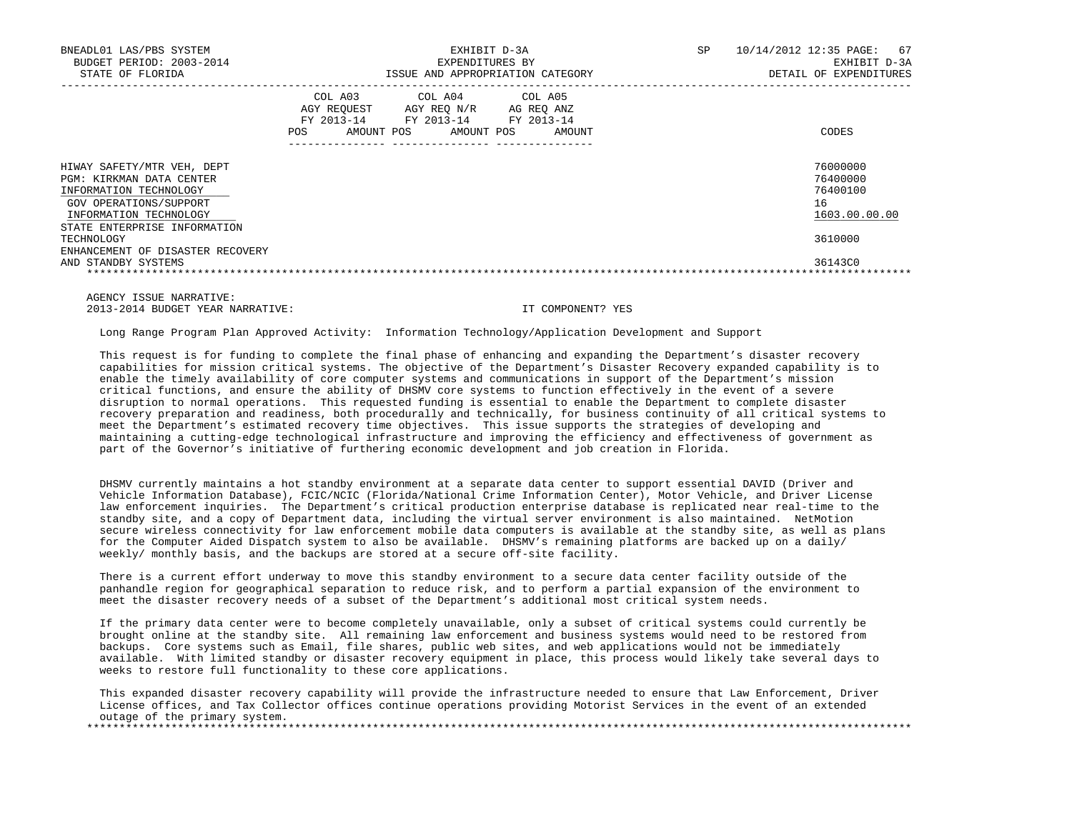| | COL A03 AGY REQUEST FY 2013-14 | | COL A04 AGY REQ N/R FY 2013-14 | | COL A05 AG REQ ANZ FY 2013-14 | | |
|---|---|---|---|---|---|---|---|
| | POS | AMOUNT | POS | AMOUNT | POS | AMOUNT | CODES |
| HIWAY SAFETY/MTR VEH, DEPT | | | | | | | 76000000 |
| PGM: KIRKMAN DATA CENTER | | | | | | | 76400000 |
| INFORMATION TECHNOLOGY | | | | | | | 76400100 |
| GOV OPERATIONS/SUPPORT | | | | | | | 16 |
| INFORMATION TECHNOLOGY | | | | | | | 1603.00.00.00 |
| STATE ENTERPRISE INFORMATION TECHNOLOGY | | | | | | | 3610000 |
| ENHANCEMENT OF DISASTER RECOVERY AND STANDBY SYSTEMS | | | | | | | 36143C0 |

AGENCY ISSUE NARRATIVE:
2013-2014 BUDGET YEAR NARRATIVE: IT COMPONENT? YES

Long Range Program Plan Approved Activity: Information Technology/Application Development and Support

This request is for funding to complete the final phase of enhancing and expanding the Department's disaster recovery capabilities for mission critical systems. The objective of the Department's Disaster Recovery expanded capability is to enable the timely availability of core computer systems and communications in support of the Department's mission critical functions, and ensure the ability of DHSMV core systems to function effectively in the event of a severe disruption to normal operations. This requested funding is essential to enable the Department to complete disaster recovery preparation and readiness, both procedurally and technically, for business continuity of all critical systems to meet the Department's estimated recovery time objectives. This issue supports the strategies of developing and maintaining a cutting-edge technological infrastructure and improving the efficiency and effectiveness of government as part of the Governor's initiative of furthering economic development and job creation in Florida.

DHSMV currently maintains a hot standby environment at a separate data center to support essential DAVID (Driver and Vehicle Information Database), FCIC/NCIC (Florida/National Crime Information Center), Motor Vehicle, and Driver License law enforcement inquiries. The Department's critical production enterprise database is replicated near real-time to the standby site, and a copy of Department data, including the virtual server environment is also maintained. NetMotion secure wireless connectivity for law enforcement mobile data computers is available at the standby site, as well as plans for the Computer Aided Dispatch system to also be available. DHSMV's remaining platforms are backed up on a daily/ weekly/ monthly basis, and the backups are stored at a secure off-site facility.

There is a current effort underway to move this standby environment to a secure data center facility outside of the panhandle region for geographical separation to reduce risk, and to perform a partial expansion of the environment to meet the disaster recovery needs of a subset of the Department's additional most critical system needs.

If the primary data center were to become completely unavailable, only a subset of critical systems could currently be brought online at the standby site. All remaining law enforcement and business systems would need to be restored from backups. Core systems such as Email, file shares, public web sites, and web applications would not be immediately available. With limited standby or disaster recovery equipment in place, this process would likely take several days to weeks to restore full functionality to these core applications.

This expanded disaster recovery capability will provide the infrastructure needed to ensure that Law Enforcement, Driver License offices, and Tax Collector offices continue operations providing Motorist Services in the event of an extended outage of the primary system.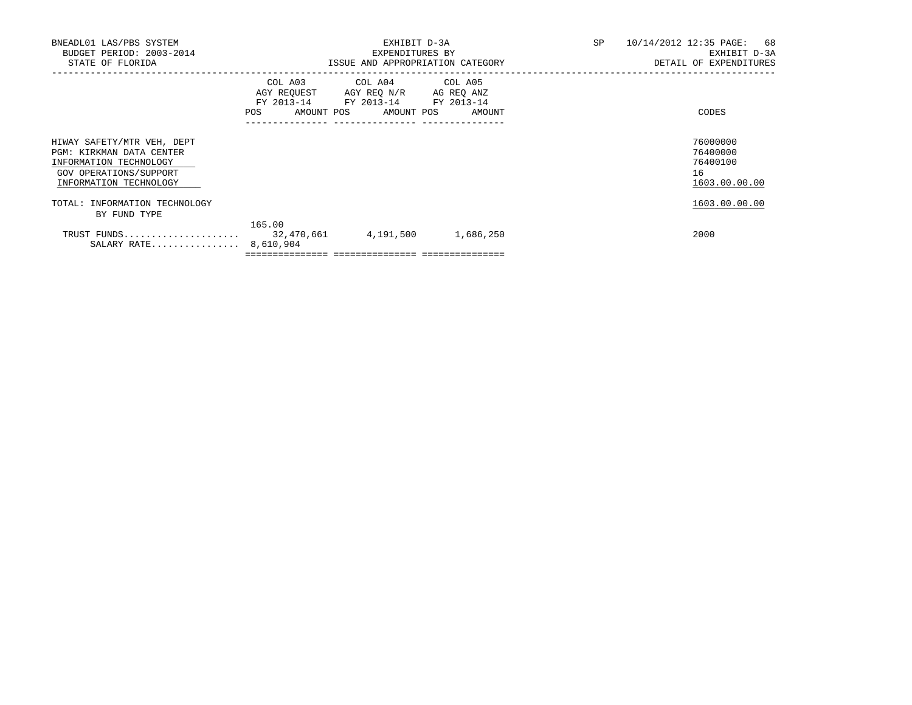BNEADL01 LAS/PBS SYSTEM
BUDGET PERIOD: 2003-2014
STATE OF FLORIDA

EXHIBIT D-3A
EXPENDITURES BY
ISSUE AND APPROPRIATION CATEGORY

SP 10/14/2012 12:35 PAGE: 68
EXHIBIT D-3A
DETAIL OF EXPENDITURES

| | COL A03 AGY REQUEST FY 2013-14 POS | AMOUNT | COL A04 AGY REQ N/R FY 2013-14 POS | AMOUNT | COL A05 AG REQ ANZ FY 2013-14 POS | AMOUNT | CODES |
|---|---|---|---|---|---|---|---|
| HIWAY SAFETY/MTR VEH, DEPT | | | | | | | 76000000 |
| PGM: KIRKMAN DATA CENTER | | | | | | | 76400000 |
| INFORMATION TECHNOLOGY | | | | | | | 76400100 |
| GOV OPERATIONS/SUPPORT | | | | | | | 16 |
| INFORMATION TECHNOLOGY | | | | | | | 1603.00.00.00 |
| TOTAL: INFORMATION TECHNOLOGY | | | | | | | 1603.00.00.00 |
| BY FUND TYPE | | | | | | | |
| TRUST FUNDS.................... | 165.00 | 32,470,661 | | 4,191,500 | | 1,686,250 | 2000 |
| SALARY RATE................ | | 8,610,904 | | | | | |